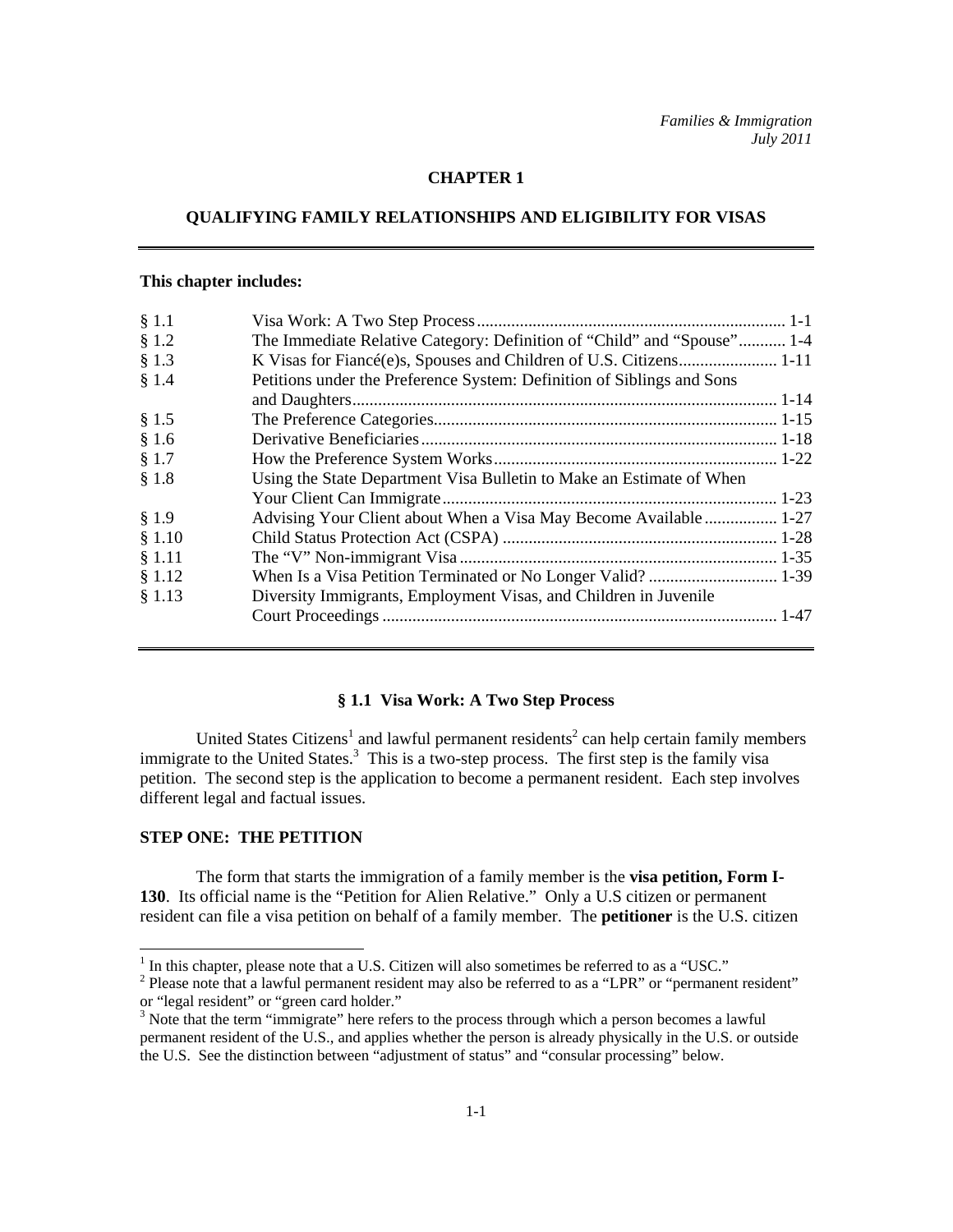# CHAPTER 1

## QUALIFYING FAMILY RELATIONSHIPS AND ELIGIBILITY FOR VISAS

**This chapter includes:**

| | | |
|---|---|---|
| § 1.1 | Visa Work: A Two Step Process | 1-1 |
| § 1.2 | The Immediate Relative Category: Definition of "Child" and "Spouse" | 1-4 |
| § 1.3 | K Visas for Fiancé(e)s, Spouses and Children of U.S. Citizens | 1-11 |
| § 1.4 | Petitions under the Preference System: Definition of Siblings and Sons and Daughters | 1-14 |
| § 1.5 | The Preference Categories | 1-15 |
| § 1.6 | Derivative Beneficiaries | 1-18 |
| § 1.7 | How the Preference System Works | 1-22 |
| § 1.8 | Using the State Department Visa Bulletin to Make an Estimate of When Your Client Can Immigrate | 1-23 |
| § 1.9 | Advising Your Client about When a Visa May Become Available | 1-27 |
| § 1.10 | Child Status Protection Act (CSPA) | 1-28 |
| § 1.11 | The "V" Non-immigrant Visa | 1-35 |
| § 1.12 | When Is a Visa Petition Terminated or No Longer Valid? | 1-39 |
| § 1.13 | Diversity Immigrants, Employment Visas, and Children in Juvenile Court Proceedings | 1-47 |

### § 1.1 Visa Work: A Two Step Process

United States Citizens[1] and lawful permanent residents[2] can help certain family members immigrate to the United States.[3] This is a two-step process. The first step is the family visa petition. The second step is the application to become a permanent resident. Each step involves different legal and factual issues.

**STEP ONE: THE PETITION**

The form that starts the immigration of a family member is the **visa petition, Form I-130**. Its official name is the "Petition for Alien Relative." Only a U.S citizen or permanent resident can file a visa petition on behalf of a family member. The **petitioner** is the U.S. citizen

---

[1] In this chapter, please note that a U.S. Citizen will also sometimes be referred to as a "USC."

[2] Please note that a lawful permanent resident may also be referred to as a "LPR" or "permanent resident" or "legal resident" or "green card holder."

[3] Note that the term "immigrate" here refers to the process through which a person becomes a lawful permanent resident of the U.S., and applies whether the person is already physically in the U.S. or outside the U.S. See the distinction between "adjustment of status" and "consular processing" below.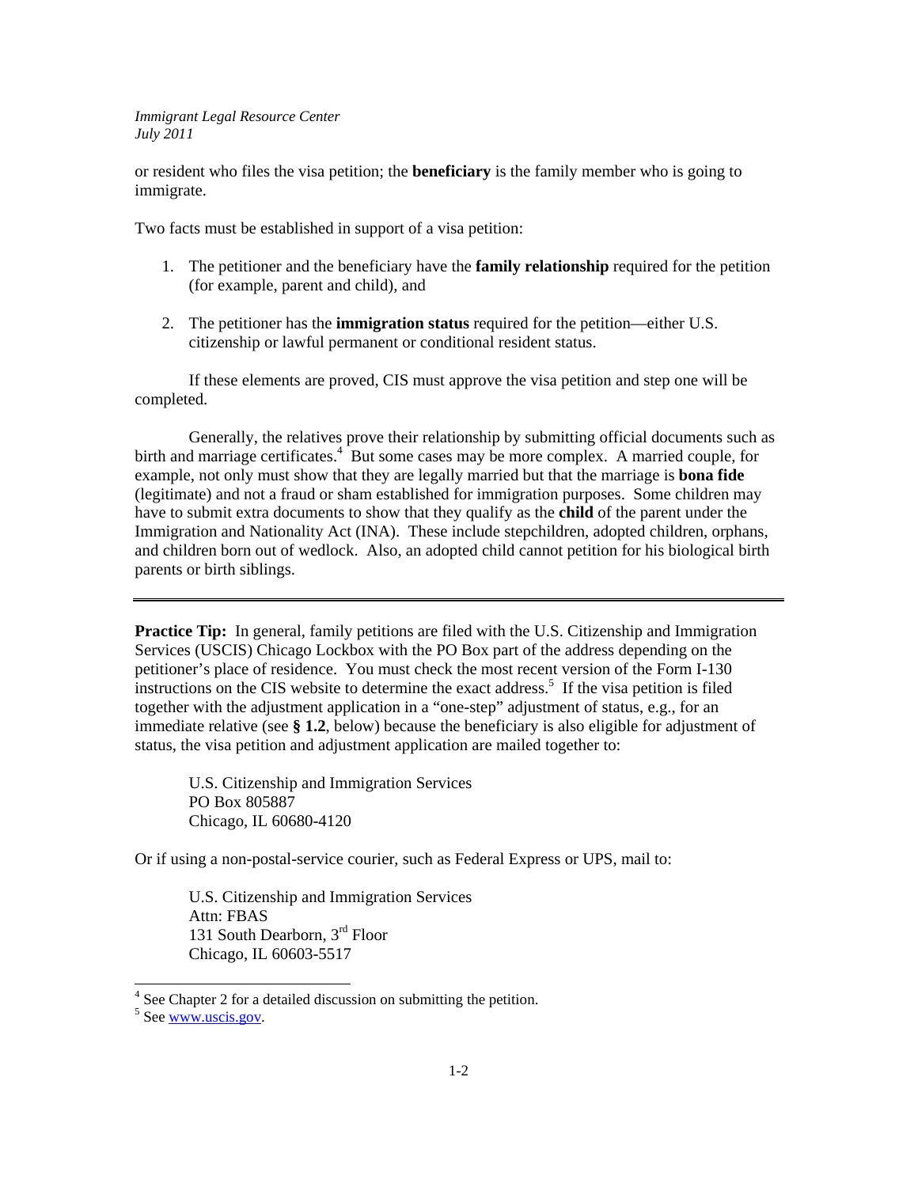or resident who files the visa petition; the **beneficiary** is the family member who is going to immigrate.

Two facts must be established in support of a visa petition:

1. The petitioner and the beneficiary have the **family relationship** required for the petition (for example, parent and child), and

2. The petitioner has the **immigration status** required for the petition—either U.S. citizenship or lawful permanent or conditional resident status.

If these elements are proved, CIS must approve the visa petition and step one will be completed.

Generally, the relatives prove their relationship by submitting official documents such as birth and marriage certificates.[4] But some cases may be more complex. A married couple, for example, not only must show that they are legally married but that the marriage is **bona fide** (legitimate) and not a fraud or sham established for immigration purposes. Some children may have to submit extra documents to show that they qualify as the **child** of the parent under the Immigration and Nationality Act (INA). These include stepchildren, adopted children, orphans, and children born out of wedlock. Also, an adopted child cannot petition for his biological birth parents or birth siblings.

---

**Practice Tip:** In general, family petitions are filed with the U.S. Citizenship and Immigration Services (USCIS) Chicago Lockbox with the PO Box part of the address depending on the petitioner's place of residence. You must check the most recent version of the Form I-130 instructions on the CIS website to determine the exact address.[5] If the visa petition is filed together with the adjustment application in a "one-step" adjustment of status, e.g., for an immediate relative (see **§ 1.2**, below) because the beneficiary is also eligible for adjustment of status, the visa petition and adjustment application are mailed together to:

U.S. Citizenship and Immigration Services
PO Box 805887
Chicago, IL 60680-4120

Or if using a non-postal-service courier, such as Federal Express or UPS, mail to:

U.S. Citizenship and Immigration Services
Attn: FBAS
131 South Dearborn, 3rd Floor
Chicago, IL 60603-5517

[4] See Chapter 2 for a detailed discussion on submitting the petition.

[5] See www.uscis.gov.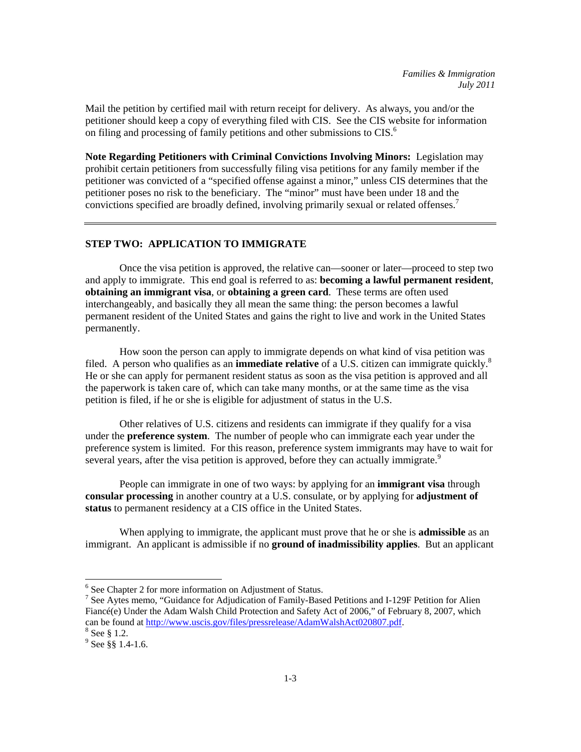Mail the petition by certified mail with return receipt for delivery. As always, you and/or the petitioner should keep a copy of everything filed with CIS. See the CIS website for information on filing and processing of family petitions and other submissions to CIS.[6]

**Note Regarding Petitioners with Criminal Convictions Involving Minors:** Legislation may prohibit certain petitioners from successfully filing visa petitions for any family member if the petitioner was convicted of a "specified offense against a minor," unless CIS determines that the petitioner poses no risk to the beneficiary. The "minor" must have been under 18 and the convictions specified are broadly defined, involving primarily sexual or related offenses.[7]

---

**STEP TWO: APPLICATION TO IMMIGRATE**

Once the visa petition is approved, the relative can—sooner or later—proceed to step two and apply to immigrate. This end goal is referred to as: **becoming a lawful permanent resident**, **obtaining an immigrant visa**, or **obtaining a green card**. These terms are often used interchangeably, and basically they all mean the same thing: the person becomes a lawful permanent resident of the United States and gains the right to live and work in the United States permanently.

How soon the person can apply to immigrate depends on what kind of visa petition was filed. A person who qualifies as an **immediate relative** of a U.S. citizen can immigrate quickly.[8] He or she can apply for permanent resident status as soon as the visa petition is approved and all the paperwork is taken care of, which can take many months, or at the same time as the visa petition is filed, if he or she is eligible for adjustment of status in the U.S.

Other relatives of U.S. citizens and residents can immigrate if they qualify for a visa under the **preference system**. The number of people who can immigrate each year under the preference system is limited. For this reason, preference system immigrants may have to wait for several years, after the visa petition is approved, before they can actually immigrate.[9]

People can immigrate in one of two ways: by applying for an **immigrant visa** through **consular processing** in another country at a U.S. consulate, or by applying for **adjustment of status** to permanent residency at a CIS office in the United States.

When applying to immigrate, the applicant must prove that he or she is **admissible** as an immigrant. An applicant is admissible if no **ground of inadmissibility applies**. But an applicant

---

[6] See Chapter 2 for more information on Adjustment of Status.

[7] See Aytes memo, "Guidance for Adjudication of Family-Based Petitions and I-129F Petition for Alien Fiancé(e) Under the Adam Walsh Child Protection and Safety Act of 2006," of February 8, 2007, which can be found at http://www.uscis.gov/files/pressrelease/AdamWalshAct020807.pdf.

[8] See § 1.2.

[9] See §§ 1.4-1.6.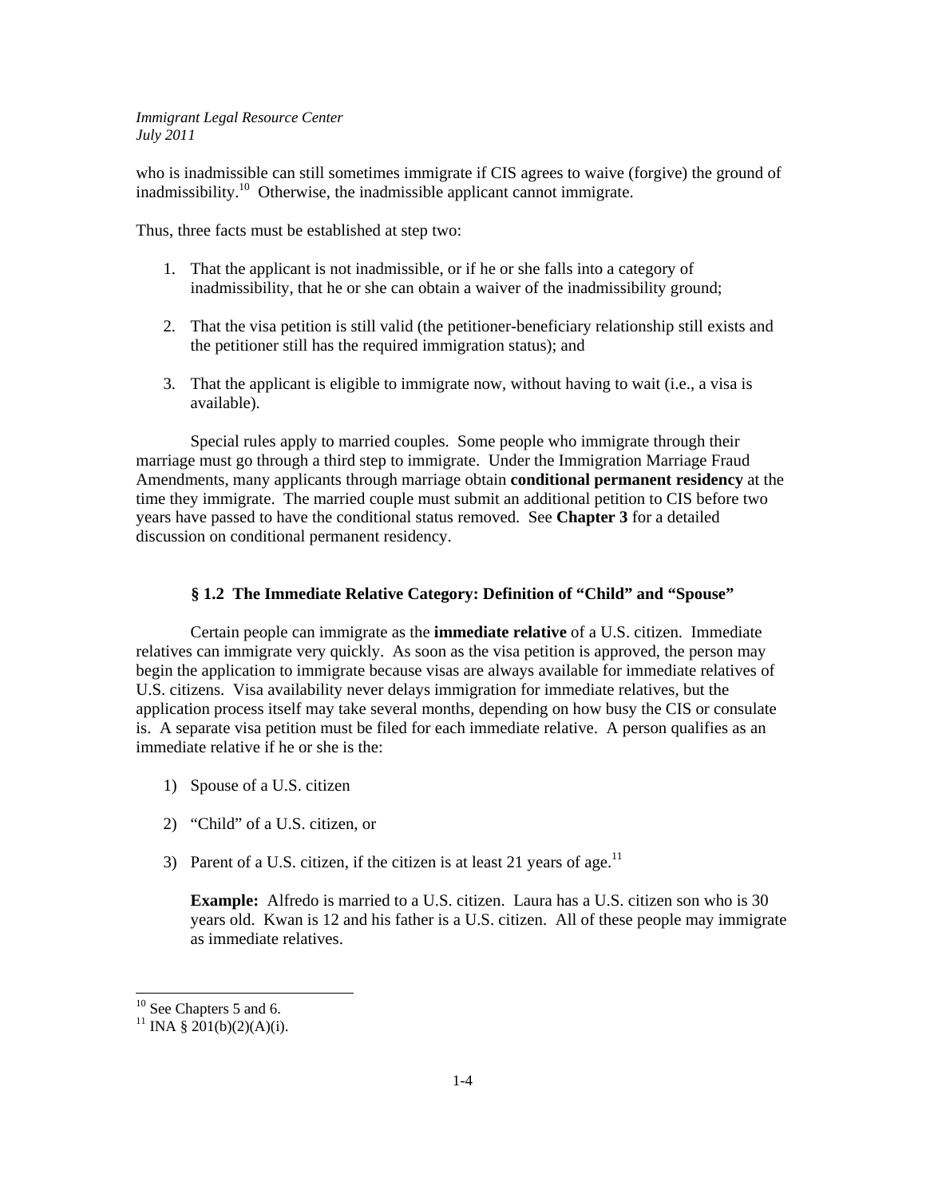who is inadmissible can still sometimes immigrate if CIS agrees to waive (forgive) the ground of inadmissibility.[10] Otherwise, the inadmissible applicant cannot immigrate.

Thus, three facts must be established at step two:

1. That the applicant is not inadmissible, or if he or she falls into a category of inadmissibility, that he or she can obtain a waiver of the inadmissibility ground;

2. That the visa petition is still valid (the petitioner-beneficiary relationship still exists and the petitioner still has the required immigration status); and

3. That the applicant is eligible to immigrate now, without having to wait (i.e., a visa is available).

Special rules apply to married couples. Some people who immigrate through their marriage must go through a third step to immigrate. Under the Immigration Marriage Fraud Amendments, many applicants through marriage obtain **conditional permanent residency** at the time they immigrate. The married couple must submit an additional petition to CIS before two years have passed to have the conditional status removed. See **Chapter 3** for a detailed discussion on conditional permanent residency.

### § 1.2 The Immediate Relative Category: Definition of "Child" and "Spouse"

Certain people can immigrate as the **immediate relative** of a U.S. citizen. Immediate relatives can immigrate very quickly. As soon as the visa petition is approved, the person may begin the application to immigrate because visas are always available for immediate relatives of U.S. citizens. Visa availability never delays immigration for immediate relatives, but the application process itself may take several months, depending on how busy the CIS or consulate is. A separate visa petition must be filed for each immediate relative. A person qualifies as an immediate relative if he or she is the:

1) Spouse of a U.S. citizen

2) "Child" of a U.S. citizen, or

3) Parent of a U.S. citizen, if the citizen is at least 21 years of age.[11]

**Example:** Alfredo is married to a U.S. citizen. Laura has a U.S. citizen son who is 30 years old. Kwan is 12 and his father is a U.S. citizen. All of these people may immigrate as immediate relatives.

---

[10] See Chapters 5 and 6.

[11] INA § 201(b)(2)(A)(i).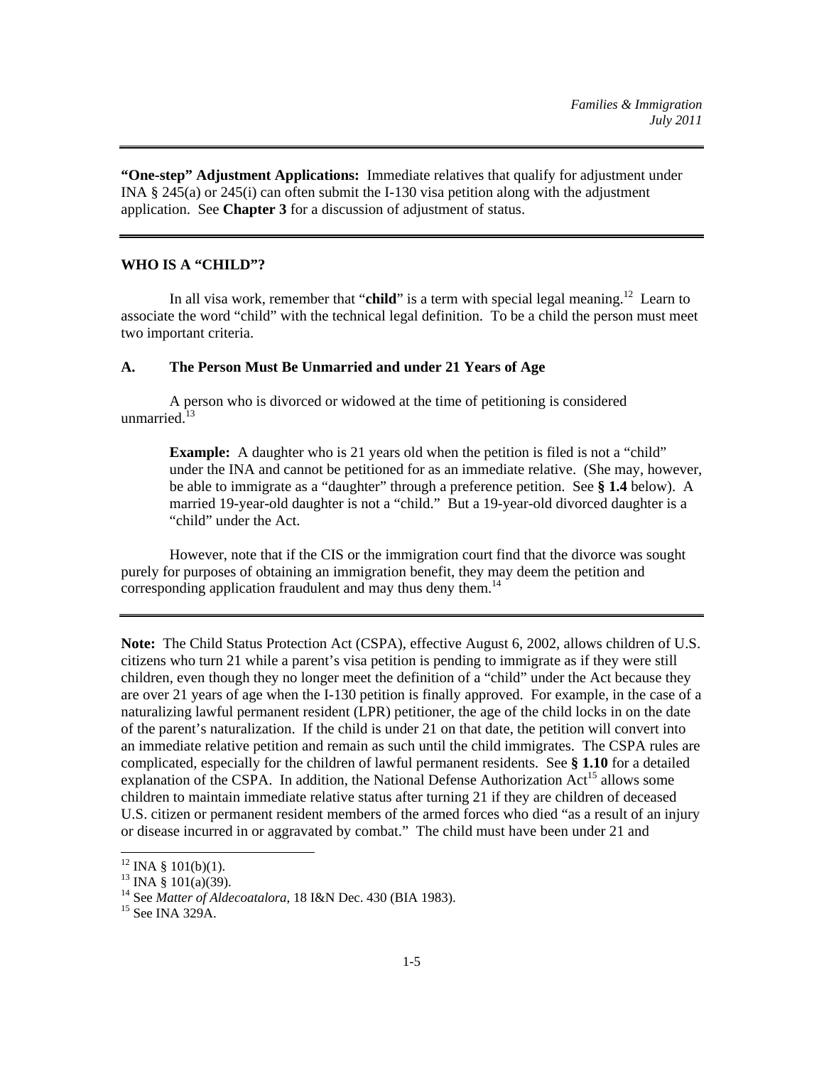**"One-step" Adjustment Applications:** Immediate relatives that qualify for adjustment under INA § 245(a) or 245(i) can often submit the I-130 visa petition along with the adjustment application. See **Chapter 3** for a discussion of adjustment of status.

---

## WHO IS A "CHILD"?

In all visa work, remember that "**child**" is a term with special legal meaning.[12] Learn to associate the word "child" with the technical legal definition. To be a child the person must meet two important criteria.

### A. The Person Must Be Unmarried and under 21 Years of Age

A person who is divorced or widowed at the time of petitioning is considered unmarried.[13]

> **Example:** A daughter who is 21 years old when the petition is filed is not a "child" under the INA and cannot be petitioned for as an immediate relative. (She may, however, be able to immigrate as a "daughter" through a preference petition. See **§ 1.4** below). A married 19-year-old daughter is not a "child." But a 19-year-old divorced daughter is a "child" under the Act.

However, note that if the CIS or the immigration court find that the divorce was sought purely for purposes of obtaining an immigration benefit, they may deem the petition and corresponding application fraudulent and may thus deny them.[14]

---

**Note:** The Child Status Protection Act (CSPA), effective August 6, 2002, allows children of U.S. citizens who turn 21 while a parent's visa petition is pending to immigrate as if they were still children, even though they no longer meet the definition of a "child" under the Act because they are over 21 years of age when the I-130 petition is finally approved. For example, in the case of a naturalizing lawful permanent resident (LPR) petitioner, the age of the child locks in on the date of the parent's naturalization. If the child is under 21 on that date, the petition will convert into an immediate relative petition and remain as such until the child immigrates. The CSPA rules are complicated, especially for the children of lawful permanent residents. See **§ 1.10** for a detailed explanation of the CSPA. In addition, the National Defense Authorization Act[15] allows some children to maintain immediate relative status after turning 21 if they are children of deceased U.S. citizen or permanent resident members of the armed forces who died "as a result of an injury or disease incurred in or aggravated by combat." The child must have been under 21 and

---

[12] INA § 101(b)(1).

[13] INA § 101(a)(39).

[14] See *Matter of Aldecoatalora*, 18 I&N Dec. 430 (BIA 1983).

[15] See INA 329A.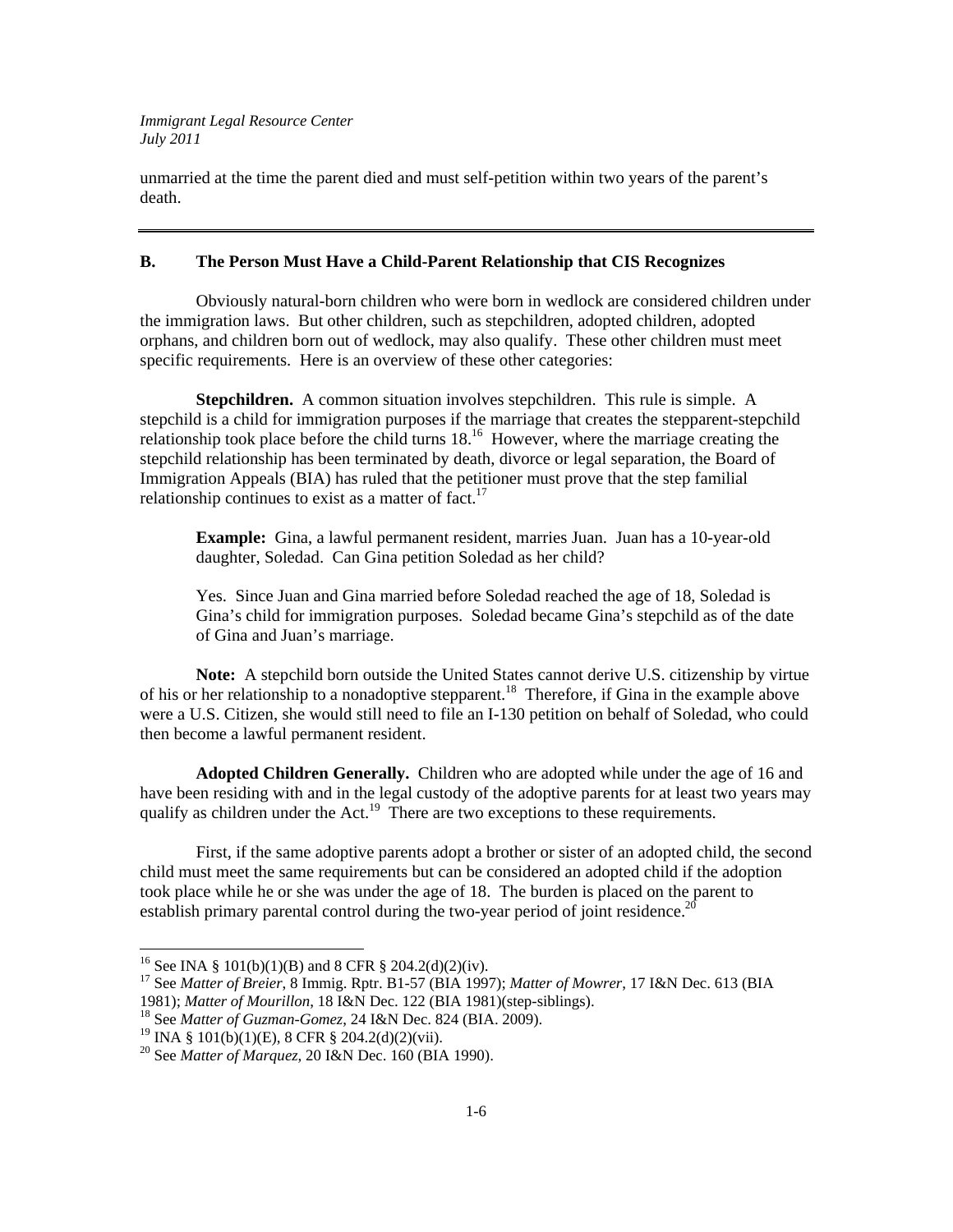unmarried at the time the parent died and must self-petition within two years of the parent's death.

---

### B. The Person Must Have a Child-Parent Relationship that CIS Recognizes

Obviously natural-born children who were born in wedlock are considered children under the immigration laws. But other children, such as stepchildren, adopted children, adopted orphans, and children born out of wedlock, may also qualify. These other children must meet specific requirements. Here is an overview of these other categories:

**Stepchildren.** A common situation involves stepchildren. This rule is simple. A stepchild is a child for immigration purposes if the marriage that creates the stepparent-stepchild relationship took place before the child turns 18.[16] However, where the marriage creating the stepchild relationship has been terminated by death, divorce or legal separation, the Board of Immigration Appeals (BIA) has ruled that the petitioner must prove that the step familial relationship continues to exist as a matter of fact.[17]

> **Example:** Gina, a lawful permanent resident, marries Juan. Juan has a 10-year-old daughter, Soledad. Can Gina petition Soledad as her child?
>
> Yes. Since Juan and Gina married before Soledad reached the age of 18, Soledad is Gina's child for immigration purposes. Soledad became Gina's stepchild as of the date of Gina and Juan's marriage.

**Note:** A stepchild born outside the United States cannot derive U.S. citizenship by virtue of his or her relationship to a nonadoptive stepparent.[18] Therefore, if Gina in the example above were a U.S. Citizen, she would still need to file an I-130 petition on behalf of Soledad, who could then become a lawful permanent resident.

**Adopted Children Generally.** Children who are adopted while under the age of 16 and have been residing with and in the legal custody of the adoptive parents for at least two years may qualify as children under the Act.[19] There are two exceptions to these requirements.

First, if the same adoptive parents adopt a brother or sister of an adopted child, the second child must meet the same requirements but can be considered an adopted child if the adoption took place while he or she was under the age of 18. The burden is placed on the parent to establish primary parental control during the two-year period of joint residence.[20]

---

[16] See INA § 101(b)(1)(B) and 8 CFR § 204.2(d)(2)(iv).
[17] See *Matter of Breier*, 8 Immig. Rptr. B1-57 (BIA 1997); *Matter of Mowrer*, 17 I&N Dec. 613 (BIA 1981); *Matter of Mourillon*, 18 I&N Dec. 122 (BIA 1981)(step-siblings).
[18] See *Matter of Guzman-Gomez*, 24 I&N Dec. 824 (BIA. 2009).
[19] INA § 101(b)(1)(E), 8 CFR § 204.2(d)(2)(vii).
[20] See *Matter of Marquez*, 20 I&N Dec. 160 (BIA 1990).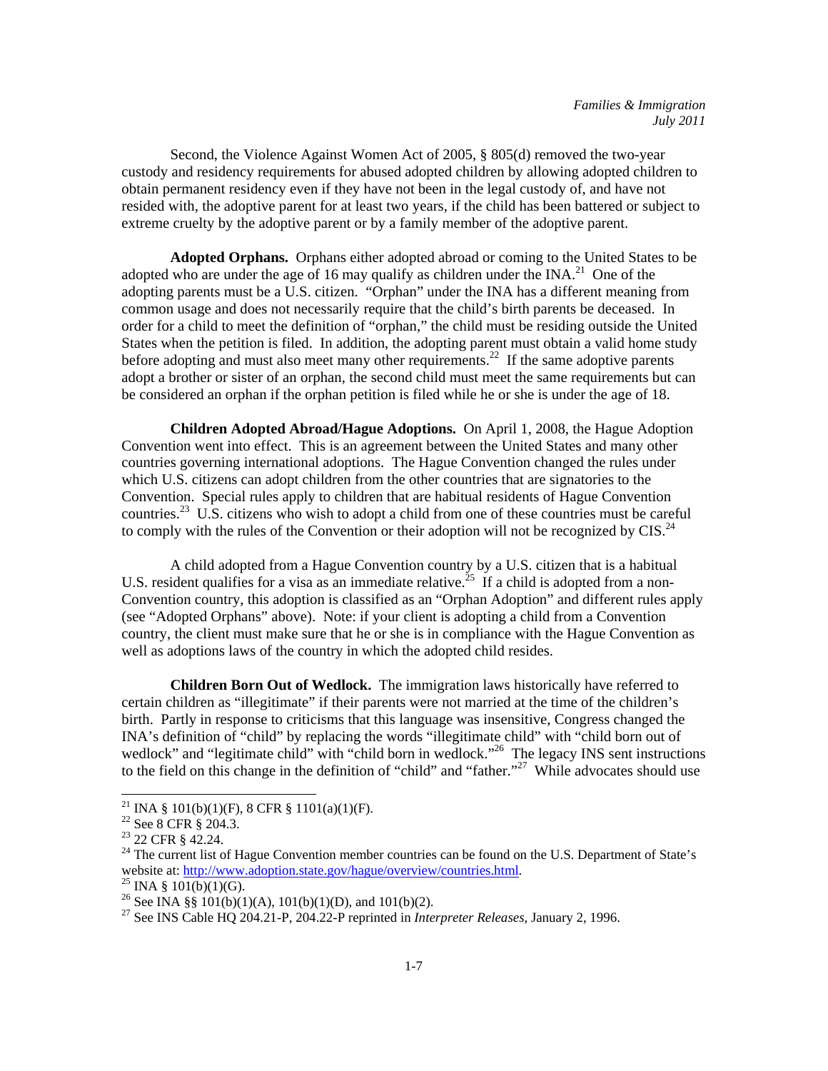Second, the Violence Against Women Act of 2005, § 805(d) removed the two-year custody and residency requirements for abused adopted children by allowing adopted children to obtain permanent residency even if they have not been in the legal custody of, and have not resided with, the adoptive parent for at least two years, if the child has been battered or subject to extreme cruelty by the adoptive parent or by a family member of the adoptive parent.

**Adopted Orphans.** Orphans either adopted abroad or coming to the United States to be adopted who are under the age of 16 may qualify as children under the INA.[21] One of the adopting parents must be a U.S. citizen. "Orphan" under the INA has a different meaning from common usage and does not necessarily require that the child's birth parents be deceased. In order for a child to meet the definition of "orphan," the child must be residing outside the United States when the petition is filed. In addition, the adopting parent must obtain a valid home study before adopting and must also meet many other requirements.[22] If the same adoptive parents adopt a brother or sister of an orphan, the second child must meet the same requirements but can be considered an orphan if the orphan petition is filed while he or she is under the age of 18.

**Children Adopted Abroad/Hague Adoptions.** On April 1, 2008, the Hague Adoption Convention went into effect. This is an agreement between the United States and many other countries governing international adoptions. The Hague Convention changed the rules under which U.S. citizens can adopt children from the other countries that are signatories to the Convention. Special rules apply to children that are habitual residents of Hague Convention countries.[23] U.S. citizens who wish to adopt a child from one of these countries must be careful to comply with the rules of the Convention or their adoption will not be recognized by CIS.[24]

A child adopted from a Hague Convention country by a U.S. citizen that is a habitual U.S. resident qualifies for a visa as an immediate relative.[25] If a child is adopted from a non-Convention country, this adoption is classified as an "Orphan Adoption" and different rules apply (see "Adopted Orphans" above). Note: if your client is adopting a child from a Convention country, the client must make sure that he or she is in compliance with the Hague Convention as well as adoptions laws of the country in which the adopted child resides.

**Children Born Out of Wedlock.** The immigration laws historically have referred to certain children as "illegitimate" if their parents were not married at the time of the children's birth. Partly in response to criticisms that this language was insensitive, Congress changed the INA's definition of "child" by replacing the words "illegitimate child" with "child born out of wedlock" and "legitimate child" with "child born in wedlock."[26] The legacy INS sent instructions to the field on this change in the definition of "child" and "father."[27] While advocates should use

---

[21] INA § 101(b)(1)(F), 8 CFR § 1101(a)(1)(F).

[22] See 8 CFR § 204.3.

[23] 22 CFR § 42.24.

[24] The current list of Hague Convention member countries can be found on the U.S. Department of State's website at: http://www.adoption.state.gov/hague/overview/countries.html.

[25] INA § 101(b)(1)(G).

[26] See INA §§ 101(b)(1)(A), 101(b)(1)(D), and 101(b)(2).

[27] See INS Cable HQ 204.21-P, 204.22-P reprinted in *Interpreter Releases*, January 2, 1996.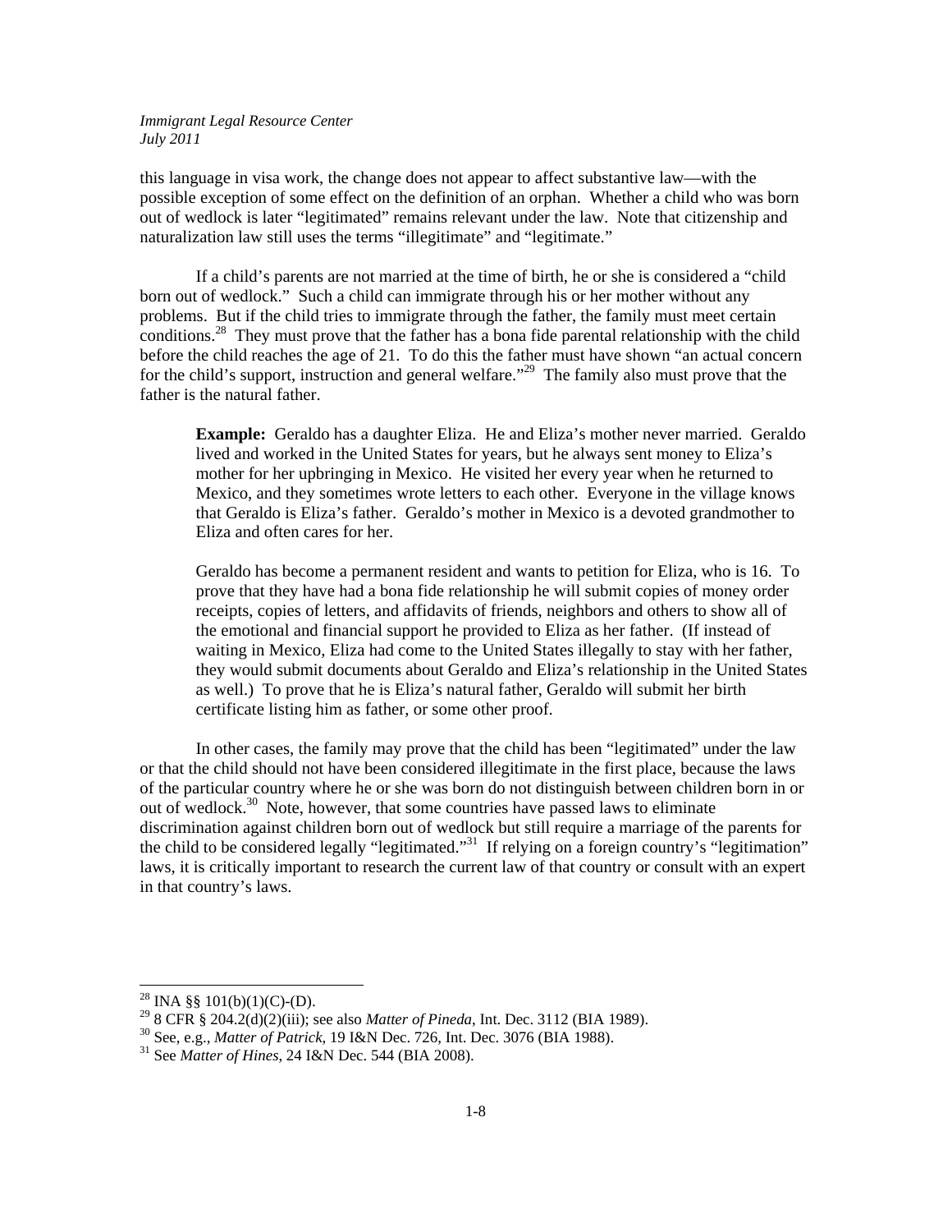this language in visa work, the change does not appear to affect substantive law—with the possible exception of some effect on the definition of an orphan. Whether a child who was born out of wedlock is later "legitimated" remains relevant under the law. Note that citizenship and naturalization law still uses the terms "illegitimate" and "legitimate."

If a child's parents are not married at the time of birth, he or she is considered a "child born out of wedlock." Such a child can immigrate through his or her mother without any problems. But if the child tries to immigrate through the father, the family must meet certain conditions.[28] They must prove that the father has a bona fide parental relationship with the child before the child reaches the age of 21. To do this the father must have shown "an actual concern for the child's support, instruction and general welfare."[29] The family also must prove that the father is the natural father.

> **Example:** Geraldo has a daughter Eliza. He and Eliza's mother never married. Geraldo lived and worked in the United States for years, but he always sent money to Eliza's mother for her upbringing in Mexico. He visited her every year when he returned to Mexico, and they sometimes wrote letters to each other. Everyone in the village knows that Geraldo is Eliza's father. Geraldo's mother in Mexico is a devoted grandmother to Eliza and often cares for her.
>
> Geraldo has become a permanent resident and wants to petition for Eliza, who is 16. To prove that they have had a bona fide relationship he will submit copies of money order receipts, copies of letters, and affidavits of friends, neighbors and others to show all of the emotional and financial support he provided to Eliza as her father. (If instead of waiting in Mexico, Eliza had come to the United States illegally to stay with her father, they would submit documents about Geraldo and Eliza's relationship in the United States as well.) To prove that he is Eliza's natural father, Geraldo will submit her birth certificate listing him as father, or some other proof.

In other cases, the family may prove that the child has been "legitimated" under the law or that the child should not have been considered illegitimate in the first place, because the laws of the particular country where he or she was born do not distinguish between children born in or out of wedlock.[30] Note, however, that some countries have passed laws to eliminate discrimination against children born out of wedlock but still require a marriage of the parents for the child to be considered legally "legitimated."[31] If relying on a foreign country's "legitimation" laws, it is critically important to research the current law of that country or consult with an expert in that country's laws.

---

[28] INA §§ 101(b)(1)(C)-(D).

[29] 8 CFR § 204.2(d)(2)(iii); see also *Matter of Pineda*, Int. Dec. 3112 (BIA 1989).

[30] See, e.g., *Matter of Patrick*, 19 I&N Dec. 726, Int. Dec. 3076 (BIA 1988).

[31] See *Matter of Hines*, 24 I&N Dec. 544 (BIA 2008).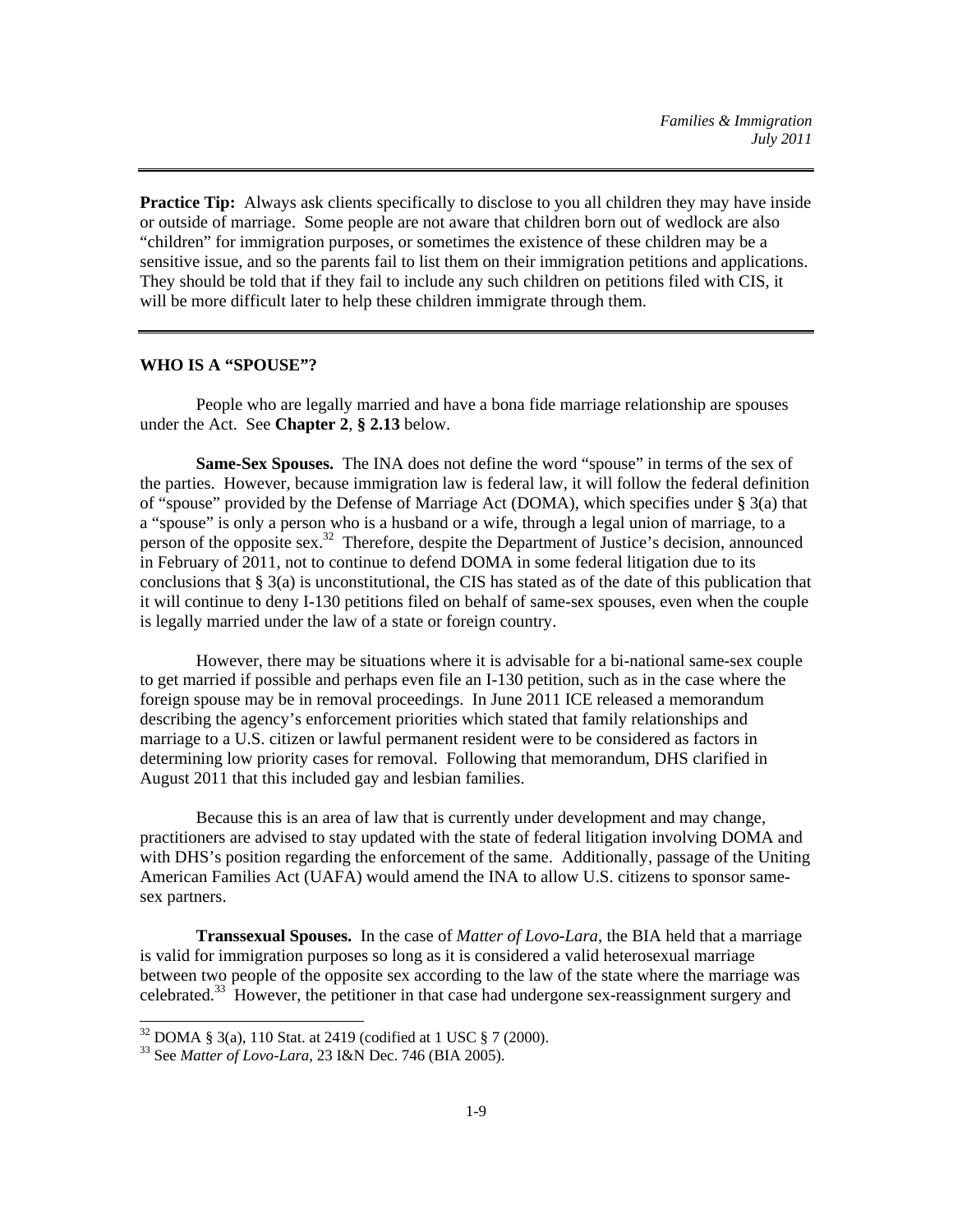---

**Practice Tip:** Always ask clients specifically to disclose to you all children they may have inside or outside of marriage. Some people are not aware that children born out of wedlock are also "children" for immigration purposes, or sometimes the existence of these children may be a sensitive issue, and so the parents fail to list them on their immigration petitions and applications. They should be told that if they fail to include any such children on petitions filed with CIS, it will be more difficult later to help these children immigrate through them.

---

**WHO IS A "SPOUSE"?**

People who are legally married and have a bona fide marriage relationship are spouses under the Act. See **Chapter 2**, **§ 2.13** below.

**Same-Sex Spouses.** The INA does not define the word "spouse" in terms of the sex of the parties. However, because immigration law is federal law, it will follow the federal definition of "spouse" provided by the Defense of Marriage Act (DOMA), which specifies under § 3(a) that a "spouse" is only a person who is a husband or a wife, through a legal union of marriage, to a person of the opposite sex.[32] Therefore, despite the Department of Justice's decision, announced in February of 2011, not to continue to defend DOMA in some federal litigation due to its conclusions that § 3(a) is unconstitutional, the CIS has stated as of the date of this publication that it will continue to deny I-130 petitions filed on behalf of same-sex spouses, even when the couple is legally married under the law of a state or foreign country.

However, there may be situations where it is advisable for a bi-national same-sex couple to get married if possible and perhaps even file an I-130 petition, such as in the case where the foreign spouse may be in removal proceedings. In June 2011 ICE released a memorandum describing the agency's enforcement priorities which stated that family relationships and marriage to a U.S. citizen or lawful permanent resident were to be considered as factors in determining low priority cases for removal. Following that memorandum, DHS clarified in August 2011 that this included gay and lesbian families.

Because this is an area of law that is currently under development and may change, practitioners are advised to stay updated with the state of federal litigation involving DOMA and with DHS's position regarding the enforcement of the same. Additionally, passage of the Uniting American Families Act (UAFA) would amend the INA to allow U.S. citizens to sponsor same-sex partners.

**Transsexual Spouses.** In the case of *Matter of Lovo-Lara*, the BIA held that a marriage is valid for immigration purposes so long as it is considered a valid heterosexual marriage between two people of the opposite sex according to the law of the state where the marriage was celebrated.[33] However, the petitioner in that case had undergone sex-reassignment surgery and

---

[32] DOMA § 3(a), 110 Stat. at 2419 (codified at 1 USC § 7 (2000).

[33] See *Matter of Lovo-Lara*, 23 I&N Dec. 746 (BIA 2005).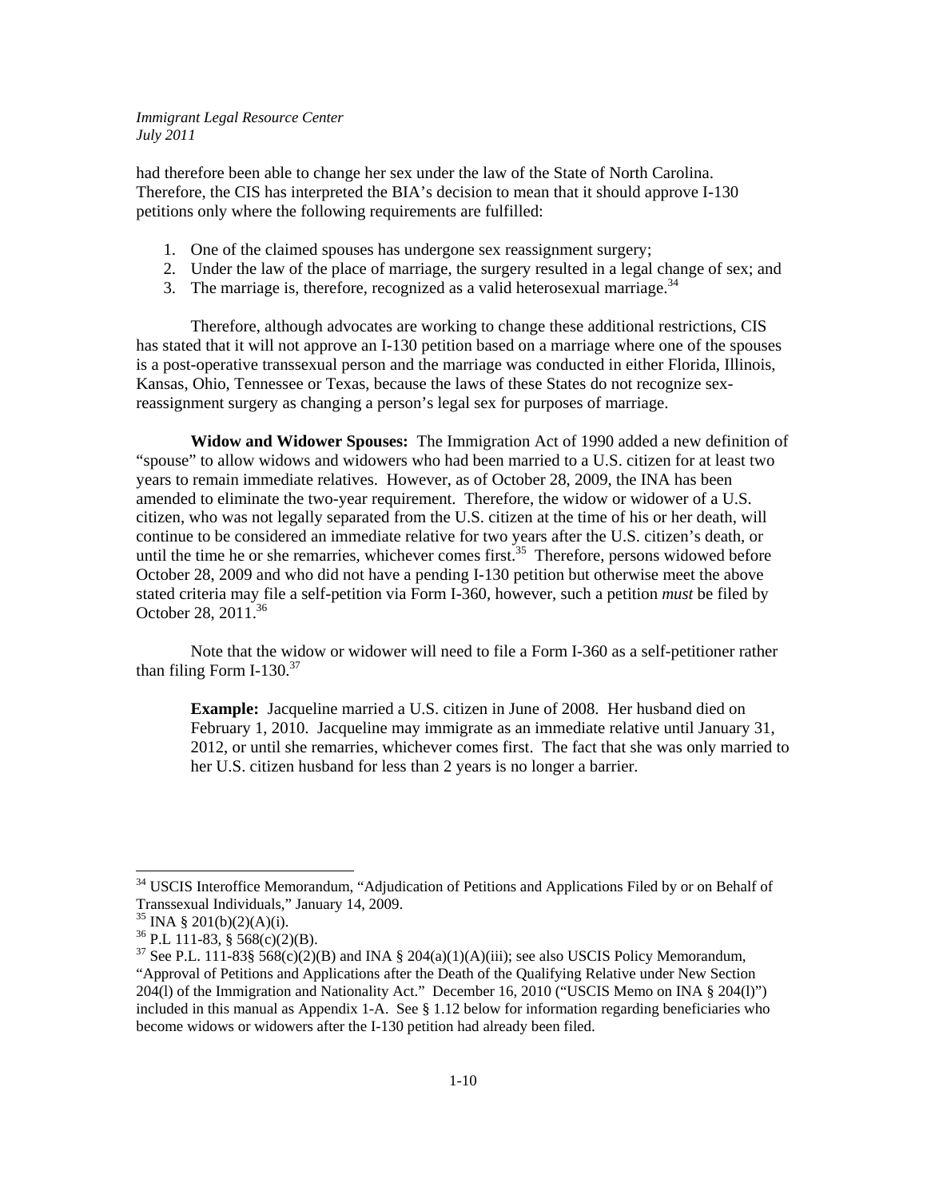had therefore been able to change her sex under the law of the State of North Carolina. Therefore, the CIS has interpreted the BIA's decision to mean that it should approve I-130 petitions only where the following requirements are fulfilled:

1. One of the claimed spouses has undergone sex reassignment surgery;
2. Under the law of the place of marriage, the surgery resulted in a legal change of sex; and
3. The marriage is, therefore, recognized as a valid heterosexual marriage.[34]

Therefore, although advocates are working to change these additional restrictions, CIS has stated that it will not approve an I-130 petition based on a marriage where one of the spouses is a post-operative transsexual person and the marriage was conducted in either Florida, Illinois, Kansas, Ohio, Tennessee or Texas, because the laws of these States do not recognize sex-reassignment surgery as changing a person's legal sex for purposes of marriage.

**Widow and Widower Spouses:** The Immigration Act of 1990 added a new definition of "spouse" to allow widows and widowers who had been married to a U.S. citizen for at least two years to remain immediate relatives. However, as of October 28, 2009, the INA has been amended to eliminate the two-year requirement. Therefore, the widow or widower of a U.S. citizen, who was not legally separated from the U.S. citizen at the time of his or her death, will continue to be considered an immediate relative for two years after the U.S. citizen's death, or until the time he or she remarries, whichever comes first.[35] Therefore, persons widowed before October 28, 2009 and who did not have a pending I-130 petition but otherwise meet the above stated criteria may file a self-petition via Form I-360, however, such a petition *must* be filed by October 28, 2011.[36]

Note that the widow or widower will need to file a Form I-360 as a self-petitioner rather than filing Form I-130.[37]

> **Example:** Jacqueline married a U.S. citizen in June of 2008. Her husband died on February 1, 2010. Jacqueline may immigrate as an immediate relative until January 31, 2012, or until she remarries, whichever comes first. The fact that she was only married to her U.S. citizen husband for less than 2 years is no longer a barrier.

---

[34] USCIS Interoffice Memorandum, "Adjudication of Petitions and Applications Filed by or on Behalf of Transsexual Individuals," January 14, 2009.

[35] INA § 201(b)(2)(A)(i).

[36] P.L 111-83, § 568(c)(2)(B).

[37] See P.L. 111-83§ 568(c)(2)(B) and INA § 204(a)(1)(A)(iii); see also USCIS Policy Memorandum, "Approval of Petitions and Applications after the Death of the Qualifying Relative under New Section 204(l) of the Immigration and Nationality Act." December 16, 2010 ("USCIS Memo on INA § 204(l)") included in this manual as Appendix 1-A. See § 1.12 below for information regarding beneficiaries who become widows or widowers after the I-130 petition had already been filed.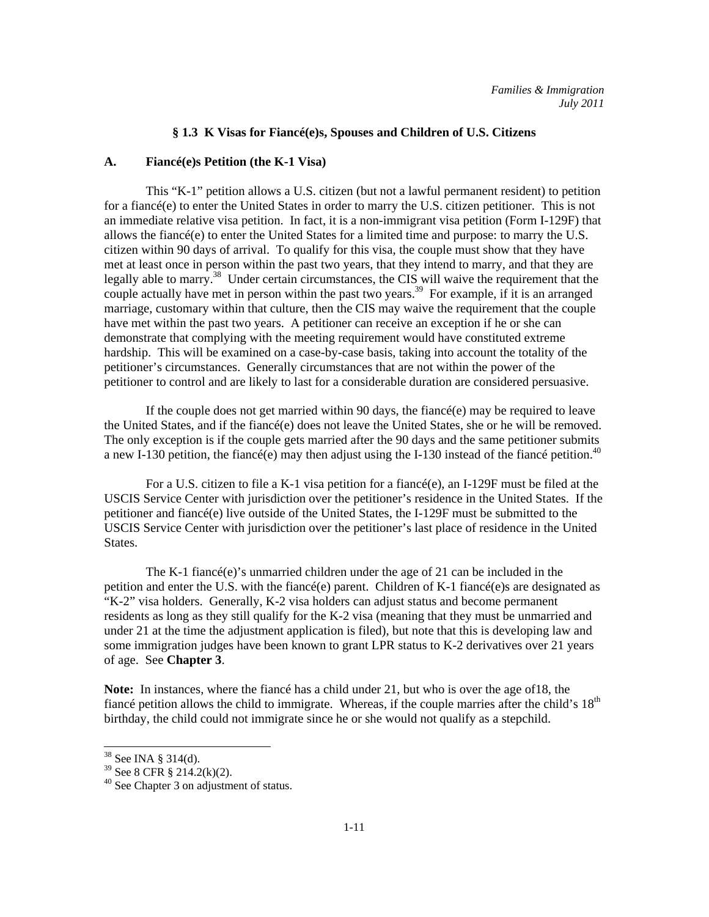## § 1.3 K Visas for Fiancé(e)s, Spouses and Children of U.S. Citizens

### A. Fiancé(e)s Petition (the K-1 Visa)

This "K-1" petition allows a U.S. citizen (but not a lawful permanent resident) to petition for a fiancé(e) to enter the United States in order to marry the U.S. citizen petitioner. This is not an immediate relative visa petition. In fact, it is a non-immigrant visa petition (Form I-129F) that allows the fiancé(e) to enter the United States for a limited time and purpose: to marry the U.S. citizen within 90 days of arrival. To qualify for this visa, the couple must show that they have met at least once in person within the past two years, that they intend to marry, and that they are legally able to marry.[38] Under certain circumstances, the CIS will waive the requirement that the couple actually have met in person within the past two years.[39] For example, if it is an arranged marriage, customary within that culture, then the CIS may waive the requirement that the couple have met within the past two years. A petitioner can receive an exception if he or she can demonstrate that complying with the meeting requirement would have constituted extreme hardship. This will be examined on a case-by-case basis, taking into account the totality of the petitioner's circumstances. Generally circumstances that are not within the power of the petitioner to control and are likely to last for a considerable duration are considered persuasive.

If the couple does not get married within 90 days, the fiancé(e) may be required to leave the United States, and if the fiancé(e) does not leave the United States, she or he will be removed. The only exception is if the couple gets married after the 90 days and the same petitioner submits a new I-130 petition, the fiancé(e) may then adjust using the I-130 instead of the fiancé petition.[40]

For a U.S. citizen to file a K-1 visa petition for a fiancé(e), an I-129F must be filed at the USCIS Service Center with jurisdiction over the petitioner's residence in the United States. If the petitioner and fiancé(e) live outside of the United States, the I-129F must be submitted to the USCIS Service Center with jurisdiction over the petitioner's last place of residence in the United States.

The K-1 fiancé(e)'s unmarried children under the age of 21 can be included in the petition and enter the U.S. with the fiancé(e) parent. Children of K-1 fiancé(e)s are designated as "K-2" visa holders. Generally, K-2 visa holders can adjust status and become permanent residents as long as they still qualify for the K-2 visa (meaning that they must be unmarried and under 21 at the time the adjustment application is filed), but note that this is developing law and some immigration judges have been known to grant LPR status to K-2 derivatives over 21 years of age. See **Chapter 3**.

**Note:** In instances, where the fiancé has a child under 21, but who is over the age of18, the fiancé petition allows the child to immigrate. Whereas, if the couple marries after the child's 18th birthday, the child could not immigrate since he or she would not qualify as a stepchild.

---

[38] See INA § 314(d).

[39] See 8 CFR § 214.2(k)(2).

[40] See Chapter 3 on adjustment of status.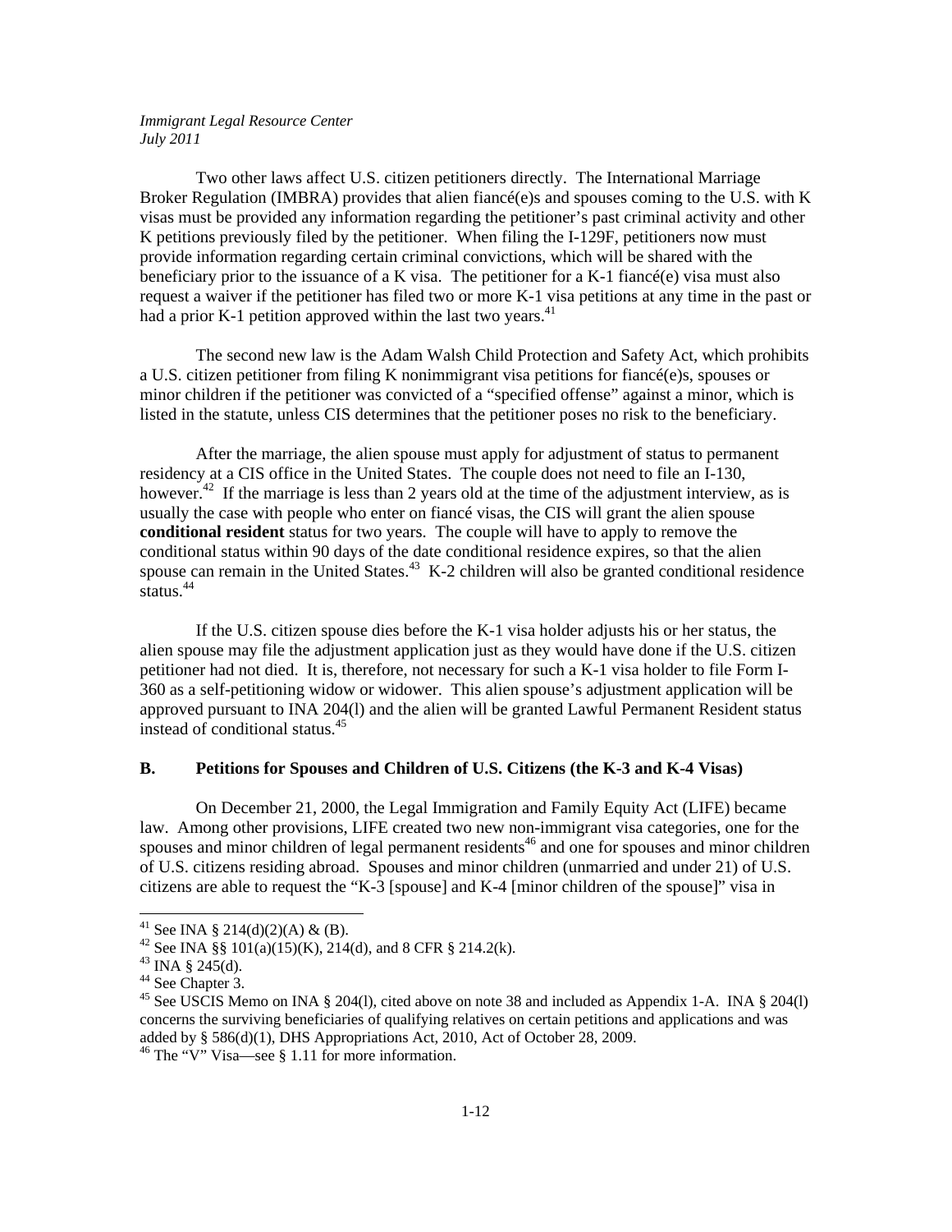Two other laws affect U.S. citizen petitioners directly. The International Marriage Broker Regulation (IMBRA) provides that alien fiancé(e)s and spouses coming to the U.S. with K visas must be provided any information regarding the petitioner's past criminal activity and other K petitions previously filed by the petitioner. When filing the I-129F, petitioners now must provide information regarding certain criminal convictions, which will be shared with the beneficiary prior to the issuance of a K visa. The petitioner for a K-1 fiancé(e) visa must also request a waiver if the petitioner has filed two or more K-1 visa petitions at any time in the past or had a prior K-1 petition approved within the last two years.[41]

The second new law is the Adam Walsh Child Protection and Safety Act, which prohibits a U.S. citizen petitioner from filing K nonimmigrant visa petitions for fiancé(e)s, spouses or minor children if the petitioner was convicted of a "specified offense" against a minor, which is listed in the statute, unless CIS determines that the petitioner poses no risk to the beneficiary.

After the marriage, the alien spouse must apply for adjustment of status to permanent residency at a CIS office in the United States. The couple does not need to file an I-130, however.[42] If the marriage is less than 2 years old at the time of the adjustment interview, as is usually the case with people who enter on fiancé visas, the CIS will grant the alien spouse **conditional resident** status for two years. The couple will have to apply to remove the conditional status within 90 days of the date conditional residence expires, so that the alien spouse can remain in the United States.[43] K-2 children will also be granted conditional residence status.[44]

If the U.S. citizen spouse dies before the K-1 visa holder adjusts his or her status, the alien spouse may file the adjustment application just as they would have done if the U.S. citizen petitioner had not died. It is, therefore, not necessary for such a K-1 visa holder to file Form I-360 as a self-petitioning widow or widower. This alien spouse's adjustment application will be approved pursuant to INA 204(l) and the alien will be granted Lawful Permanent Resident status instead of conditional status.[45]

### B. Petitions for Spouses and Children of U.S. Citizens (the K-3 and K-4 Visas)

On December 21, 2000, the Legal Immigration and Family Equity Act (LIFE) became law. Among other provisions, LIFE created two new non-immigrant visa categories, one for the spouses and minor children of legal permanent residents[46] and one for spouses and minor children of U.S. citizens residing abroad. Spouses and minor children (unmarried and under 21) of U.S. citizens are able to request the "K-3 [spouse] and K-4 [minor children of the spouse]" visa in

---

[41] See INA § 214(d)(2)(A) & (B).

[42] See INA §§ 101(a)(15)(K), 214(d), and 8 CFR § 214.2(k).

[43] INA § 245(d).

[44] See Chapter 3.

[45] See USCIS Memo on INA § 204(l), cited above on note 38 and included as Appendix 1-A. INA § 204(l) concerns the surviving beneficiaries of qualifying relatives on certain petitions and applications and was added by § 586(d)(1), DHS Appropriations Act, 2010, Act of October 28, 2009.

[46] The "V" Visa—see § 1.11 for more information.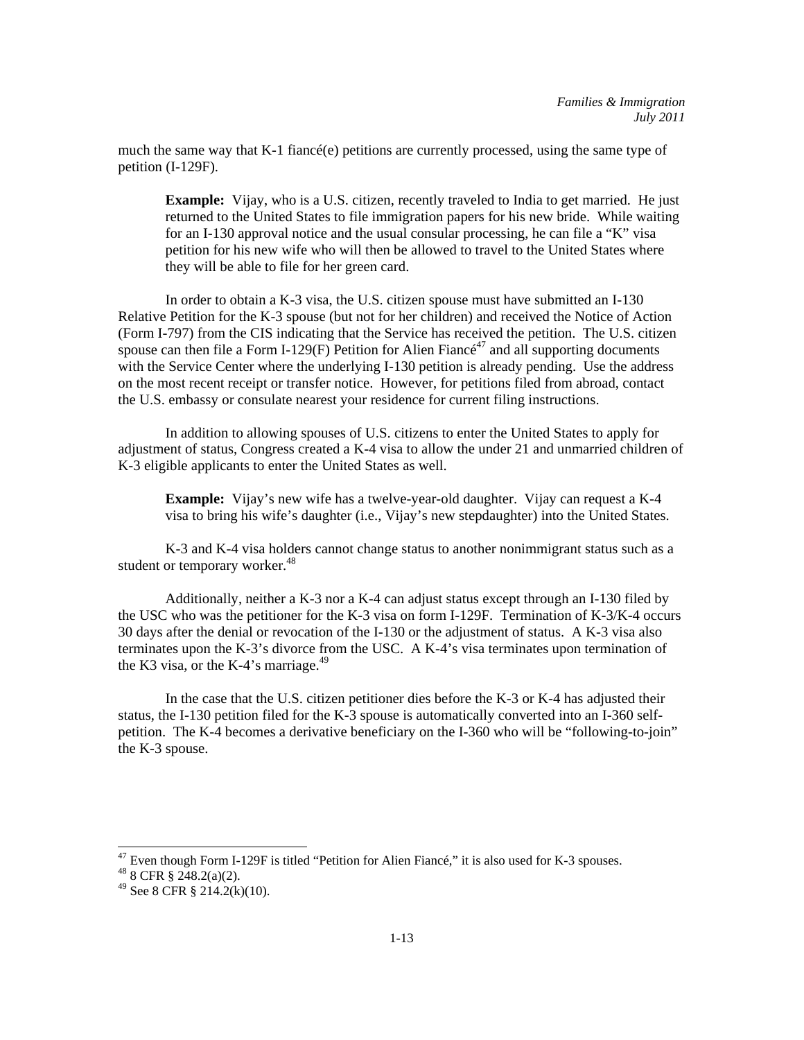much the same way that K-1 fiancé(e) petitions are currently processed, using the same type of petition (I-129F).

> **Example:** Vijay, who is a U.S. citizen, recently traveled to India to get married. He just returned to the United States to file immigration papers for his new bride. While waiting for an I-130 approval notice and the usual consular processing, he can file a "K" visa petition for his new wife who will then be allowed to travel to the United States where they will be able to file for her green card.

In order to obtain a K-3 visa, the U.S. citizen spouse must have submitted an I-130 Relative Petition for the K-3 spouse (but not for her children) and received the Notice of Action (Form I-797) from the CIS indicating that the Service has received the petition. The U.S. citizen spouse can then file a Form I-129(F) Petition for Alien Fiancé[47] and all supporting documents with the Service Center where the underlying I-130 petition is already pending. Use the address on the most recent receipt or transfer notice. However, for petitions filed from abroad, contact the U.S. embassy or consulate nearest your residence for current filing instructions.

In addition to allowing spouses of U.S. citizens to enter the United States to apply for adjustment of status, Congress created a K-4 visa to allow the under 21 and unmarried children of K-3 eligible applicants to enter the United States as well.

> **Example:** Vijay's new wife has a twelve-year-old daughter. Vijay can request a K-4 visa to bring his wife's daughter (i.e., Vijay's new stepdaughter) into the United States.

K-3 and K-4 visa holders cannot change status to another nonimmigrant status such as a student or temporary worker.[48]

Additionally, neither a K-3 nor a K-4 can adjust status except through an I-130 filed by the USC who was the petitioner for the K-3 visa on form I-129F. Termination of K-3/K-4 occurs 30 days after the denial or revocation of the I-130 or the adjustment of status. A K-3 visa also terminates upon the K-3's divorce from the USC. A K-4's visa terminates upon termination of the K3 visa, or the K-4's marriage.[49]

In the case that the U.S. citizen petitioner dies before the K-3 or K-4 has adjusted their status, the I-130 petition filed for the K-3 spouse is automatically converted into an I-360 self-petition. The K-4 becomes a derivative beneficiary on the I-360 who will be "following-to-join" the K-3 spouse.

---

[47] Even though Form I-129F is titled "Petition for Alien Fiancé," it is also used for K-3 spouses.

[48] 8 CFR § 248.2(a)(2).

[49] See 8 CFR § 214.2(k)(10).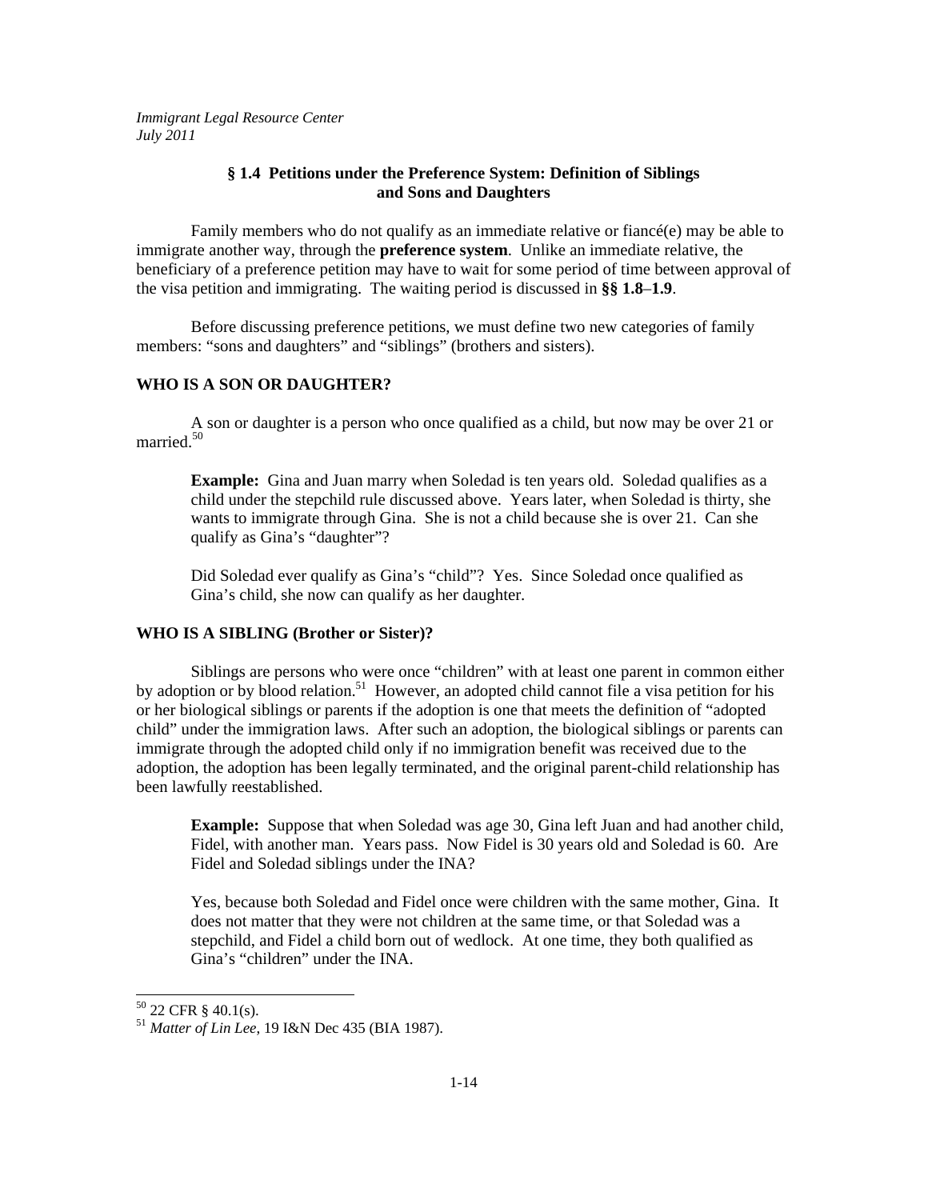## § 1.4 Petitions under the Preference System: Definition of Siblings and Sons and Daughters

Family members who do not qualify as an immediate relative or fiancé(e) may be able to immigrate another way, through the **preference system**. Unlike an immediate relative, the beneficiary of a preference petition may have to wait for some period of time between approval of the visa petition and immigrating. The waiting period is discussed in **§§ 1.8–1.9**.

Before discussing preference petitions, we must define two new categories of family members: "sons and daughters" and "siblings" (brothers and sisters).

### WHO IS A SON OR DAUGHTER?

A son or daughter is a person who once qualified as a child, but now may be over 21 or married.[50]

> **Example:** Gina and Juan marry when Soledad is ten years old. Soledad qualifies as a child under the stepchild rule discussed above. Years later, when Soledad is thirty, she wants to immigrate through Gina. She is not a child because she is over 21. Can she qualify as Gina's "daughter"?
>
> Did Soledad ever qualify as Gina's "child"? Yes. Since Soledad once qualified as Gina's child, she now can qualify as her daughter.

### WHO IS A SIBLING (Brother or Sister)?

Siblings are persons who were once "children" with at least one parent in common either by adoption or by blood relation.[51] However, an adopted child cannot file a visa petition for his or her biological siblings or parents if the adoption is one that meets the definition of "adopted child" under the immigration laws. After such an adoption, the biological siblings or parents can immigrate through the adopted child only if no immigration benefit was received due to the adoption, the adoption has been legally terminated, and the original parent-child relationship has been lawfully reestablished.

> **Example:** Suppose that when Soledad was age 30, Gina left Juan and had another child, Fidel, with another man. Years pass. Now Fidel is 30 years old and Soledad is 60. Are Fidel and Soledad siblings under the INA?
>
> Yes, because both Soledad and Fidel once were children with the same mother, Gina. It does not matter that they were not children at the same time, or that Soledad was a stepchild, and Fidel a child born out of wedlock. At one time, they both qualified as Gina's "children" under the INA.

---

[50] 22 CFR § 40.1(s).

[51] *Matter of Lin Lee*, 19 I&N Dec 435 (BIA 1987).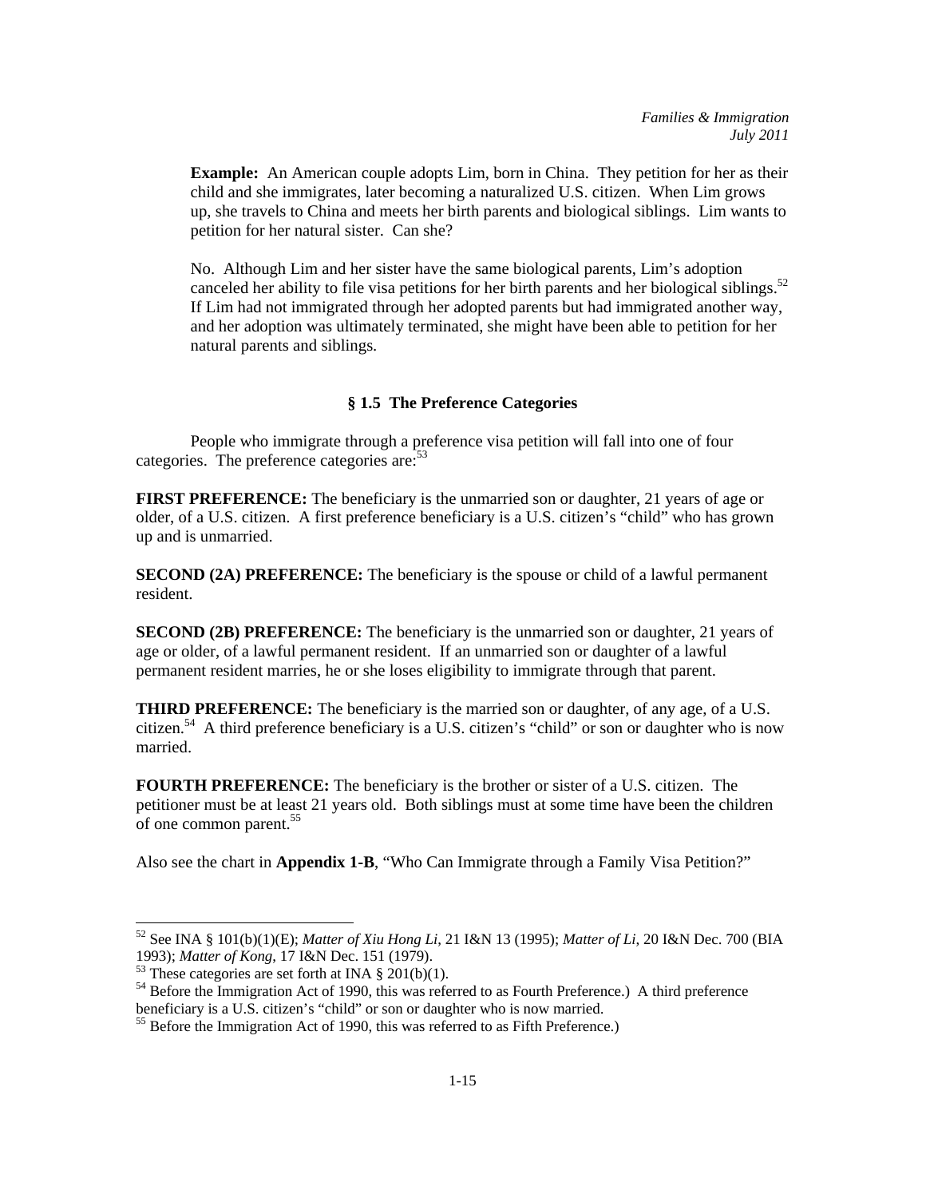**Example:** An American couple adopts Lim, born in China. They petition for her as their child and she immigrates, later becoming a naturalized U.S. citizen. When Lim grows up, she travels to China and meets her birth parents and biological siblings. Lim wants to petition for her natural sister. Can she?

No. Although Lim and her sister have the same biological parents, Lim's adoption canceled her ability to file visa petitions for her birth parents and her biological siblings.[52] If Lim had not immigrated through her adopted parents but had immigrated another way, and her adoption was ultimately terminated, she might have been able to petition for her natural parents and siblings.

## § 1.5 The Preference Categories

People who immigrate through a preference visa petition will fall into one of four categories. The preference categories are:[53]

**FIRST PREFERENCE:** The beneficiary is the unmarried son or daughter, 21 years of age or older, of a U.S. citizen. A first preference beneficiary is a U.S. citizen's "child" who has grown up and is unmarried.

**SECOND (2A) PREFERENCE:** The beneficiary is the spouse or child of a lawful permanent resident.

**SECOND (2B) PREFERENCE:** The beneficiary is the unmarried son or daughter, 21 years of age or older, of a lawful permanent resident. If an unmarried son or daughter of a lawful permanent resident marries, he or she loses eligibility to immigrate through that parent.

**THIRD PREFERENCE:** The beneficiary is the married son or daughter, of any age, of a U.S. citizen.[54] A third preference beneficiary is a U.S. citizen's "child" or son or daughter who is now married.

**FOURTH PREFERENCE:** The beneficiary is the brother or sister of a U.S. citizen. The petitioner must be at least 21 years old. Both siblings must at some time have been the children of one common parent.[55]

Also see the chart in **Appendix 1-B**, "Who Can Immigrate through a Family Visa Petition?"

---

[52] See INA § 101(b)(1)(E); *Matter of Xiu Hong Li*, 21 I&N 13 (1995); *Matter of Li*, 20 I&N Dec. 700 (BIA 1993); *Matter of Kong*, 17 I&N Dec. 151 (1979).

[53] These categories are set forth at INA § 201(b)(1).

[54] Before the Immigration Act of 1990, this was referred to as Fourth Preference.) A third preference beneficiary is a U.S. citizen's "child" or son or daughter who is now married.

[55] Before the Immigration Act of 1990, this was referred to as Fifth Preference.)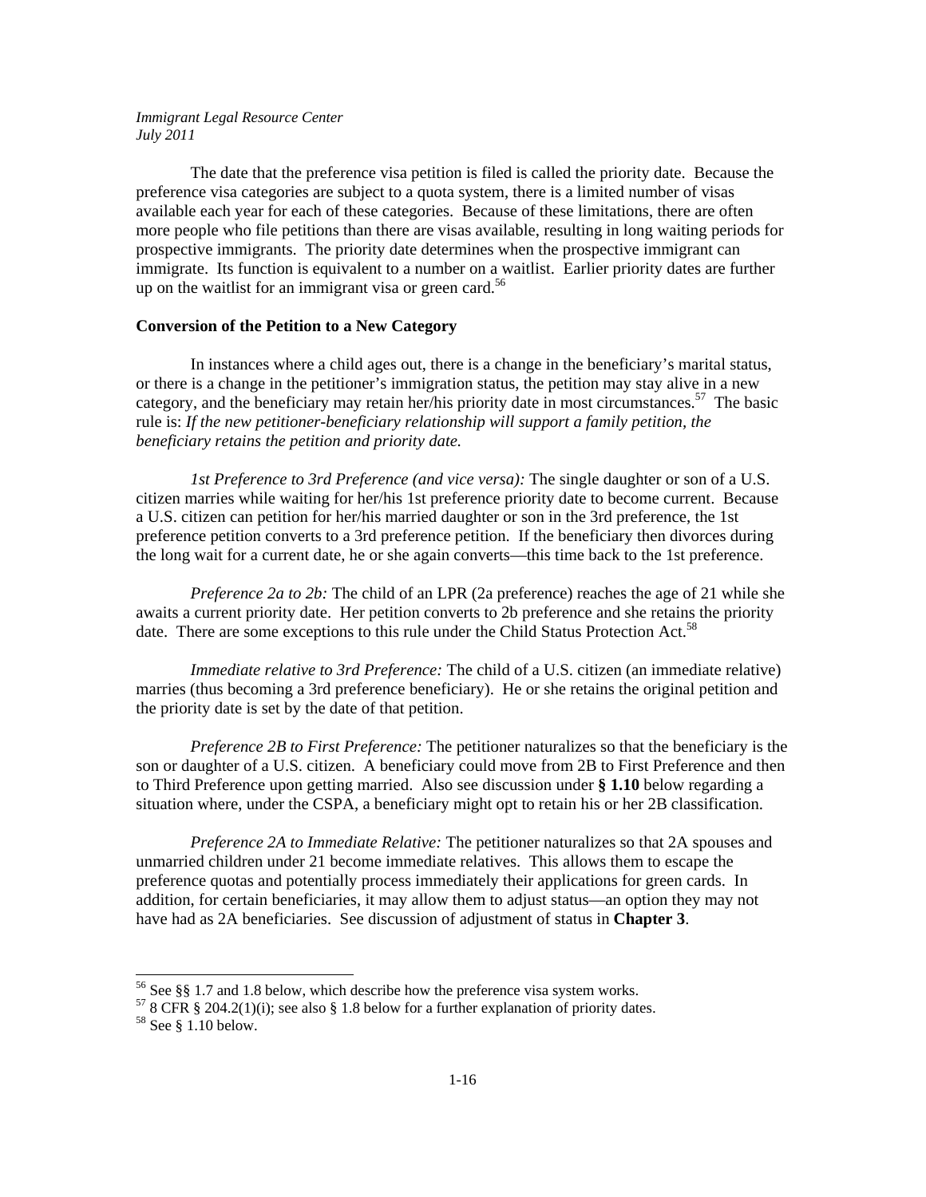The date that the preference visa petition is filed is called the priority date. Because the preference visa categories are subject to a quota system, there is a limited number of visas available each year for each of these categories. Because of these limitations, there are often more people who file petitions than there are visas available, resulting in long waiting periods for prospective immigrants. The priority date determines when the prospective immigrant can immigrate. Its function is equivalent to a number on a waitlist. Earlier priority dates are further up on the waitlist for an immigrant visa or green card.[56]

**Conversion of the Petition to a New Category**

In instances where a child ages out, there is a change in the beneficiary's marital status, or there is a change in the petitioner's immigration status, the petition may stay alive in a new category, and the beneficiary may retain her/his priority date in most circumstances.[57] The basic rule is: *If the new petitioner-beneficiary relationship will support a family petition, the beneficiary retains the petition and priority date.*

*1st Preference to 3rd Preference (and vice versa):* The single daughter or son of a U.S. citizen marries while waiting for her/his 1st preference priority date to become current. Because a U.S. citizen can petition for her/his married daughter or son in the 3rd preference, the 1st preference petition converts to a 3rd preference petition. If the beneficiary then divorces during the long wait for a current date, he or she again converts—this time back to the 1st preference.

*Preference 2a to 2b:* The child of an LPR (2a preference) reaches the age of 21 while she awaits a current priority date. Her petition converts to 2b preference and she retains the priority date. There are some exceptions to this rule under the Child Status Protection Act.[58]

*Immediate relative to 3rd Preference:* The child of a U.S. citizen (an immediate relative) marries (thus becoming a 3rd preference beneficiary). He or she retains the original petition and the priority date is set by the date of that petition.

*Preference 2B to First Preference:* The petitioner naturalizes so that the beneficiary is the son or daughter of a U.S. citizen. A beneficiary could move from 2B to First Preference and then to Third Preference upon getting married. Also see discussion under **§ 1.10** below regarding a situation where, under the CSPA, a beneficiary might opt to retain his or her 2B classification.

*Preference 2A to Immediate Relative:* The petitioner naturalizes so that 2A spouses and unmarried children under 21 become immediate relatives. This allows them to escape the preference quotas and potentially process immediately their applications for green cards. In addition, for certain beneficiaries, it may allow them to adjust status—an option they may not have had as 2A beneficiaries. See discussion of adjustment of status in **Chapter 3**.

---

[56] See §§ 1.7 and 1.8 below, which describe how the preference visa system works.

[57] 8 CFR § 204.2(1)(i); see also § 1.8 below for a further explanation of priority dates.

[58] See § 1.10 below.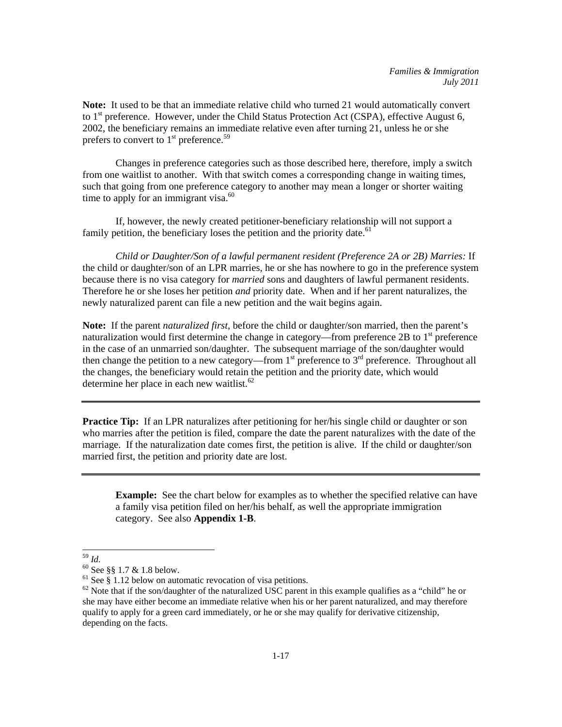**Note:** It used to be that an immediate relative child who turned 21 would automatically convert to 1st preference. However, under the Child Status Protection Act (CSPA), effective August 6, 2002, the beneficiary remains an immediate relative even after turning 21, unless he or she prefers to convert to 1st preference.[59]

Changes in preference categories such as those described here, therefore, imply a switch from one waitlist to another. With that switch comes a corresponding change in waiting times, such that going from one preference category to another may mean a longer or shorter waiting time to apply for an immigrant visa.[60]

If, however, the newly created petitioner-beneficiary relationship will not support a family petition, the beneficiary loses the petition and the priority date.[61]

*Child or Daughter/Son of a lawful permanent resident (Preference 2A or 2B) Marries:* If the child or daughter/son of an LPR marries, he or she has nowhere to go in the preference system because there is no visa category for *married* sons and daughters of lawful permanent residents. Therefore he or she loses her petition *and* priority date. When and if her parent naturalizes, the newly naturalized parent can file a new petition and the wait begins again.

**Note:** If the parent *naturalized first*, before the child or daughter/son married, then the parent's naturalization would first determine the change in category—from preference 2B to 1st preference in the case of an unmarried son/daughter. The subsequent marriage of the son/daughter would then change the petition to a new category—from 1st preference to 3rd preference. Throughout all the changes, the beneficiary would retain the petition and the priority date, which would determine her place in each new waitlist.[62]

---

**Practice Tip:** If an LPR naturalizes after petitioning for her/his single child or daughter or son who marries after the petition is filed, compare the date the parent naturalizes with the date of the marriage. If the naturalization date comes first, the petition is alive. If the child or daughter/son married first, the petition and priority date are lost.

---

> **Example:** See the chart below for examples as to whether the specified relative can have a family visa petition filed on her/his behalf, as well the appropriate immigration category. See also **Appendix 1-B**.

---

[59] *Id.*

[60] See §§ 1.7 & 1.8 below.

[61] See § 1.12 below on automatic revocation of visa petitions.

[62] Note that if the son/daughter of the naturalized USC parent in this example qualifies as a "child" he or she may have either become an immediate relative when his or her parent naturalized, and may therefore qualify to apply for a green card immediately, or he or she may qualify for derivative citizenship, depending on the facts.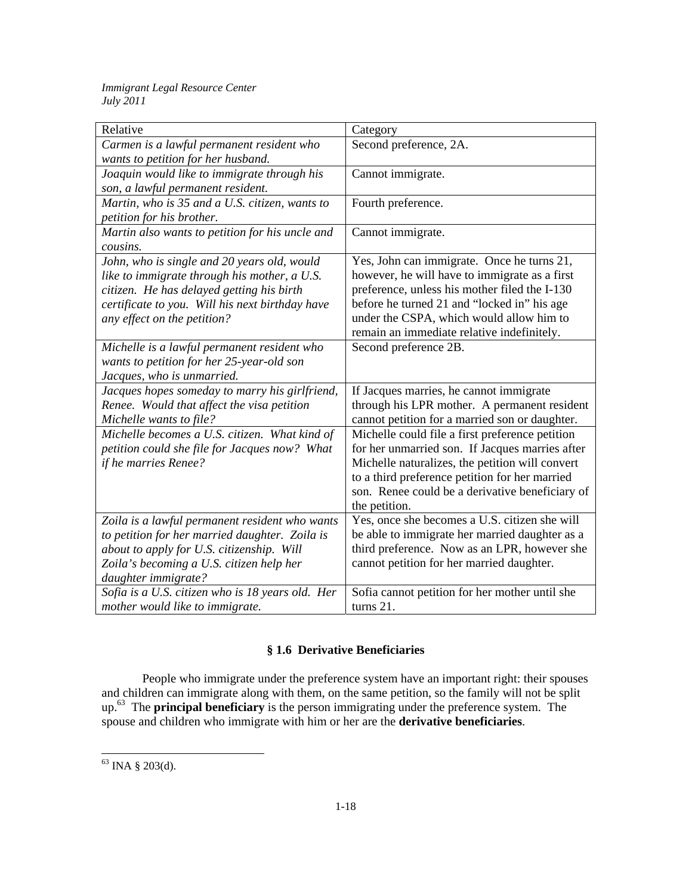| Relative | Category |
|---|---|
| *Carmen is a lawful permanent resident who wants to petition for her husband.* | Second preference, 2A. |
| *Joaquin would like to immigrate through his son, a lawful permanent resident.* | Cannot immigrate. |
| *Martin, who is 35 and a U.S. citizen, wants to petition for his brother.* | Fourth preference. |
| *Martin also wants to petition for his uncle and cousins.* | Cannot immigrate. |
| *John, who is single and 20 years old, would like to immigrate through his mother, a U.S. citizen. He has delayed getting his birth certificate to you. Will his next birthday have any effect on the petition?* | Yes, John can immigrate. Once he turns 21, however, he will have to immigrate as a first preference, unless his mother filed the I-130 before he turned 21 and "locked in" his age under the CSPA, which would allow him to remain an immediate relative indefinitely. |
| *Michelle is a lawful permanent resident who wants to petition for her 25-year-old son Jacques, who is unmarried.* | Second preference 2B. |
| *Jacques hopes someday to marry his girlfriend, Renee. Would that affect the visa petition Michelle wants to file?* | If Jacques marries, he cannot immigrate through his LPR mother. A permanent resident cannot petition for a married son or daughter. |
| *Michelle becomes a U.S. citizen. What kind of petition could she file for Jacques now? What if he marries Renee?* | Michelle could file a first preference petition for her unmarried son. If Jacques marries after Michelle naturalizes, the petition will convert to a third preference petition for her married son. Renee could be a derivative beneficiary of the petition. |
| *Zoila is a lawful permanent resident who wants to petition for her married daughter. Zoila is about to apply for U.S. citizenship. Will Zoila's becoming a U.S. citizen help her daughter immigrate?* | Yes, once she becomes a U.S. citizen she will be able to immigrate her married daughter as a third preference. Now as an LPR, however she cannot petition for her married daughter. |
| *Sofia is a U.S. citizen who is 18 years old. Her mother would like to immigrate.* | Sofia cannot petition for her mother until she turns 21. |

## § 1.6 Derivative Beneficiaries

People who immigrate under the preference system have an important right: their spouses and children can immigrate along with them, on the same petition, so the family will not be split up.[63] The **principal beneficiary** is the person immigrating under the preference system. The spouse and children who immigrate with him or her are the **derivative beneficiaries**.

[63] INA § 203(d).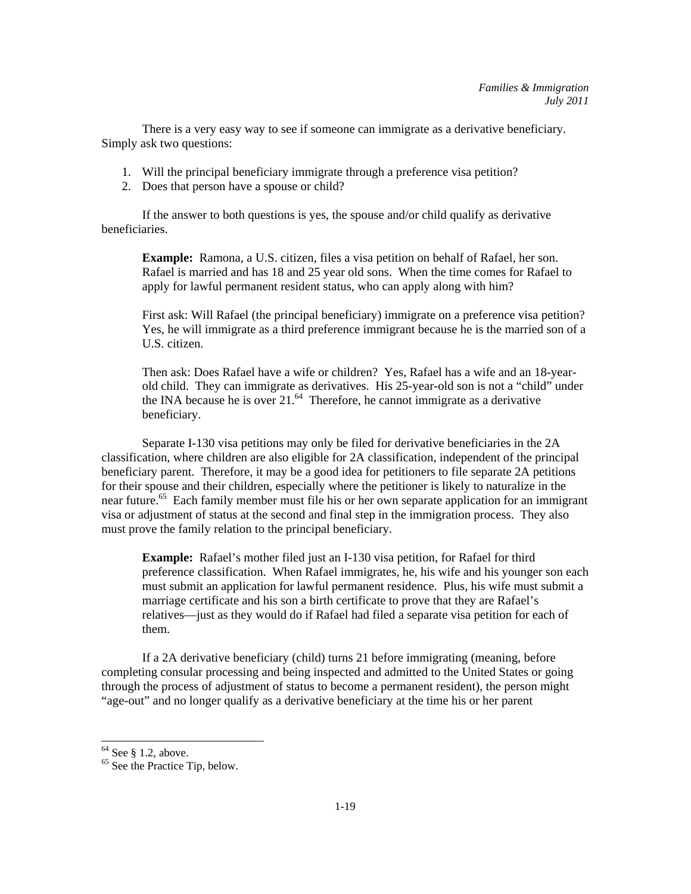There is a very easy way to see if someone can immigrate as a derivative beneficiary. Simply ask two questions:

1. Will the principal beneficiary immigrate through a preference visa petition?
2. Does that person have a spouse or child?

If the answer to both questions is yes, the spouse and/or child qualify as derivative beneficiaries.

> **Example:** Ramona, a U.S. citizen, files a visa petition on behalf of Rafael, her son. Rafael is married and has 18 and 25 year old sons. When the time comes for Rafael to apply for lawful permanent resident status, who can apply along with him?
>
> First ask: Will Rafael (the principal beneficiary) immigrate on a preference visa petition? Yes, he will immigrate as a third preference immigrant because he is the married son of a U.S. citizen.
>
> Then ask: Does Rafael have a wife or children? Yes, Rafael has a wife and an 18-year-old child. They can immigrate as derivatives. His 25-year-old son is not a "child" under the INA because he is over 21.[64] Therefore, he cannot immigrate as a derivative beneficiary.

Separate I-130 visa petitions may only be filed for derivative beneficiaries in the 2A classification, where children are also eligible for 2A classification, independent of the principal beneficiary parent. Therefore, it may be a good idea for petitioners to file separate 2A petitions for their spouse and their children, especially where the petitioner is likely to naturalize in the near future.[65] Each family member must file his or her own separate application for an immigrant visa or adjustment of status at the second and final step in the immigration process. They also must prove the family relation to the principal beneficiary.

> **Example:** Rafael's mother filed just an I-130 visa petition, for Rafael for third preference classification. When Rafael immigrates, he, his wife and his younger son each must submit an application for lawful permanent residence. Plus, his wife must submit a marriage certificate and his son a birth certificate to prove that they are Rafael's relatives—just as they would do if Rafael had filed a separate visa petition for each of them.

If a 2A derivative beneficiary (child) turns 21 before immigrating (meaning, before completing consular processing and being inspected and admitted to the United States or going through the process of adjustment of status to become a permanent resident), the person might "age-out" and no longer qualify as a derivative beneficiary at the time his or her parent

---

[64] See § 1.2, above.

[65] See the Practice Tip, below.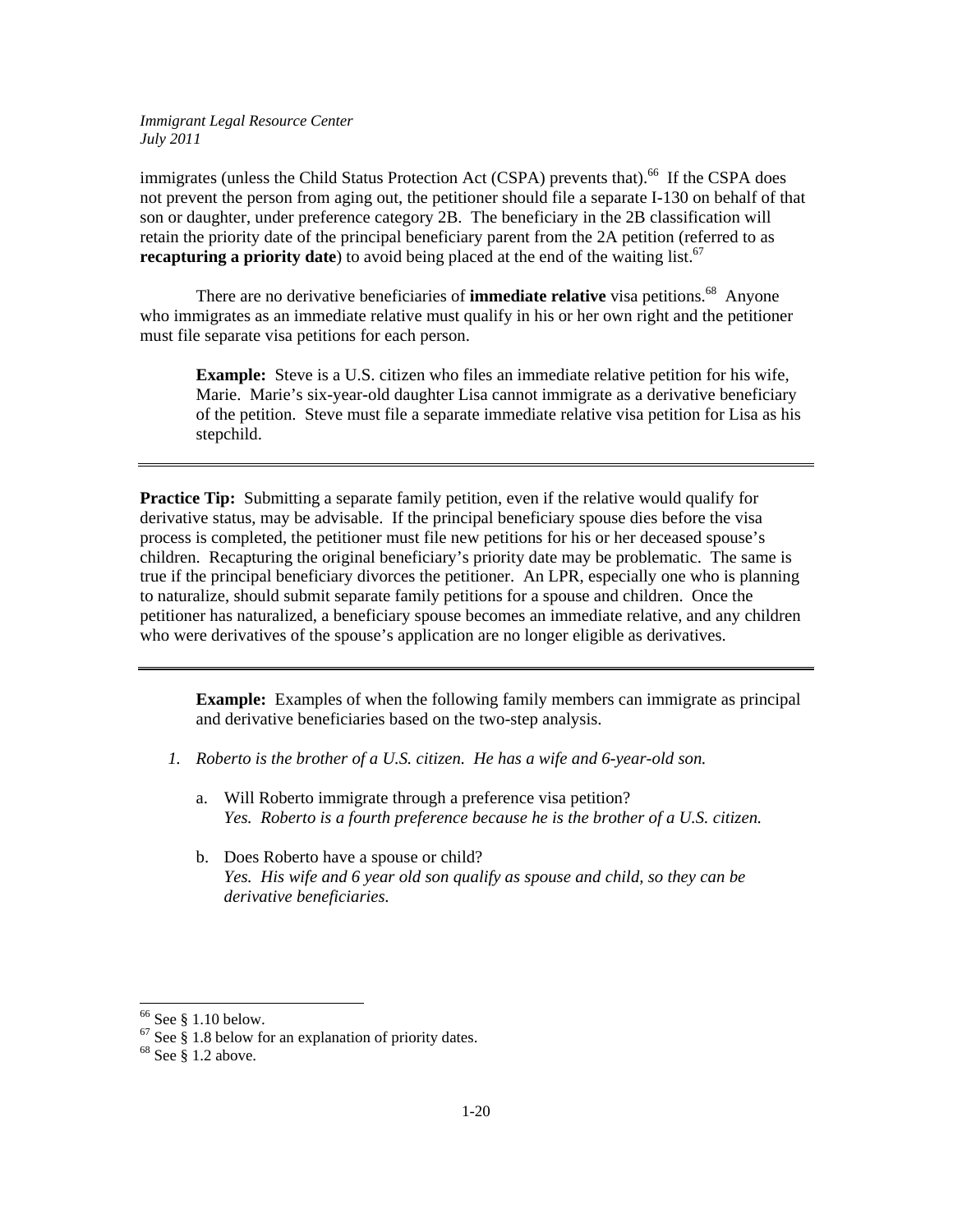immigrates (unless the Child Status Protection Act (CSPA) prevents that).[66] If the CSPA does not prevent the person from aging out, the petitioner should file a separate I-130 on behalf of that son or daughter, under preference category 2B. The beneficiary in the 2B classification will retain the priority date of the principal beneficiary parent from the 2A petition (referred to as **recapturing a priority date**) to avoid being placed at the end of the waiting list.[67]

There are no derivative beneficiaries of **immediate relative** visa petitions.[68] Anyone who immigrates as an immediate relative must qualify in his or her own right and the petitioner must file separate visa petitions for each person.

> **Example:** Steve is a U.S. citizen who files an immediate relative petition for his wife, Marie. Marie's six-year-old daughter Lisa cannot immigrate as a derivative beneficiary of the petition. Steve must file a separate immediate relative visa petition for Lisa as his stepchild.

---

**Practice Tip:** Submitting a separate family petition, even if the relative would qualify for derivative status, may be advisable. If the principal beneficiary spouse dies before the visa process is completed, the petitioner must file new petitions for his or her deceased spouse's children. Recapturing the original beneficiary's priority date may be problematic. The same is true if the principal beneficiary divorces the petitioner. An LPR, especially one who is planning to naturalize, should submit separate family petitions for a spouse and children. Once the petitioner has naturalized, a beneficiary spouse becomes an immediate relative, and any children who were derivatives of the spouse's application are no longer eligible as derivatives.

---

> **Example:** Examples of when the following family members can immigrate as principal and derivative beneficiaries based on the two-step analysis.

1. *Roberto is the brother of a U.S. citizen. He has a wife and 6-year-old son.*

   a. Will Roberto immigrate through a preference visa petition?
   *Yes. Roberto is a fourth preference because he is the brother of a U.S. citizen.*

   b. Does Roberto have a spouse or child?
   *Yes. His wife and 6 year old son qualify as spouse and child, so they can be derivative beneficiaries.*

---

[66] See § 1.10 below.
[67] See § 1.8 below for an explanation of priority dates.
[68] See § 1.2 above.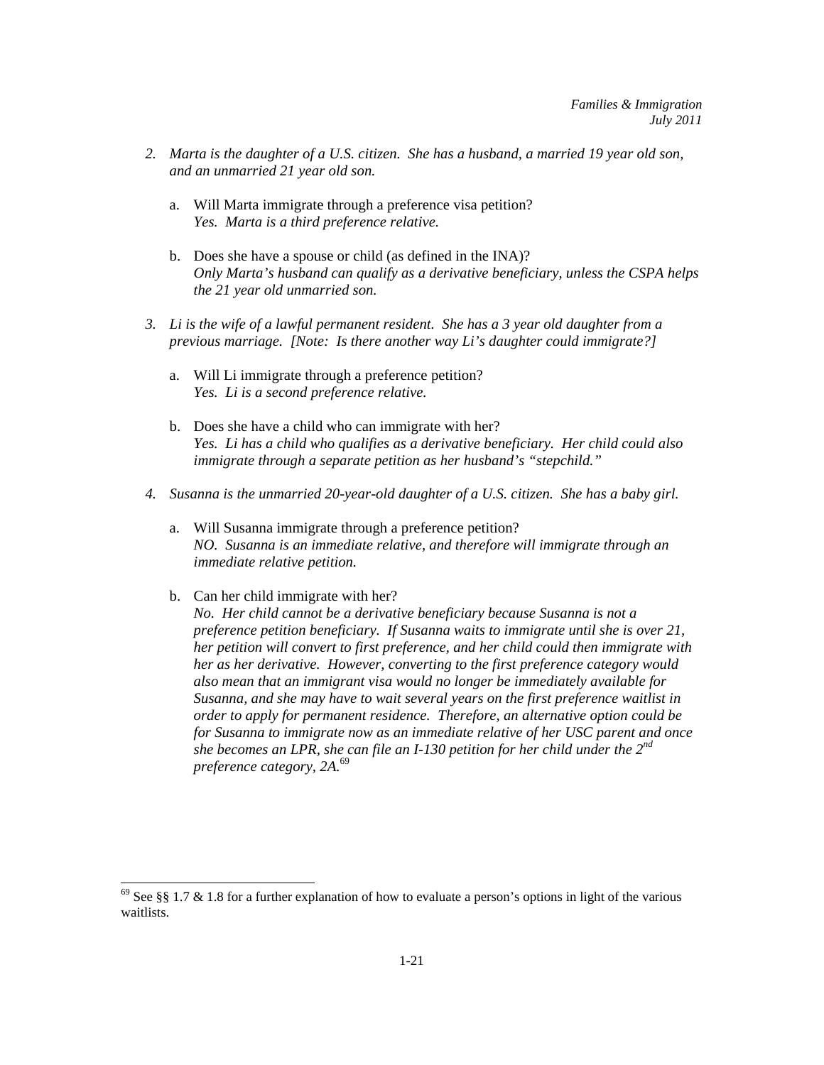2. *Marta is the daughter of a U.S. citizen. She has a husband, a married 19 year old son, and an unmarried 21 year old son.*

   a. Will Marta immigrate through a preference visa petition?
      *Yes. Marta is a third preference relative.*

   b. Does she have a spouse or child (as defined in the INA)?
      *Only Marta's husband can qualify as a derivative beneficiary, unless the CSPA helps the 21 year old unmarried son.*

3. *Li is the wife of a lawful permanent resident. She has a 3 year old daughter from a previous marriage. [Note: Is there another way Li's daughter could immigrate?]*

   a. Will Li immigrate through a preference petition?
      *Yes. Li is a second preference relative.*

   b. Does she have a child who can immigrate with her?
      *Yes. Li has a child who qualifies as a derivative beneficiary. Her child could also immigrate through a separate petition as her husband's "stepchild."*

4. *Susanna is the unmarried 20-year-old daughter of a U.S. citizen. She has a baby girl.*

   a. Will Susanna immigrate through a preference petition?
      *NO. Susanna is an immediate relative, and therefore will immigrate through an immediate relative petition.*

   b. Can her child immigrate with her?
      *No. Her child cannot be a derivative beneficiary because Susanna is not a preference petition beneficiary. If Susanna waits to immigrate until she is over 21, her petition will convert to first preference, and her child could then immigrate with her as her derivative. However, converting to the first preference category would also mean that an immigrant visa would no longer be immediately available for Susanna, and she may have to wait several years on the first preference waitlist in order to apply for permanent residence. Therefore, an alternative option could be for Susanna to immigrate now as an immediate relative of her USC parent and once she becomes an LPR, she can file an I-130 petition for her child under the 2nd preference category, 2A.*[69]

---

[69] See §§ 1.7 & 1.8 for a further explanation of how to evaluate a person's options in light of the various waitlists.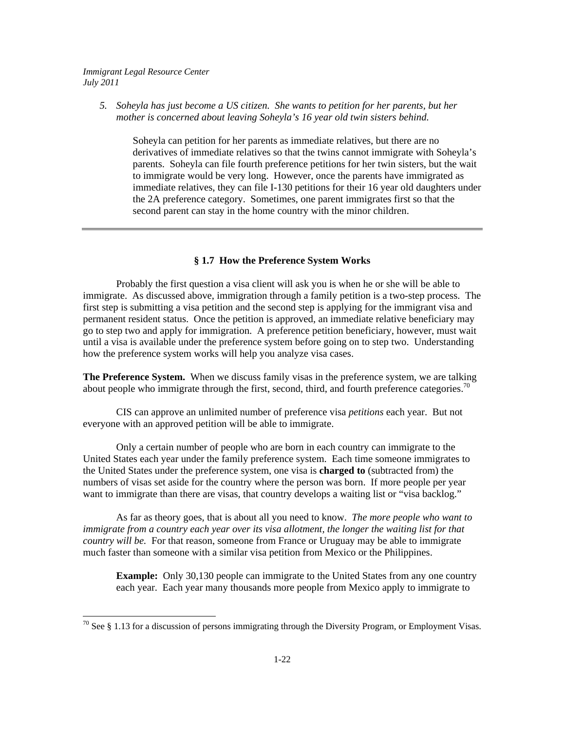*5. Soheyla has just become a US citizen. She wants to petition for her parents, but her mother is concerned about leaving Soheyla's 16 year old twin sisters behind.*

Soheyla can petition for her parents as immediate relatives, but there are no derivatives of immediate relatives so that the twins cannot immigrate with Soheyla's parents. Soheyla can file fourth preference petitions for her twin sisters, but the wait to immigrate would be very long. However, once the parents have immigrated as immediate relatives, they can file I-130 petitions for their 16 year old daughters under the 2A preference category. Sometimes, one parent immigrates first so that the second parent can stay in the home country with the minor children.

---

## § 1.7 How the Preference System Works

Probably the first question a visa client will ask you is when he or she will be able to immigrate. As discussed above, immigration through a family petition is a two-step process. The first step is submitting a visa petition and the second step is applying for the immigrant visa and permanent resident status. Once the petition is approved, an immediate relative beneficiary may go to step two and apply for immigration. A preference petition beneficiary, however, must wait until a visa is available under the preference system before going on to step two. Understanding how the preference system works will help you analyze visa cases.

**The Preference System.** When we discuss family visas in the preference system, we are talking about people who immigrate through the first, second, third, and fourth preference categories.[70]

CIS can approve an unlimited number of preference visa *petitions* each year. But not everyone with an approved petition will be able to immigrate.

Only a certain number of people who are born in each country can immigrate to the United States each year under the family preference system. Each time someone immigrates to the United States under the preference system, one visa is **charged to** (subtracted from) the numbers of visas set aside for the country where the person was born. If more people per year want to immigrate than there are visas, that country develops a waiting list or "visa backlog."

As far as theory goes, that is about all you need to know. *The more people who want to immigrate from a country each year over its visa allotment, the longer the waiting list for that country will be.* For that reason, someone from France or Uruguay may be able to immigrate much faster than someone with a similar visa petition from Mexico or the Philippines.

**Example:** Only 30,130 people can immigrate to the United States from any one country each year. Each year many thousands more people from Mexico apply to immigrate to

[70] See § 1.13 for a discussion of persons immigrating through the Diversity Program, or Employment Visas.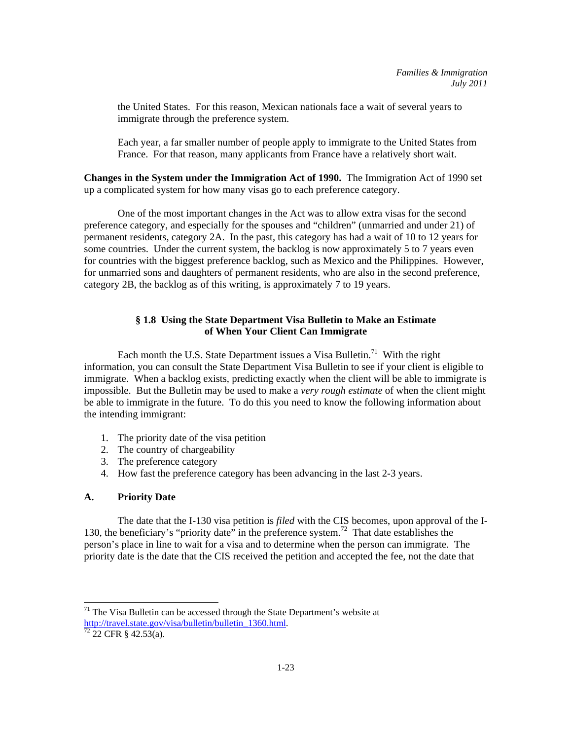the United States. For this reason, Mexican nationals face a wait of several years to immigrate through the preference system.

Each year, a far smaller number of people apply to immigrate to the United States from France. For that reason, many applicants from France have a relatively short wait.

**Changes in the System under the Immigration Act of 1990.** The Immigration Act of 1990 set up a complicated system for how many visas go to each preference category.

One of the most important changes in the Act was to allow extra visas for the second preference category, and especially for the spouses and "children" (unmarried and under 21) of permanent residents, category 2A. In the past, this category has had a wait of 10 to 12 years for some countries. Under the current system, the backlog is now approximately 5 to 7 years even for countries with the biggest preference backlog, such as Mexico and the Philippines. However, for unmarried sons and daughters of permanent residents, who are also in the second preference, category 2B, the backlog as of this writing, is approximately 7 to 19 years.

## § 1.8 Using the State Department Visa Bulletin to Make an Estimate of When Your Client Can Immigrate

Each month the U.S. State Department issues a Visa Bulletin.[71] With the right information, you can consult the State Department Visa Bulletin to see if your client is eligible to immigrate. When a backlog exists, predicting exactly when the client will be able to immigrate is impossible. But the Bulletin may be used to make a *very rough estimate* of when the client might be able to immigrate in the future. To do this you need to know the following information about the intending immigrant:

1. The priority date of the visa petition
2. The country of chargeability
3. The preference category
4. How fast the preference category has been advancing in the last 2-3 years.

### A. Priority Date

The date that the I-130 visa petition is *filed* with the CIS becomes, upon approval of the I-130, the beneficiary's "priority date" in the preference system.[72] That date establishes the person's place in line to wait for a visa and to determine when the person can immigrate. The priority date is the date that the CIS received the petition and accepted the fee, not the date that

---

[71] The Visa Bulletin can be accessed through the State Department's website at http://travel.state.gov/visa/bulletin/bulletin_1360.html.

[72] 22 CFR § 42.53(a).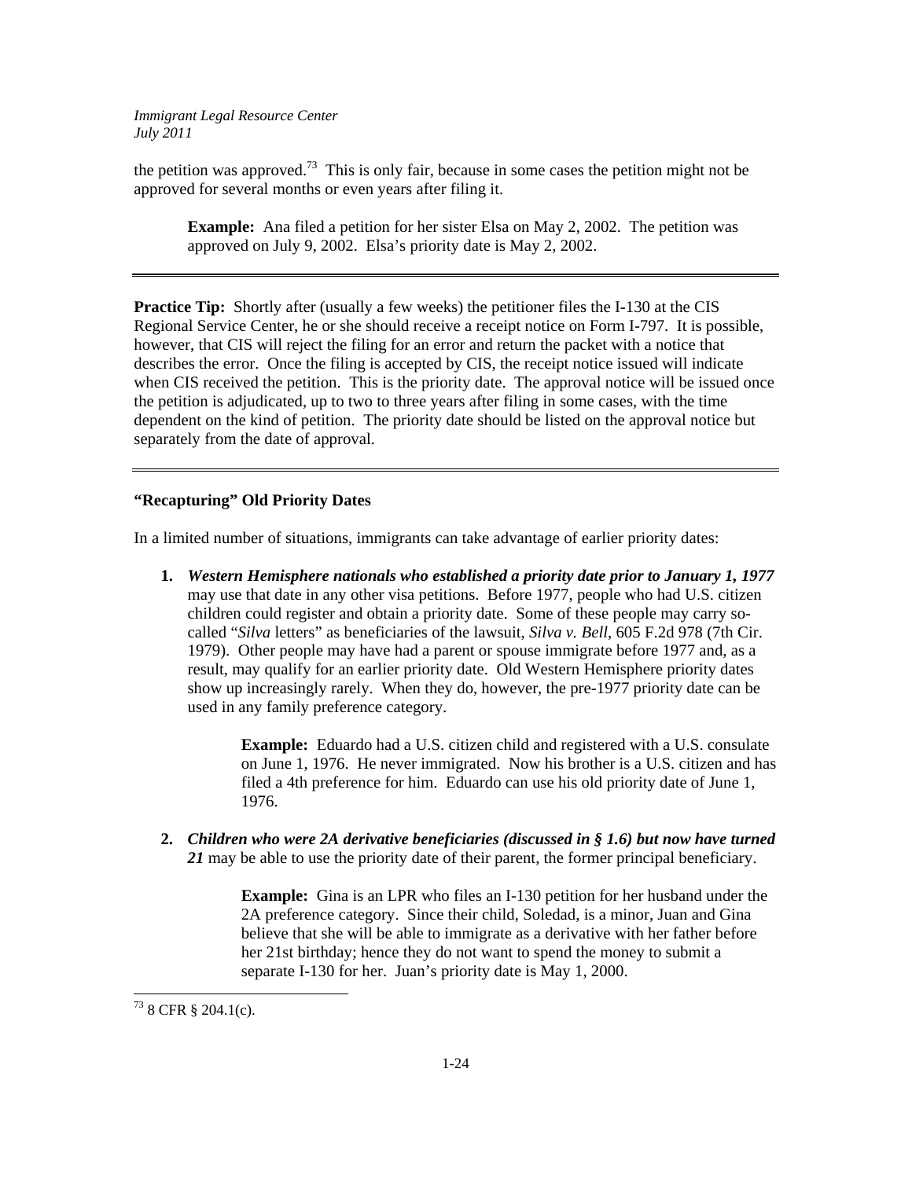the petition was approved.[73] This is only fair, because in some cases the petition might not be approved for several months or even years after filing it.

> **Example:** Ana filed a petition for her sister Elsa on May 2, 2002. The petition was approved on July 9, 2002. Elsa's priority date is May 2, 2002.

---

**Practice Tip:** Shortly after (usually a few weeks) the petitioner files the I-130 at the CIS Regional Service Center, he or she should receive a receipt notice on Form I-797. It is possible, however, that CIS will reject the filing for an error and return the packet with a notice that describes the error. Once the filing is accepted by CIS, the receipt notice issued will indicate when CIS received the petition. This is the priority date. The approval notice will be issued once the petition is adjudicated, up to two to three years after filing in some cases, with the time dependent on the kind of petition. The priority date should be listed on the approval notice but separately from the date of approval.

---

**"Recapturing" Old Priority Dates**

In a limited number of situations, immigrants can take advantage of earlier priority dates:

1. ***Western Hemisphere nationals who established a priority date prior to January 1, 1977*** may use that date in any other visa petitions. Before 1977, people who had U.S. citizen children could register and obtain a priority date. Some of these people may carry so-called "*Silva* letters" as beneficiaries of the lawsuit, *Silva v. Bell*, 605 F.2d 978 (7th Cir. 1979). Other people may have had a parent or spouse immigrate before 1977 and, as a result, may qualify for an earlier priority date. Old Western Hemisphere priority dates show up increasingly rarely. When they do, however, the pre-1977 priority date can be used in any family preference category.

    > **Example:** Eduardo had a U.S. citizen child and registered with a U.S. consulate on June 1, 1976. He never immigrated. Now his brother is a U.S. citizen and has filed a 4th preference for him. Eduardo can use his old priority date of June 1, 1976.

2. ***Children who were 2A derivative beneficiaries (discussed in § 1.6) but now have turned 21*** may be able to use the priority date of their parent, the former principal beneficiary.

    > **Example:** Gina is an LPR who files an I-130 petition for her husband under the 2A preference category. Since their child, Soledad, is a minor, Juan and Gina believe that she will be able to immigrate as a derivative with her father before her 21st birthday; hence they do not want to spend the money to submit a separate I-130 for her. Juan's priority date is May 1, 2000.

[73] 8 CFR § 204.1(c).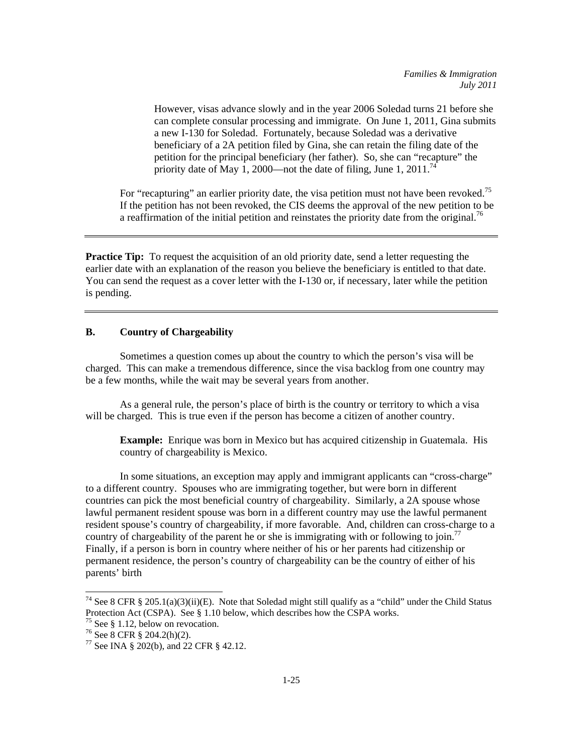> However, visas advance slowly and in the year 2006 Soledad turns 21 before she can complete consular processing and immigrate. On June 1, 2011, Gina submits a new I-130 for Soledad. Fortunately, because Soledad was a derivative beneficiary of a 2A petition filed by Gina, she can retain the filing date of the petition for the principal beneficiary (her father). So, she can "recapture" the priority date of May 1, 2000—not the date of filing, June 1, 2011.[74]

For "recapturing" an earlier priority date, the visa petition must not have been revoked.[75] If the petition has not been revoked, the CIS deems the approval of the new petition to be a reaffirmation of the initial petition and reinstates the priority date from the original.[76]

---

**Practice Tip:** To request the acquisition of an old priority date, send a letter requesting the earlier date with an explanation of the reason you believe the beneficiary is entitled to that date. You can send the request as a cover letter with the I-130 or, if necessary, later while the petition is pending.

---

### B. Country of Chargeability

Sometimes a question comes up about the country to which the person's visa will be charged. This can make a tremendous difference, since the visa backlog from one country may be a few months, while the wait may be several years from another.

As a general rule, the person's place of birth is the country or territory to which a visa will be charged. This is true even if the person has become a citizen of another country.

> **Example:** Enrique was born in Mexico but has acquired citizenship in Guatemala. His country of chargeability is Mexico.

In some situations, an exception may apply and immigrant applicants can "cross-charge" to a different country. Spouses who are immigrating together, but were born in different countries can pick the most beneficial country of chargeability. Similarly, a 2A spouse whose lawful permanent resident spouse was born in a different country may use the lawful permanent resident spouse's country of chargeability, if more favorable. And, children can cross-charge to a country of chargeability of the parent he or she is immigrating with or following to join.[77] Finally, if a person is born in country where neither of his or her parents had citizenship or permanent residence, the person's country of chargeability can be the country of either of his parents' birth

---

[74] See 8 CFR § 205.1(a)(3)(ii)(E). Note that Soledad might still qualify as a "child" under the Child Status Protection Act (CSPA). See § 1.10 below, which describes how the CSPA works.

[75] See § 1.12, below on revocation.

[76] See 8 CFR § 204.2(h)(2).

[77] See INA § 202(b), and 22 CFR § 42.12.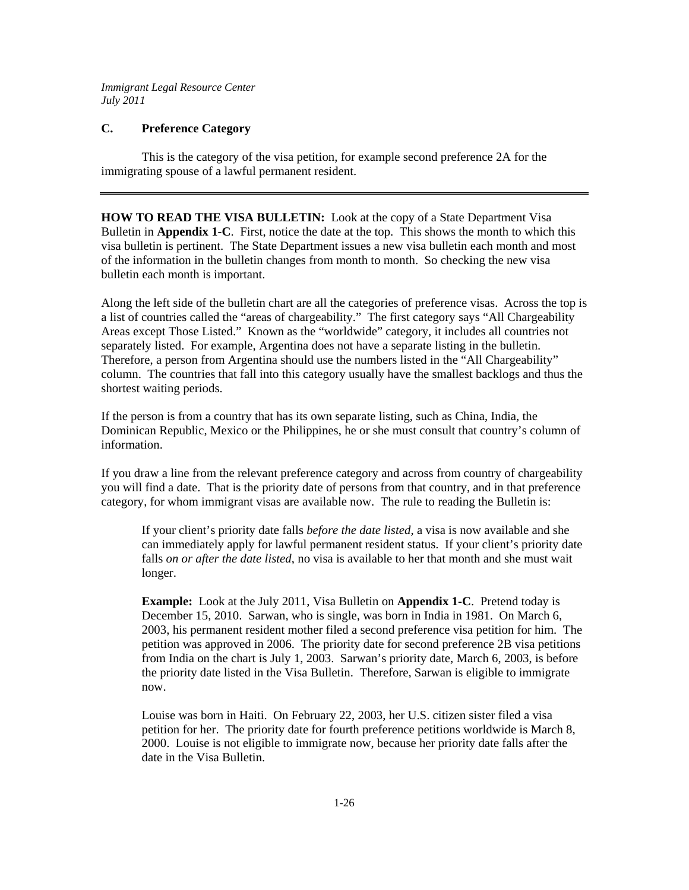### C. Preference Category

This is the category of the visa petition, for example second preference 2A for the immigrating spouse of a lawful permanent resident.

---

**HOW TO READ THE VISA BULLETIN:** Look at the copy of a State Department Visa Bulletin in **Appendix 1-C**. First, notice the date at the top. This shows the month to which this visa bulletin is pertinent. The State Department issues a new visa bulletin each month and most of the information in the bulletin changes from month to month. So checking the new visa bulletin each month is important.

Along the left side of the bulletin chart are all the categories of preference visas. Across the top is a list of countries called the "areas of chargeability." The first category says "All Chargeability Areas except Those Listed." Known as the "worldwide" category, it includes all countries not separately listed. For example, Argentina does not have a separate listing in the bulletin. Therefore, a person from Argentina should use the numbers listed in the "All Chargeability" column. The countries that fall into this category usually have the smallest backlogs and thus the shortest waiting periods.

If the person is from a country that has its own separate listing, such as China, India, the Dominican Republic, Mexico or the Philippines, he or she must consult that country's column of information.

If you draw a line from the relevant preference category and across from country of chargeability you will find a date. That is the priority date of persons from that country, and in that preference category, for whom immigrant visas are available now. The rule to reading the Bulletin is:

> If your client's priority date falls *before the date listed*, a visa is now available and she can immediately apply for lawful permanent resident status. If your client's priority date falls *on or after the date listed*, no visa is available to her that month and she must wait longer.
>
> **Example:** Look at the July 2011, Visa Bulletin on **Appendix 1-C**. Pretend today is December 15, 2010. Sarwan, who is single, was born in India in 1981. On March 6, 2003, his permanent resident mother filed a second preference visa petition for him. The petition was approved in 2006. The priority date for second preference 2B visa petitions from India on the chart is July 1, 2003. Sarwan's priority date, March 6, 2003, is before the priority date listed in the Visa Bulletin. Therefore, Sarwan is eligible to immigrate now.
>
> Louise was born in Haiti. On February 22, 2003, her U.S. citizen sister filed a visa petition for her. The priority date for fourth preference petitions worldwide is March 8, 2000. Louise is not eligible to immigrate now, because her priority date falls after the date in the Visa Bulletin.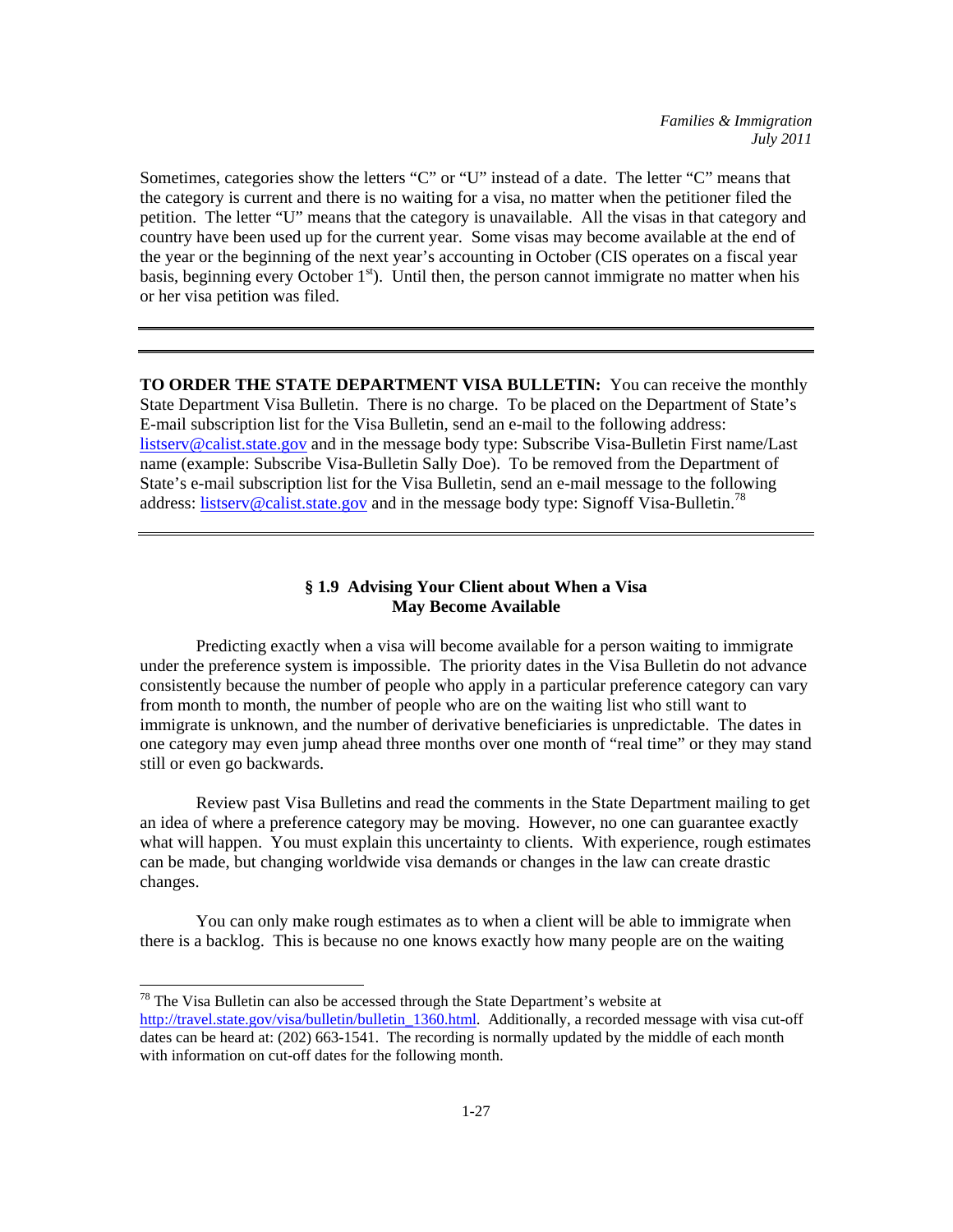Sometimes, categories show the letters "C" or "U" instead of a date. The letter "C" means that the category is current and there is no waiting for a visa, no matter when the petitioner filed the petition. The letter "U" means that the category is unavailable. All the visas in that category and country have been used up for the current year. Some visas may become available at the end of the year or the beginning of the next year's accounting in October (CIS operates on a fiscal year basis, beginning every October 1st). Until then, the person cannot immigrate no matter when his or her visa petition was filed.

---

**TO ORDER THE STATE DEPARTMENT VISA BULLETIN:** You can receive the monthly State Department Visa Bulletin. There is no charge. To be placed on the Department of State's E-mail subscription list for the Visa Bulletin, send an e-mail to the following address: listserv@calist.state.gov and in the message body type: Subscribe Visa-Bulletin First name/Last name (example: Subscribe Visa-Bulletin Sally Doe). To be removed from the Department of State's e-mail subscription list for the Visa Bulletin, send an e-mail message to the following address: listserv@calist.state.gov and in the message body type: Signoff Visa-Bulletin.[78]

---

## § 1.9 Advising Your Client about When a Visa May Become Available

Predicting exactly when a visa will become available for a person waiting to immigrate under the preference system is impossible. The priority dates in the Visa Bulletin do not advance consistently because the number of people who apply in a particular preference category can vary from month to month, the number of people who are on the waiting list who still want to immigrate is unknown, and the number of derivative beneficiaries is unpredictable. The dates in one category may even jump ahead three months over one month of "real time" or they may stand still or even go backwards.

Review past Visa Bulletins and read the comments in the State Department mailing to get an idea of where a preference category may be moving. However, no one can guarantee exactly what will happen. You must explain this uncertainty to clients. With experience, rough estimates can be made, but changing worldwide visa demands or changes in the law can create drastic changes.

You can only make rough estimates as to when a client will be able to immigrate when there is a backlog. This is because no one knows exactly how many people are on the waiting

---

[78] The Visa Bulletin can also be accessed through the State Department's website at http://travel.state.gov/visa/bulletin/bulletin_1360.html. Additionally, a recorded message with visa cut-off dates can be heard at: (202) 663-1541. The recording is normally updated by the middle of each month with information on cut-off dates for the following month.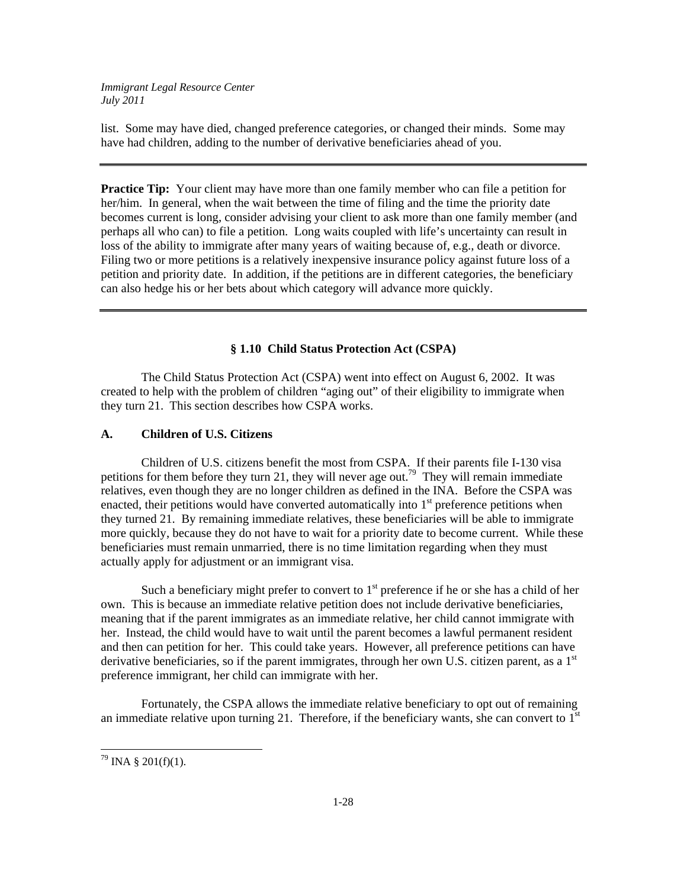list. Some may have died, changed preference categories, or changed their minds. Some may have had children, adding to the number of derivative beneficiaries ahead of you.

---

**Practice Tip:** Your client may have more than one family member who can file a petition for her/him. In general, when the wait between the time of filing and the time the priority date becomes current is long, consider advising your client to ask more than one family member (and perhaps all who can) to file a petition. Long waits coupled with life's uncertainty can result in loss of the ability to immigrate after many years of waiting because of, e.g., death or divorce. Filing two or more petitions is a relatively inexpensive insurance policy against future loss of a petition and priority date. In addition, if the petitions are in different categories, the beneficiary can also hedge his or her bets about which category will advance more quickly.

---

## § 1.10 Child Status Protection Act (CSPA)

The Child Status Protection Act (CSPA) went into effect on August 6, 2002. It was created to help with the problem of children "aging out" of their eligibility to immigrate when they turn 21. This section describes how CSPA works.

### A. Children of U.S. Citizens

Children of U.S. citizens benefit the most from CSPA. If their parents file I-130 visa petitions for them before they turn 21, they will never age out.[79] They will remain immediate relatives, even though they are no longer children as defined in the INA. Before the CSPA was enacted, their petitions would have converted automatically into 1st preference petitions when they turned 21. By remaining immediate relatives, these beneficiaries will be able to immigrate more quickly, because they do not have to wait for a priority date to become current. While these beneficiaries must remain unmarried, there is no time limitation regarding when they must actually apply for adjustment or an immigrant visa.

Such a beneficiary might prefer to convert to 1st preference if he or she has a child of her own. This is because an immediate relative petition does not include derivative beneficiaries, meaning that if the parent immigrates as an immediate relative, her child cannot immigrate with her. Instead, the child would have to wait until the parent becomes a lawful permanent resident and then can petition for her. This could take years. However, all preference petitions can have derivative beneficiaries, so if the parent immigrates, through her own U.S. citizen parent, as a 1st preference immigrant, her child can immigrate with her.

Fortunately, the CSPA allows the immediate relative beneficiary to opt out of remaining an immediate relative upon turning 21. Therefore, if the beneficiary wants, she can convert to 1st

---

[79] INA § 201(f)(1).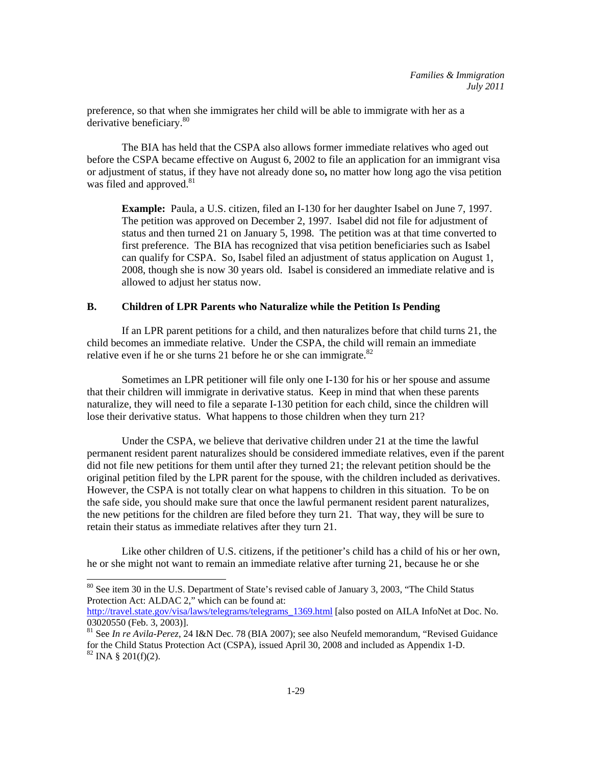preference, so that when she immigrates her child will be able to immigrate with her as a derivative beneficiary.[80]

The BIA has held that the CSPA also allows former immediate relatives who aged out before the CSPA became effective on August 6, 2002 to file an application for an immigrant visa or adjustment of status, if they have not already done so**,** no matter how long ago the visa petition was filed and approved.[81]

> **Example:** Paula, a U.S. citizen, filed an I-130 for her daughter Isabel on June 7, 1997. The petition was approved on December 2, 1997. Isabel did not file for adjustment of status and then turned 21 on January 5, 1998. The petition was at that time converted to first preference. The BIA has recognized that visa petition beneficiaries such as Isabel can qualify for CSPA. So, Isabel filed an adjustment of status application on August 1, 2008, though she is now 30 years old. Isabel is considered an immediate relative and is allowed to adjust her status now.

### B. Children of LPR Parents who Naturalize while the Petition Is Pending

If an LPR parent petitions for a child, and then naturalizes before that child turns 21, the child becomes an immediate relative. Under the CSPA, the child will remain an immediate relative even if he or she turns 21 before he or she can immigrate.[82]

Sometimes an LPR petitioner will file only one I-130 for his or her spouse and assume that their children will immigrate in derivative status. Keep in mind that when these parents naturalize, they will need to file a separate I-130 petition for each child, since the children will lose their derivative status. What happens to those children when they turn 21?

Under the CSPA, we believe that derivative children under 21 at the time the lawful permanent resident parent naturalizes should be considered immediate relatives, even if the parent did not file new petitions for them until after they turned 21; the relevant petition should be the original petition filed by the LPR parent for the spouse, with the children included as derivatives. However, the CSPA is not totally clear on what happens to children in this situation. To be on the safe side, you should make sure that once the lawful permanent resident parent naturalizes, the new petitions for the children are filed before they turn 21. That way, they will be sure to retain their status as immediate relatives after they turn 21.

Like other children of U.S. citizens, if the petitioner's child has a child of his or her own, he or she might not want to remain an immediate relative after turning 21, because he or she

---

[80] See item 30 in the U.S. Department of State's revised cable of January 3, 2003, "The Child Status Protection Act: ALDAC 2," which can be found at: http://travel.state.gov/visa/laws/telegrams/telegrams_1369.html [also posted on AILA InfoNet at Doc. No. 03020550 (Feb. 3, 2003)].

[81] See *In re Avila-Perez*, 24 I&N Dec. 78 (BIA 2007); see also Neufeld memorandum, "Revised Guidance for the Child Status Protection Act (CSPA), issued April 30, 2008 and included as Appendix 1-D.

[82] INA § 201(f)(2).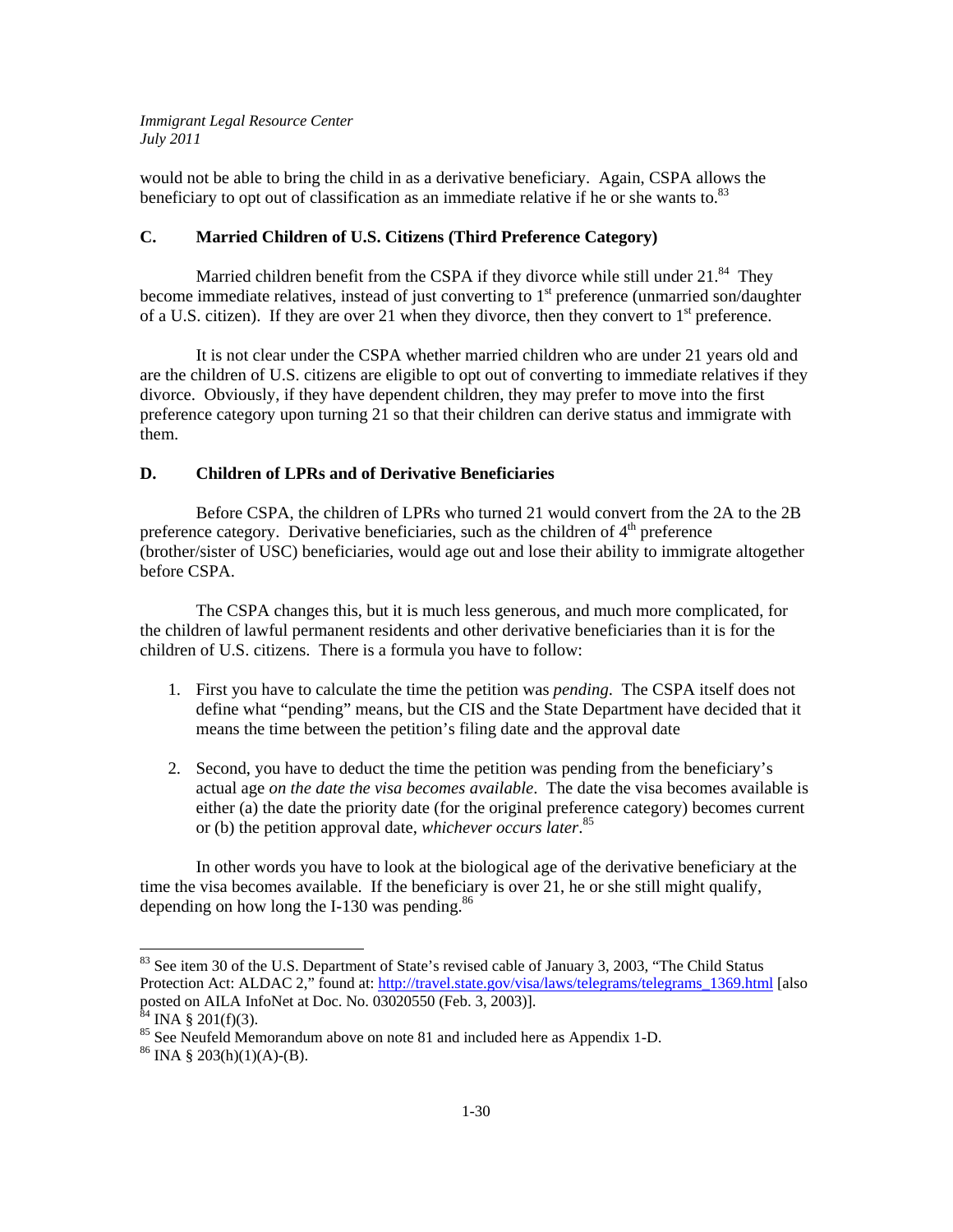would not be able to bring the child in as a derivative beneficiary. Again, CSPA allows the beneficiary to opt out of classification as an immediate relative if he or she wants to.[83]

### C. Married Children of U.S. Citizens (Third Preference Category)

Married children benefit from the CSPA if they divorce while still under 21.[84] They become immediate relatives, instead of just converting to 1st preference (unmarried son/daughter of a U.S. citizen). If they are over 21 when they divorce, then they convert to 1st preference.

It is not clear under the CSPA whether married children who are under 21 years old and are the children of U.S. citizens are eligible to opt out of converting to immediate relatives if they divorce. Obviously, if they have dependent children, they may prefer to move into the first preference category upon turning 21 so that their children can derive status and immigrate with them.

### D. Children of LPRs and of Derivative Beneficiaries

Before CSPA, the children of LPRs who turned 21 would convert from the 2A to the 2B preference category. Derivative beneficiaries, such as the children of 4th preference (brother/sister of USC) beneficiaries, would age out and lose their ability to immigrate altogether before CSPA.

The CSPA changes this, but it is much less generous, and much more complicated, for the children of lawful permanent residents and other derivative beneficiaries than it is for the children of U.S. citizens. There is a formula you have to follow:

1. First you have to calculate the time the petition was *pending*. The CSPA itself does not define what "pending" means, but the CIS and the State Department have decided that it means the time between the petition's filing date and the approval date

2. Second, you have to deduct the time the petition was pending from the beneficiary's actual age *on the date the visa becomes available*. The date the visa becomes available is either (a) the date the priority date (for the original preference category) becomes current or (b) the petition approval date, *whichever occurs later*.[85]

In other words you have to look at the biological age of the derivative beneficiary at the time the visa becomes available. If the beneficiary is over 21, he or she still might qualify, depending on how long the I-130 was pending.[86]

---

[83] See item 30 of the U.S. Department of State's revised cable of January 3, 2003, "The Child Status Protection Act: ALDAC 2," found at: http://travel.state.gov/visa/laws/telegrams/telegrams_1369.html [also posted on AILA InfoNet at Doc. No. 03020550 (Feb. 3, 2003)].

[84] INA § 201(f)(3).

[85] See Neufeld Memorandum above on note 81 and included here as Appendix 1-D.

[86] INA § 203(h)(1)(A)-(B).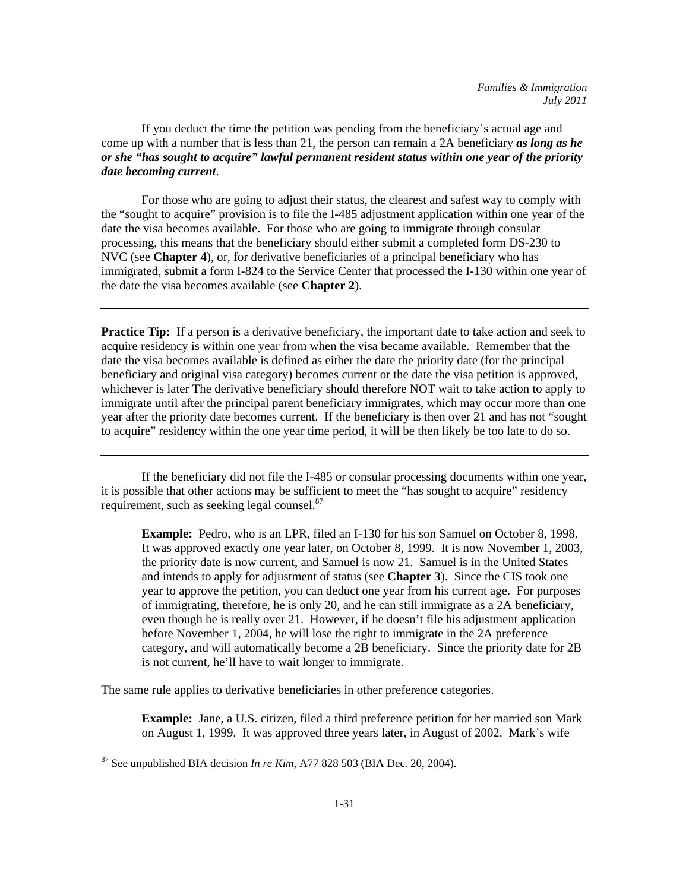If you deduct the time the petition was pending from the beneficiary's actual age and come up with a number that is less than 21, the person can remain a 2A beneficiary ***as long as he or she "has sought to acquire" lawful permanent resident status within one year of the priority date becoming current***.

For those who are going to adjust their status, the clearest and safest way to comply with the "sought to acquire" provision is to file the I-485 adjustment application within one year of the date the visa becomes available. For those who are going to immigrate through consular processing, this means that the beneficiary should either submit a completed form DS-230 to NVC (see **Chapter 4**), or, for derivative beneficiaries of a principal beneficiary who has immigrated, submit a form I-824 to the Service Center that processed the I-130 within one year of the date the visa becomes available (see **Chapter 2**).

---

**Practice Tip:** If a person is a derivative beneficiary, the important date to take action and seek to acquire residency is within one year from when the visa became available. Remember that the date the visa becomes available is defined as either the date the priority date (for the principal beneficiary and original visa category) becomes current or the date the visa petition is approved, whichever is later The derivative beneficiary should therefore NOT wait to take action to apply to immigrate until after the principal parent beneficiary immigrates, which may occur more than one year after the priority date becomes current. If the beneficiary is then over 21 and has not "sought to acquire" residency within the one year time period, it will be then likely be too late to do so.

---

If the beneficiary did not file the I-485 or consular processing documents within one year, it is possible that other actions may be sufficient to meet the "has sought to acquire" residency requirement, such as seeking legal counsel.[87]

> **Example:** Pedro, who is an LPR, filed an I-130 for his son Samuel on October 8, 1998. It was approved exactly one year later, on October 8, 1999. It is now November 1, 2003, the priority date is now current, and Samuel is now 21. Samuel is in the United States and intends to apply for adjustment of status (see **Chapter 3**). Since the CIS took one year to approve the petition, you can deduct one year from his current age. For purposes of immigrating, therefore, he is only 20, and he can still immigrate as a 2A beneficiary, even though he is really over 21. However, if he doesn't file his adjustment application before November 1, 2004, he will lose the right to immigrate in the 2A preference category, and will automatically become a 2B beneficiary. Since the priority date for 2B is not current, he'll have to wait longer to immigrate.

The same rule applies to derivative beneficiaries in other preference categories.

> **Example:** Jane, a U.S. citizen, filed a third preference petition for her married son Mark on August 1, 1999. It was approved three years later, in August of 2002. Mark's wife

[87] See unpublished BIA decision *In re Kim*, A77 828 503 (BIA Dec. 20, 2004).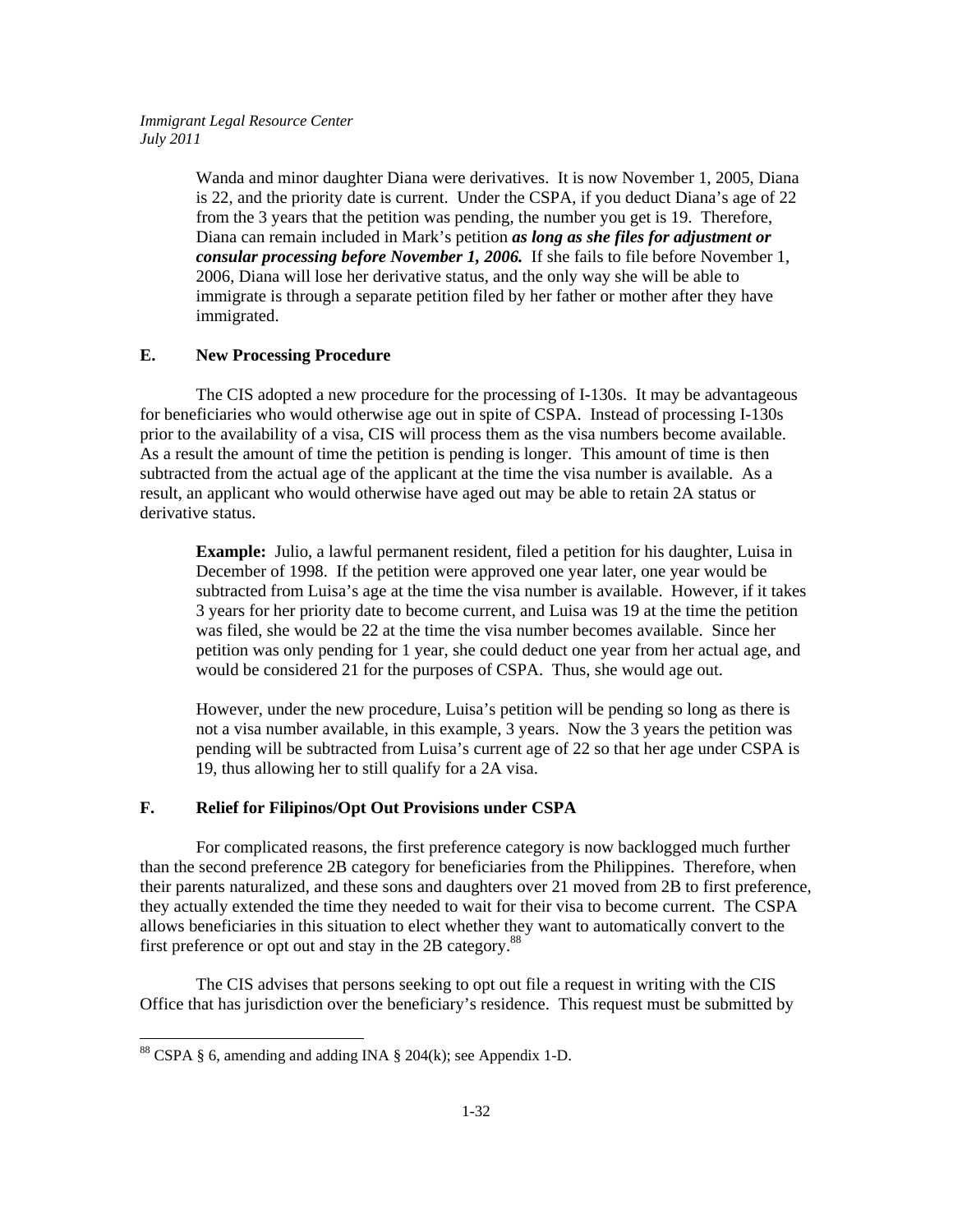> Wanda and minor daughter Diana were derivatives. It is now November 1, 2005, Diana is 22, and the priority date is current. Under the CSPA, if you deduct Diana's age of 22 from the 3 years that the petition was pending, the number you get is 19. Therefore, Diana can remain included in Mark's petition ***as long as she files for adjustment or consular processing before November 1, 2006.*** If she fails to file before November 1, 2006, Diana will lose her derivative status, and the only way she will be able to immigrate is through a separate petition filed by her father or mother after they have immigrated.

### E. New Processing Procedure

The CIS adopted a new procedure for the processing of I-130s. It may be advantageous for beneficiaries who would otherwise age out in spite of CSPA. Instead of processing I-130s prior to the availability of a visa, CIS will process them as the visa numbers become available. As a result the amount of time the petition is pending is longer. This amount of time is then subtracted from the actual age of the applicant at the time the visa number is available. As a result, an applicant who would otherwise have aged out may be able to retain 2A status or derivative status.

> **Example:** Julio, a lawful permanent resident, filed a petition for his daughter, Luisa in December of 1998. If the petition were approved one year later, one year would be subtracted from Luisa's age at the time the visa number is available. However, if it takes 3 years for her priority date to become current, and Luisa was 19 at the time the petition was filed, she would be 22 at the time the visa number becomes available. Since her petition was only pending for 1 year, she could deduct one year from her actual age, and would be considered 21 for the purposes of CSPA. Thus, she would age out.
>
> However, under the new procedure, Luisa's petition will be pending so long as there is not a visa number available, in this example, 3 years. Now the 3 years the petition was pending will be subtracted from Luisa's current age of 22 so that her age under CSPA is 19, thus allowing her to still qualify for a 2A visa.

### F. Relief for Filipinos/Opt Out Provisions under CSPA

For complicated reasons, the first preference category is now backlogged much further than the second preference 2B category for beneficiaries from the Philippines. Therefore, when their parents naturalized, and these sons and daughters over 21 moved from 2B to first preference, they actually extended the time they needed to wait for their visa to become current. The CSPA allows beneficiaries in this situation to elect whether they want to automatically convert to the first preference or opt out and stay in the 2B category.[88]

The CIS advises that persons seeking to opt out file a request in writing with the CIS Office that has jurisdiction over the beneficiary's residence. This request must be submitted by

[88] CSPA § 6, amending and adding INA § 204(k); see Appendix 1-D.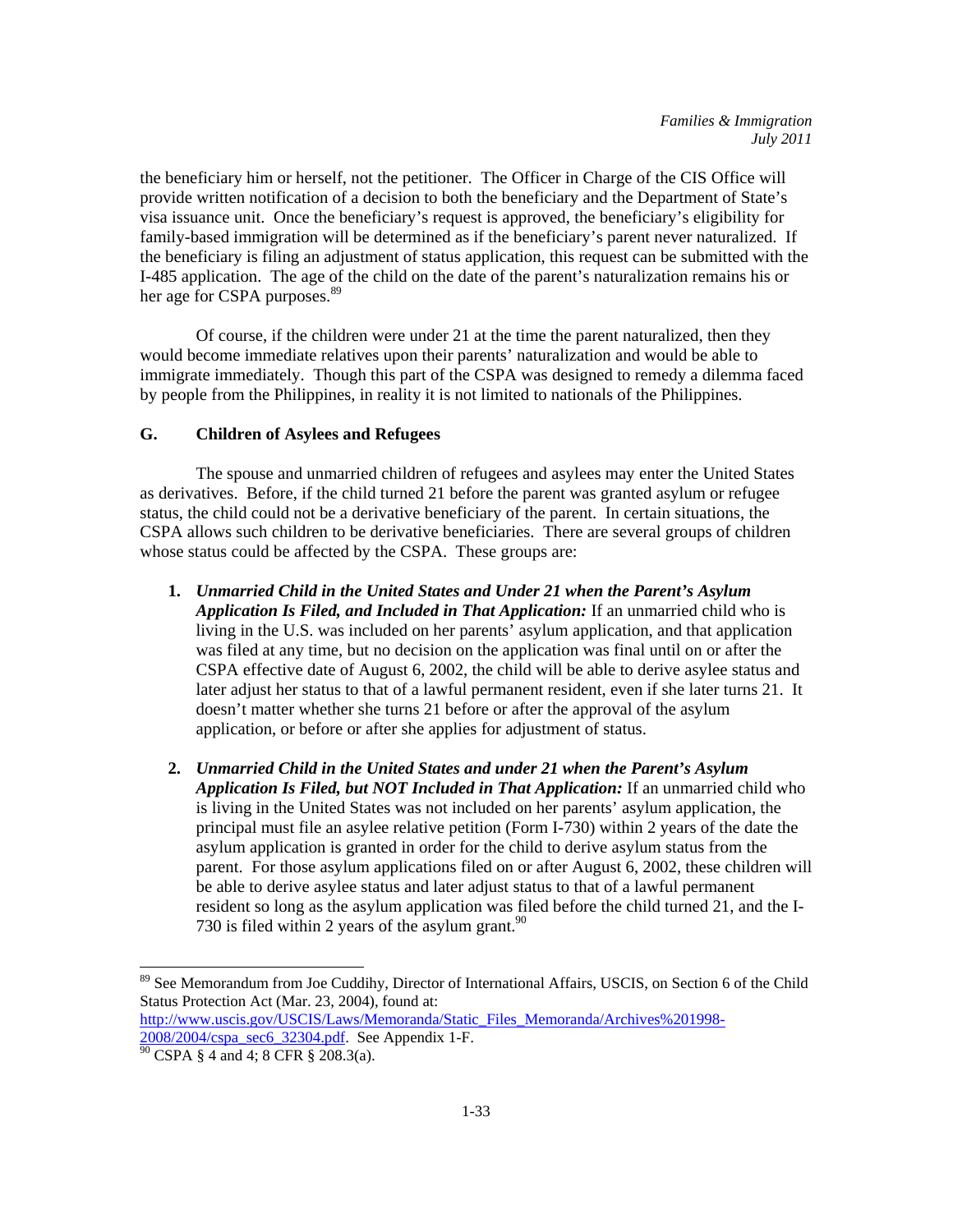the beneficiary him or herself, not the petitioner. The Officer in Charge of the CIS Office will provide written notification of a decision to both the beneficiary and the Department of State's visa issuance unit. Once the beneficiary's request is approved, the beneficiary's eligibility for family-based immigration will be determined as if the beneficiary's parent never naturalized. If the beneficiary is filing an adjustment of status application, this request can be submitted with the I-485 application. The age of the child on the date of the parent's naturalization remains his or her age for CSPA purposes.[89]

Of course, if the children were under 21 at the time the parent naturalized, then they would become immediate relatives upon their parents' naturalization and would be able to immigrate immediately. Though this part of the CSPA was designed to remedy a dilemma faced by people from the Philippines, in reality it is not limited to nationals of the Philippines.

### G. Children of Asylees and Refugees

The spouse and unmarried children of refugees and asylees may enter the United States as derivatives. Before, if the child turned 21 before the parent was granted asylum or refugee status, the child could not be a derivative beneficiary of the parent. In certain situations, the CSPA allows such children to be derivative beneficiaries. There are several groups of children whose status could be affected by the CSPA. These groups are:

1. ***Unmarried Child in the United States and Under 21 when the Parent's Asylum Application Is Filed, and Included in That Application:*** If an unmarried child who is living in the U.S. was included on her parents' asylum application, and that application was filed at any time, but no decision on the application was final until on or after the CSPA effective date of August 6, 2002, the child will be able to derive asylee status and later adjust her status to that of a lawful permanent resident, even if she later turns 21. It doesn't matter whether she turns 21 before or after the approval of the asylum application, or before or after she applies for adjustment of status.

2. ***Unmarried Child in the United States and under 21 when the Parent's Asylum Application Is Filed, but NOT Included in That Application:*** If an unmarried child who is living in the United States was not included on her parents' asylum application, the principal must file an asylee relative petition (Form I-730) within 2 years of the date the asylum application is granted in order for the child to derive asylum status from the parent. For those asylum applications filed on or after August 6, 2002, these children will be able to derive asylee status and later adjust status to that of a lawful permanent resident so long as the asylum application was filed before the child turned 21, and the I-730 is filed within 2 years of the asylum grant.[90]

---

[89] See Memorandum from Joe Cuddihy, Director of International Affairs, USCIS, on Section 6 of the Child Status Protection Act (Mar. 23, 2004), found at: http://www.uscis.gov/USCIS/Laws/Memoranda/Static_Files_Memoranda/Archives%201998-2008/2004/cspa_sec6_32304.pdf. See Appendix 1-F.

[90] CSPA § 4 and 4; 8 CFR § 208.3(a).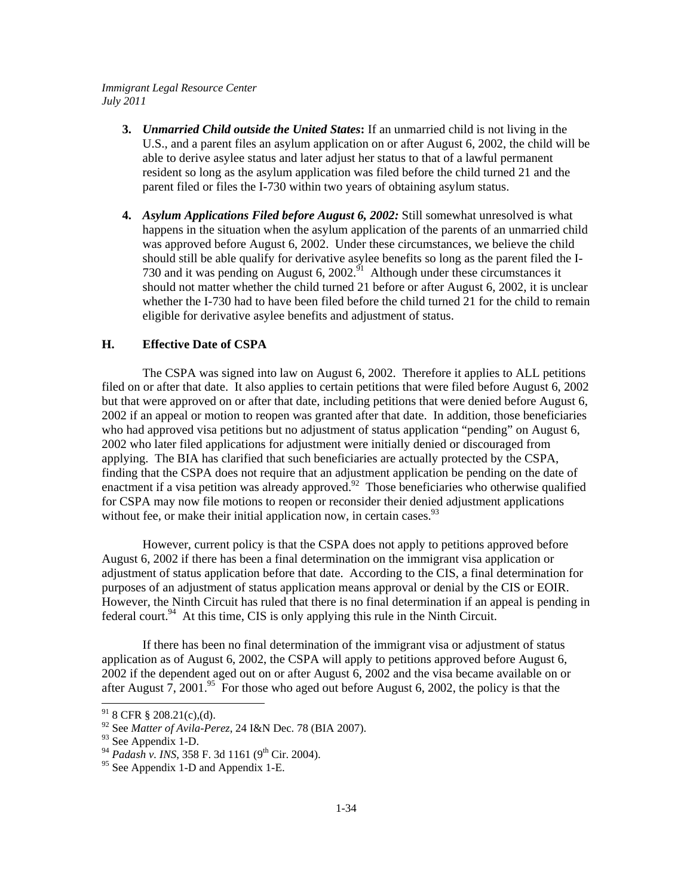3. ***Unmarried Child outside the United States*:** If an unmarried child is not living in the U.S., and a parent files an asylum application on or after August 6, 2002, the child will be able to derive asylee status and later adjust her status to that of a lawful permanent resident so long as the asylum application was filed before the child turned 21 and the parent filed or files the I-730 within two years of obtaining asylum status.

4. ***Asylum Applications Filed before August 6, 2002:*** Still somewhat unresolved is what happens in the situation when the asylum application of the parents of an unmarried child was approved before August 6, 2002. Under these circumstances, we believe the child should still be able qualify for derivative asylee benefits so long as the parent filed the I-730 and it was pending on August 6, 2002.[91] Although under these circumstances it should not matter whether the child turned 21 before or after August 6, 2002, it is unclear whether the I-730 had to have been filed before the child turned 21 for the child to remain eligible for derivative asylee benefits and adjustment of status.

## H. Effective Date of CSPA

The CSPA was signed into law on August 6, 2002. Therefore it applies to ALL petitions filed on or after that date. It also applies to certain petitions that were filed before August 6, 2002 but that were approved on or after that date, including petitions that were denied before August 6, 2002 if an appeal or motion to reopen was granted after that date. In addition, those beneficiaries who had approved visa petitions but no adjustment of status application "pending" on August 6, 2002 who later filed applications for adjustment were initially denied or discouraged from applying. The BIA has clarified that such beneficiaries are actually protected by the CSPA, finding that the CSPA does not require that an adjustment application be pending on the date of enactment if a visa petition was already approved.[92] Those beneficiaries who otherwise qualified for CSPA may now file motions to reopen or reconsider their denied adjustment applications without fee, or make their initial application now, in certain cases.[93]

However, current policy is that the CSPA does not apply to petitions approved before August 6, 2002 if there has been a final determination on the immigrant visa application or adjustment of status application before that date. According to the CIS, a final determination for purposes of an adjustment of status application means approval or denial by the CIS or EOIR. However, the Ninth Circuit has ruled that there is no final determination if an appeal is pending in federal court.[94] At this time, CIS is only applying this rule in the Ninth Circuit.

If there has been no final determination of the immigrant visa or adjustment of status application as of August 6, 2002, the CSPA will apply to petitions approved before August 6, 2002 if the dependent aged out on or after August 6, 2002 and the visa became available on or after August 7, 2001.[95] For those who aged out before August 6, 2002, the policy is that the

---

[91] 8 CFR § 208.21(c),(d).

[92] See *Matter of Avila-Perez*, 24 I&N Dec. 78 (BIA 2007).

[93] See Appendix 1-D.

[94] *Padash v. INS*, 358 F. 3d 1161 (9th Cir. 2004).

[95] See Appendix 1-D and Appendix 1-E.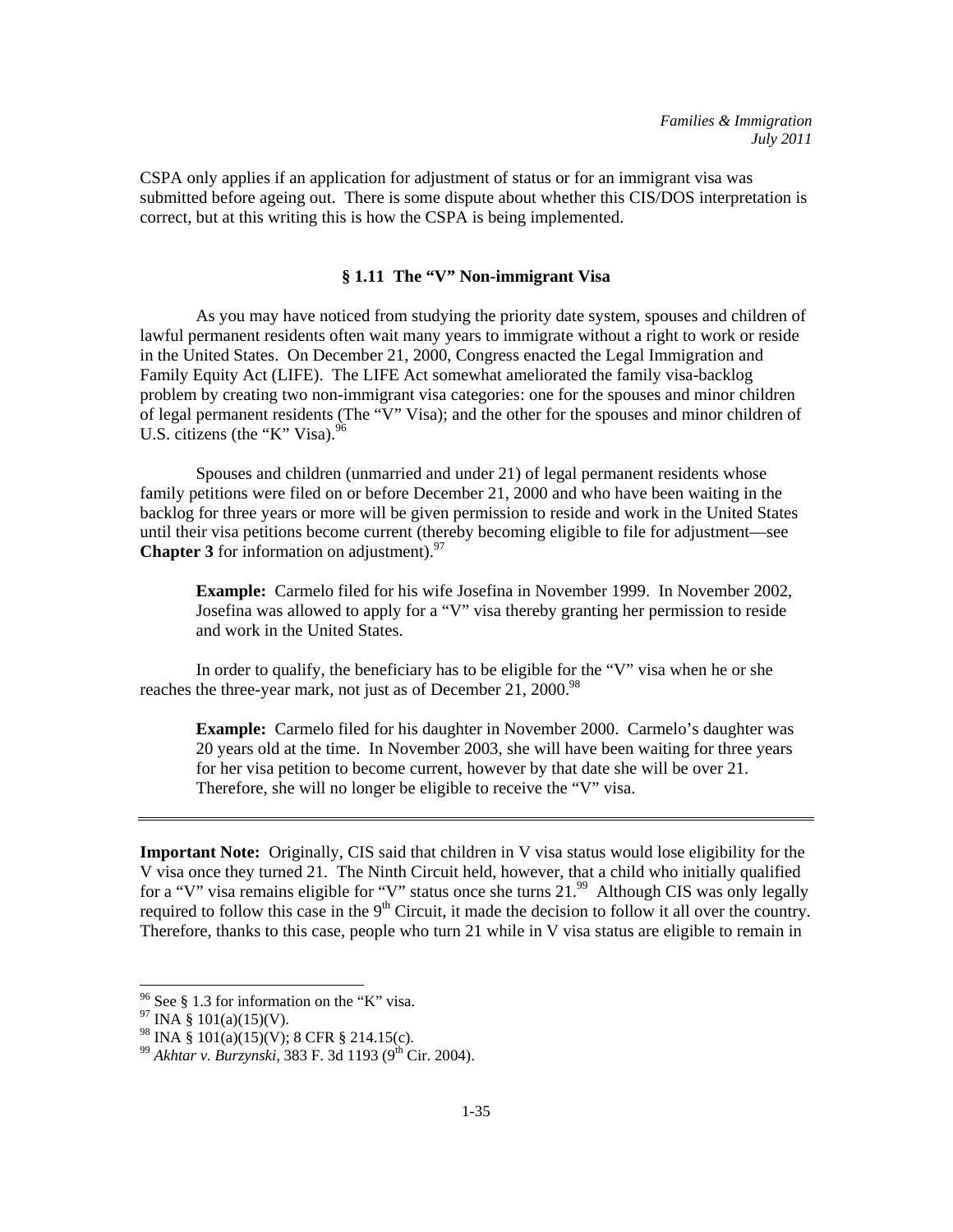CSPA only applies if an application for adjustment of status or for an immigrant visa was submitted before ageing out. There is some dispute about whether this CIS/DOS interpretation is correct, but at this writing this is how the CSPA is being implemented.

## § 1.11 The "V" Non-immigrant Visa

As you may have noticed from studying the priority date system, spouses and children of lawful permanent residents often wait many years to immigrate without a right to work or reside in the United States. On December 21, 2000, Congress enacted the Legal Immigration and Family Equity Act (LIFE). The LIFE Act somewhat ameliorated the family visa-backlog problem by creating two non-immigrant visa categories: one for the spouses and minor children of legal permanent residents (The "V" Visa); and the other for the spouses and minor children of U.S. citizens (the "K" Visa).[96]

Spouses and children (unmarried and under 21) of legal permanent residents whose family petitions were filed on or before December 21, 2000 and who have been waiting in the backlog for three years or more will be given permission to reside and work in the United States until their visa petitions become current (thereby becoming eligible to file for adjustment—see **Chapter 3** for information on adjustment).[97]

> **Example:** Carmelo filed for his wife Josefina in November 1999. In November 2002, Josefina was allowed to apply for a "V" visa thereby granting her permission to reside and work in the United States.

In order to qualify, the beneficiary has to be eligible for the "V" visa when he or she reaches the three-year mark, not just as of December 21, 2000.[98]

> **Example:** Carmelo filed for his daughter in November 2000. Carmelo's daughter was 20 years old at the time. In November 2003, she will have been waiting for three years for her visa petition to become current, however by that date she will be over 21. Therefore, she will no longer be eligible to receive the "V" visa.

---

**Important Note:** Originally, CIS said that children in V visa status would lose eligibility for the V visa once they turned 21. The Ninth Circuit held, however, that a child who initially qualified for a "V" visa remains eligible for "V" status once she turns 21.[99] Although CIS was only legally required to follow this case in the 9th Circuit, it made the decision to follow it all over the country. Therefore, thanks to this case, people who turn 21 while in V visa status are eligible to remain in

---

[96] See § 1.3 for information on the "K" visa.

[97] INA § 101(a)(15)(V).

[98] INA § 101(a)(15)(V); 8 CFR § 214.15(c).

[99] *Akhtar v. Burzynski*, 383 F. 3d 1193 (9th Cir. 2004).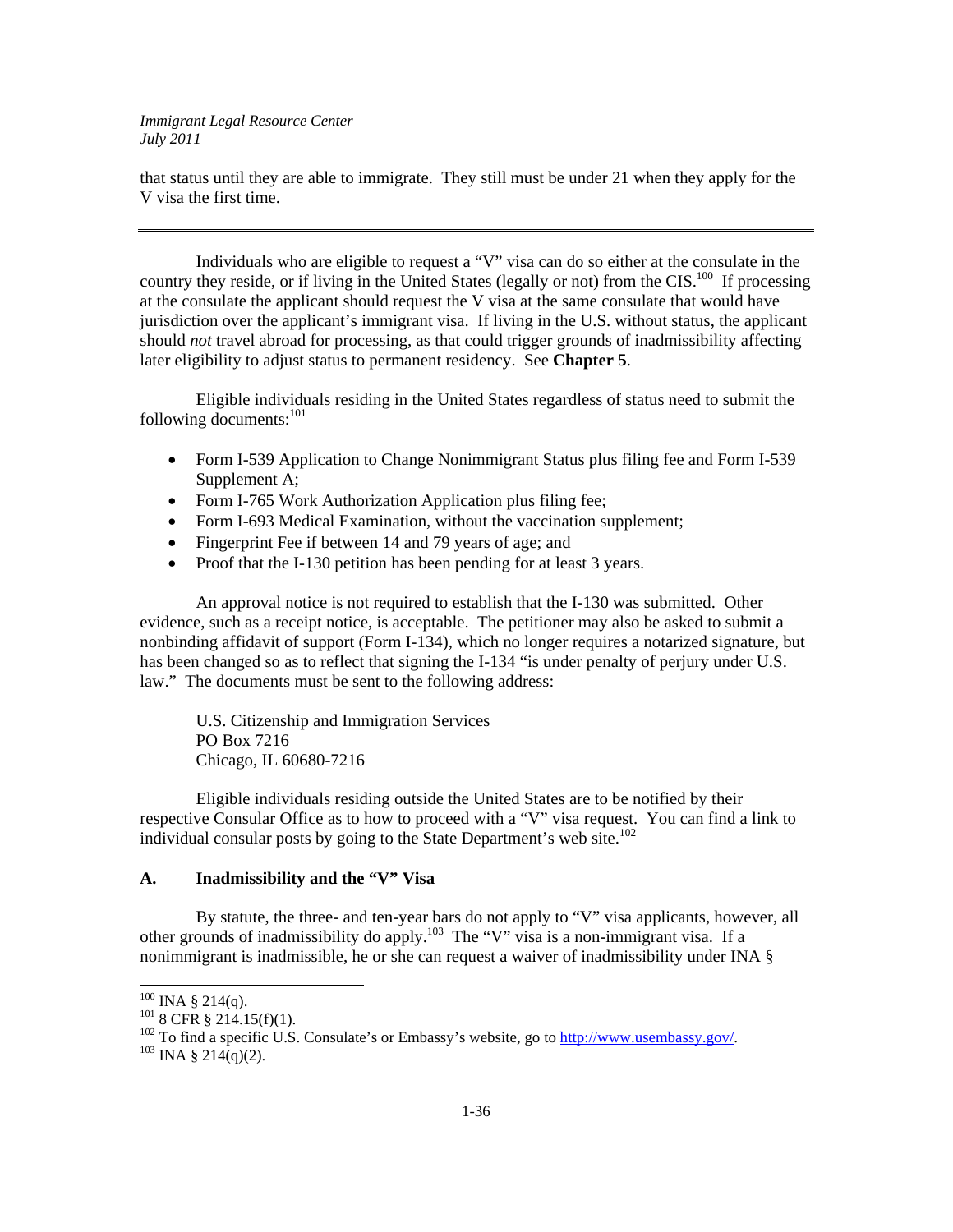that status until they are able to immigrate. They still must be under 21 when they apply for the V visa the first time.

---

Individuals who are eligible to request a "V" visa can do so either at the consulate in the country they reside, or if living in the United States (legally or not) from the CIS.[100] If processing at the consulate the applicant should request the V visa at the same consulate that would have jurisdiction over the applicant's immigrant visa. If living in the U.S. without status, the applicant should *not* travel abroad for processing, as that could trigger grounds of inadmissibility affecting later eligibility to adjust status to permanent residency. See **Chapter 5**.

Eligible individuals residing in the United States regardless of status need to submit the following documents:[101]

- Form I-539 Application to Change Nonimmigrant Status plus filing fee and Form I-539 Supplement A;
- Form I-765 Work Authorization Application plus filing fee;
- Form I-693 Medical Examination, without the vaccination supplement;
- Fingerprint Fee if between 14 and 79 years of age; and
- Proof that the I-130 petition has been pending for at least 3 years.

An approval notice is not required to establish that the I-130 was submitted. Other evidence, such as a receipt notice, is acceptable. The petitioner may also be asked to submit a nonbinding affidavit of support (Form I-134), which no longer requires a notarized signature, but has been changed so as to reflect that signing the I-134 "is under penalty of perjury under U.S. law." The documents must be sent to the following address:

U.S. Citizenship and Immigration Services
PO Box 7216
Chicago, IL 60680-7216

Eligible individuals residing outside the United States are to be notified by their respective Consular Office as to how to proceed with a "V" visa request. You can find a link to individual consular posts by going to the State Department's web site.[102]

### A. Inadmissibility and the "V" Visa

By statute, the three- and ten-year bars do not apply to "V" visa applicants, however, all other grounds of inadmissibility do apply.[103] The "V" visa is a non-immigrant visa. If a nonimmigrant is inadmissible, he or she can request a waiver of inadmissibility under INA §

---

[100] INA § 214(q).
[101] 8 CFR § 214.15(f)(1).
[102] To find a specific U.S. Consulate's or Embassy's website, go to http://www.usembassy.gov/.
[103] INA § 214(q)(2).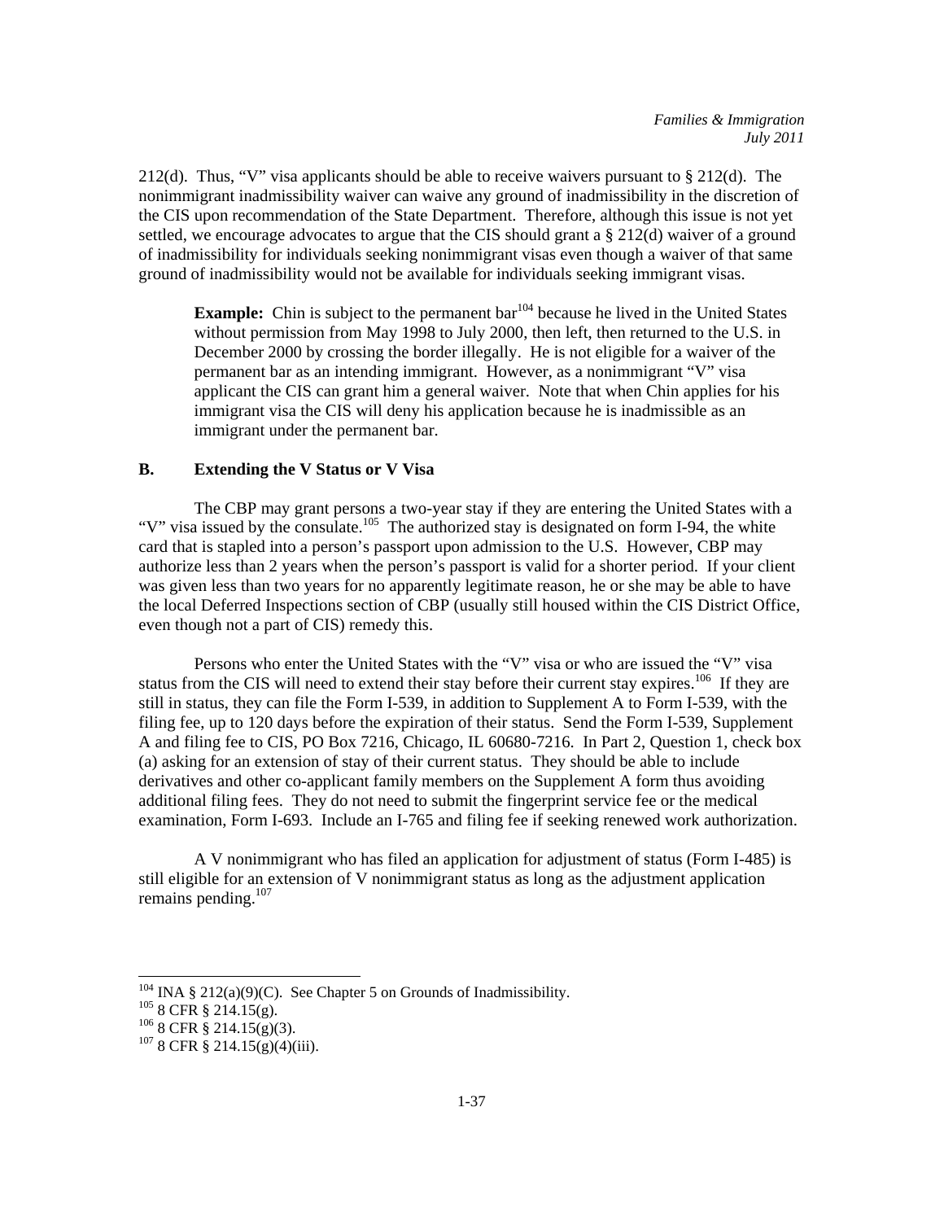212(d). Thus, "V" visa applicants should be able to receive waivers pursuant to § 212(d). The nonimmigrant inadmissibility waiver can waive any ground of inadmissibility in the discretion of the CIS upon recommendation of the State Department. Therefore, although this issue is not yet settled, we encourage advocates to argue that the CIS should grant a § 212(d) waiver of a ground of inadmissibility for individuals seeking nonimmigrant visas even though a waiver of that same ground of inadmissibility would not be available for individuals seeking immigrant visas.

> **Example:** Chin is subject to the permanent bar[104] because he lived in the United States without permission from May 1998 to July 2000, then left, then returned to the U.S. in December 2000 by crossing the border illegally. He is not eligible for a waiver of the permanent bar as an intending immigrant. However, as a nonimmigrant "V" visa applicant the CIS can grant him a general waiver. Note that when Chin applies for his immigrant visa the CIS will deny his application because he is inadmissible as an immigrant under the permanent bar.

### B. Extending the V Status or V Visa

The CBP may grant persons a two-year stay if they are entering the United States with a "V" visa issued by the consulate.[105] The authorized stay is designated on form I-94, the white card that is stapled into a person's passport upon admission to the U.S. However, CBP may authorize less than 2 years when the person's passport is valid for a shorter period. If your client was given less than two years for no apparently legitimate reason, he or she may be able to have the local Deferred Inspections section of CBP (usually still housed within the CIS District Office, even though not a part of CIS) remedy this.

Persons who enter the United States with the "V" visa or who are issued the "V" visa status from the CIS will need to extend their stay before their current stay expires.[106] If they are still in status, they can file the Form I-539, in addition to Supplement A to Form I-539, with the filing fee, up to 120 days before the expiration of their status. Send the Form I-539, Supplement A and filing fee to CIS, PO Box 7216, Chicago, IL 60680-7216. In Part 2, Question 1, check box (a) asking for an extension of stay of their current status. They should be able to include derivatives and other co-applicant family members on the Supplement A form thus avoiding additional filing fees. They do not need to submit the fingerprint service fee or the medical examination, Form I-693. Include an I-765 and filing fee if seeking renewed work authorization.

A V nonimmigrant who has filed an application for adjustment of status (Form I-485) is still eligible for an extension of V nonimmigrant status as long as the adjustment application remains pending.[107]

---

[104] INA § 212(a)(9)(C). See Chapter 5 on Grounds of Inadmissibility.
[105] 8 CFR § 214.15(g).
[106] 8 CFR § 214.15(g)(3).
[107] 8 CFR § 214.15(g)(4)(iii).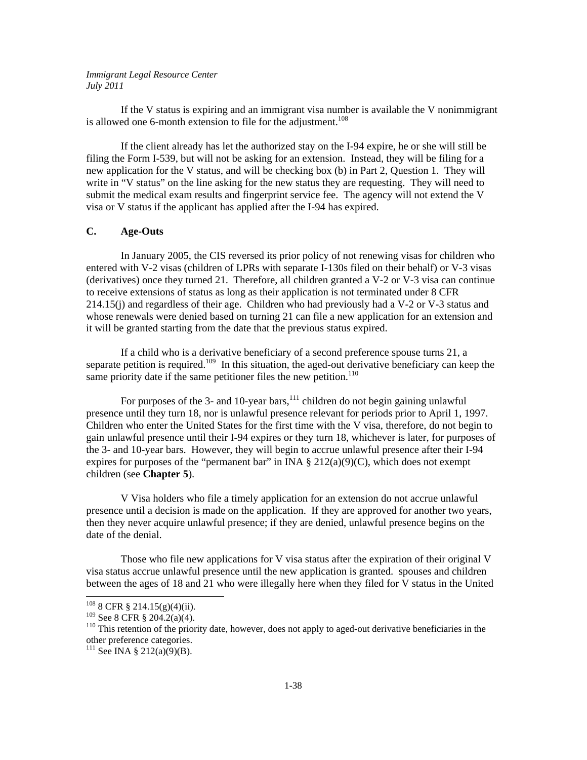If the V status is expiring and an immigrant visa number is available the V nonimmigrant is allowed one 6-month extension to file for the adjustment.[108]

If the client already has let the authorized stay on the I-94 expire, he or she will still be filing the Form I-539, but will not be asking for an extension. Instead, they will be filing for a new application for the V status, and will be checking box (b) in Part 2, Question 1. They will write in "V status" on the line asking for the new status they are requesting. They will need to submit the medical exam results and fingerprint service fee. The agency will not extend the V visa or V status if the applicant has applied after the I-94 has expired.

### C. Age-Outs

In January 2005, the CIS reversed its prior policy of not renewing visas for children who entered with V-2 visas (children of LPRs with separate I-130s filed on their behalf) or V-3 visas (derivatives) once they turned 21. Therefore, all children granted a V-2 or V-3 visa can continue to receive extensions of status as long as their application is not terminated under 8 CFR 214.15(j) and regardless of their age. Children who had previously had a V-2 or V-3 status and whose renewals were denied based on turning 21 can file a new application for an extension and it will be granted starting from the date that the previous status expired.

If a child who is a derivative beneficiary of a second preference spouse turns 21, a separate petition is required.[109] In this situation, the aged-out derivative beneficiary can keep the same priority date if the same petitioner files the new petition.[110]

For purposes of the 3- and 10-year bars,[111] children do not begin gaining unlawful presence until they turn 18, nor is unlawful presence relevant for periods prior to April 1, 1997. Children who enter the United States for the first time with the V visa, therefore, do not begin to gain unlawful presence until their I-94 expires or they turn 18, whichever is later, for purposes of the 3- and 10-year bars. However, they will begin to accrue unlawful presence after their I-94 expires for purposes of the "permanent bar" in INA § 212(a)(9)(C), which does not exempt children (see **Chapter 5**).

V Visa holders who file a timely application for an extension do not accrue unlawful presence until a decision is made on the application. If they are approved for another two years, then they never acquire unlawful presence; if they are denied, unlawful presence begins on the date of the denial.

Those who file new applications for V visa status after the expiration of their original V visa status accrue unlawful presence until the new application is granted. spouses and children between the ages of 18 and 21 who were illegally here when they filed for V status in the United

---

[108] 8 CFR § 214.15(g)(4)(ii).

[109] See 8 CFR § 204.2(a)(4).

[110] This retention of the priority date, however, does not apply to aged-out derivative beneficiaries in the other preference categories.

[111] See INA § 212(a)(9)(B).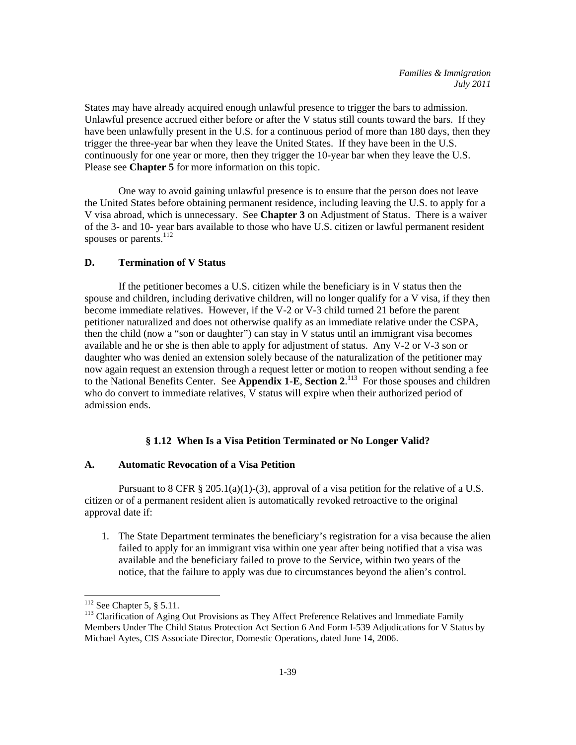States may have already acquired enough unlawful presence to trigger the bars to admission. Unlawful presence accrued either before or after the V status still counts toward the bars. If they have been unlawfully present in the U.S. for a continuous period of more than 180 days, then they trigger the three-year bar when they leave the United States. If they have been in the U.S. continuously for one year or more, then they trigger the 10-year bar when they leave the U.S. Please see **Chapter 5** for more information on this topic.

One way to avoid gaining unlawful presence is to ensure that the person does not leave the United States before obtaining permanent residence, including leaving the U.S. to apply for a V visa abroad, which is unnecessary. See **Chapter 3** on Adjustment of Status. There is a waiver of the 3- and 10- year bars available to those who have U.S. citizen or lawful permanent resident spouses or parents.[112]

### D. Termination of V Status

If the petitioner becomes a U.S. citizen while the beneficiary is in V status then the spouse and children, including derivative children, will no longer qualify for a V visa, if they then become immediate relatives. However, if the V-2 or V-3 child turned 21 before the parent petitioner naturalized and does not otherwise qualify as an immediate relative under the CSPA, then the child (now a "son or daughter") can stay in V status until an immigrant visa becomes available and he or she is then able to apply for adjustment of status. Any V-2 or V-3 son or daughter who was denied an extension solely because of the naturalization of the petitioner may now again request an extension through a request letter or motion to reopen without sending a fee to the National Benefits Center. See **Appendix 1-E**, **Section 2**.[113] For those spouses and children who do convert to immediate relatives, V status will expire when their authorized period of admission ends.

## § 1.12 When Is a Visa Petition Terminated or No Longer Valid?

### A. Automatic Revocation of a Visa Petition

Pursuant to 8 CFR § 205.1(a)(1)-(3), approval of a visa petition for the relative of a U.S. citizen or of a permanent resident alien is automatically revoked retroactive to the original approval date if:

1. The State Department terminates the beneficiary's registration for a visa because the alien failed to apply for an immigrant visa within one year after being notified that a visa was available and the beneficiary failed to prove to the Service, within two years of the notice, that the failure to apply was due to circumstances beyond the alien's control.

---

[112] See Chapter 5, § 5.11.

[113] Clarification of Aging Out Provisions as They Affect Preference Relatives and Immediate Family Members Under The Child Status Protection Act Section 6 And Form I-539 Adjudications for V Status by Michael Aytes, CIS Associate Director, Domestic Operations, dated June 14, 2006.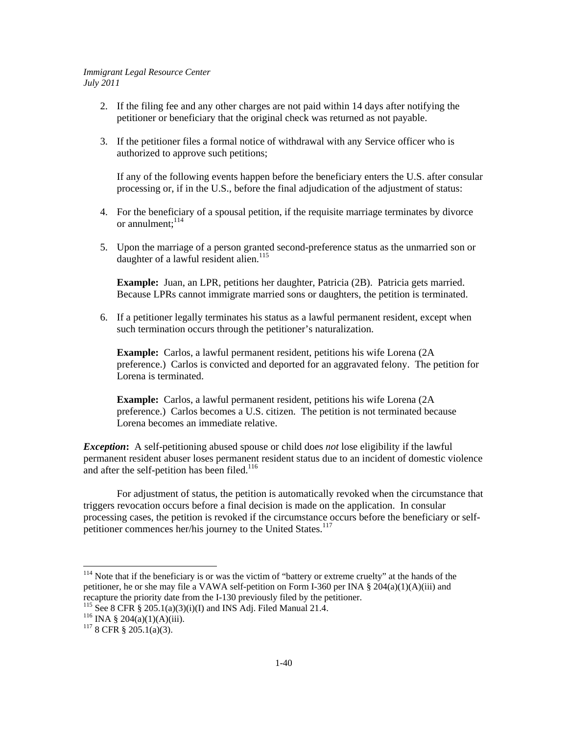2. If the filing fee and any other charges are not paid within 14 days after notifying the petitioner or beneficiary that the original check was returned as not payable.

3. If the petitioner files a formal notice of withdrawal with any Service officer who is authorized to approve such petitions;

   If any of the following events happen before the beneficiary enters the U.S. after consular processing or, if in the U.S., before the final adjudication of the adjustment of status:

4. For the beneficiary of a spousal petition, if the requisite marriage terminates by divorce or annulment;[114]

5. Upon the marriage of a person granted second-preference status as the unmarried son or daughter of a lawful resident alien.[115]

   **Example:** Juan, an LPR, petitions her daughter, Patricia (2B). Patricia gets married. Because LPRs cannot immigrate married sons or daughters, the petition is terminated.

6. If a petitioner legally terminates his status as a lawful permanent resident, except when such termination occurs through the petitioner's naturalization.

   **Example:** Carlos, a lawful permanent resident, petitions his wife Lorena (2A preference.) Carlos is convicted and deported for an aggravated felony. The petition for Lorena is terminated.

   **Example:** Carlos, a lawful permanent resident, petitions his wife Lorena (2A preference.) Carlos becomes a U.S. citizen. The petition is not terminated because Lorena becomes an immediate relative.

***Exception*:** A self-petitioning abused spouse or child does *not* lose eligibility if the lawful permanent resident abuser loses permanent resident status due to an incident of domestic violence and after the self-petition has been filed.[116]

For adjustment of status, the petition is automatically revoked when the circumstance that triggers revocation occurs before a final decision is made on the application. In consular processing cases, the petition is revoked if the circumstance occurs before the beneficiary or self-petitioner commences her/his journey to the United States.[117]

---

[114] Note that if the beneficiary is or was the victim of "battery or extreme cruelty" at the hands of the petitioner, he or she may file a VAWA self-petition on Form I-360 per INA § 204(a)(1)(A)(iii) and recapture the priority date from the I-130 previously filed by the petitioner.

[115] See 8 CFR § 205.1(a)(3)(i)(I) and INS Adj. Filed Manual 21.4.

[116] INA § 204(a)(1)(A)(iii).

[117] 8 CFR § 205.1(a)(3).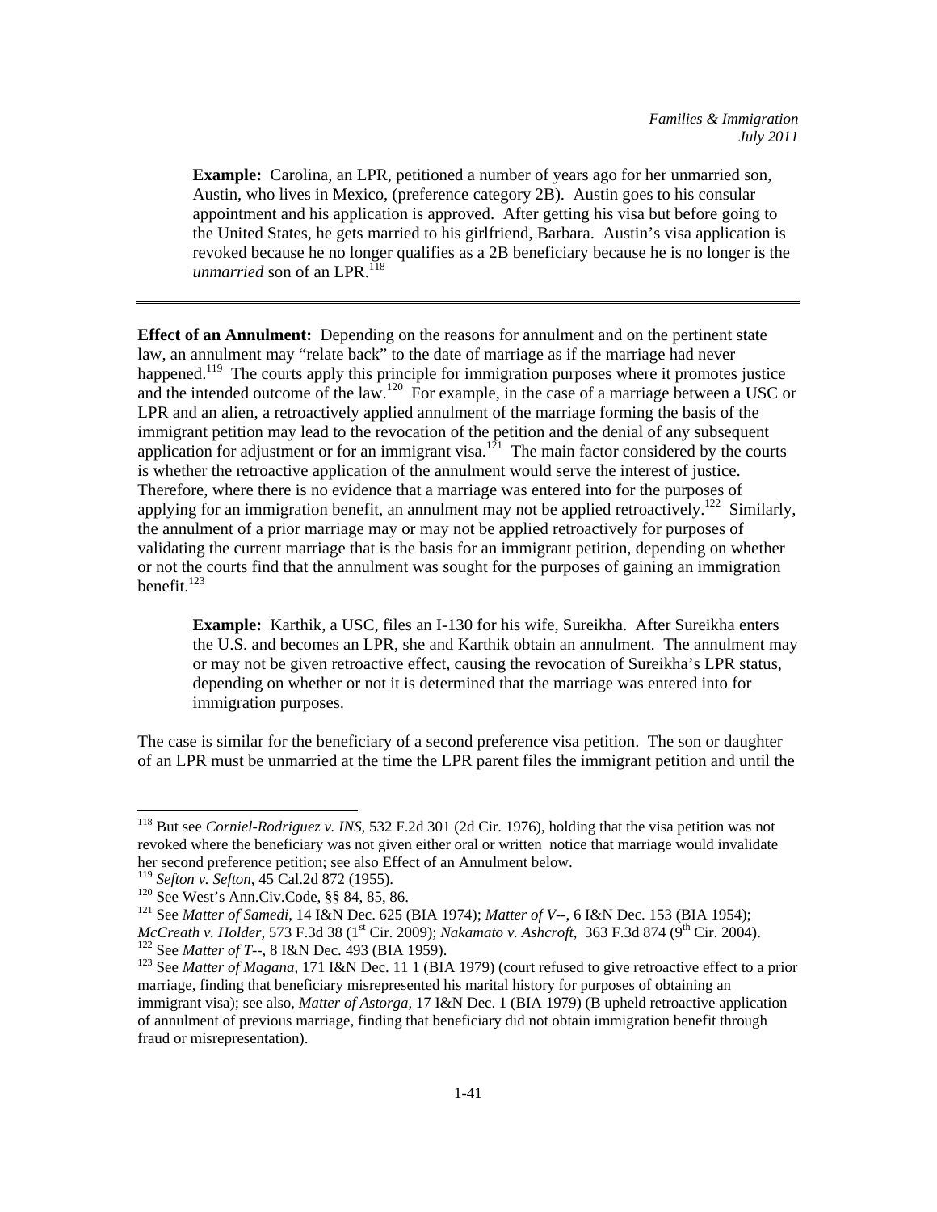**Example:** Carolina, an LPR, petitioned a number of years ago for her unmarried son, Austin, who lives in Mexico, (preference category 2B). Austin goes to his consular appointment and his application is approved. After getting his visa but before going to the United States, he gets married to his girlfriend, Barbara. Austin's visa application is revoked because he no longer qualifies as a 2B beneficiary because he is no longer is the *unmarried* son of an LPR.[118]

---

**Effect of an Annulment:** Depending on the reasons for annulment and on the pertinent state law, an annulment may "relate back" to the date of marriage as if the marriage had never happened.[119] The courts apply this principle for immigration purposes where it promotes justice and the intended outcome of the law.[120] For example, in the case of a marriage between a USC or LPR and an alien, a retroactively applied annulment of the marriage forming the basis of the immigrant petition may lead to the revocation of the petition and the denial of any subsequent application for adjustment or for an immigrant visa.[121] The main factor considered by the courts is whether the retroactive application of the annulment would serve the interest of justice. Therefore, where there is no evidence that a marriage was entered into for the purposes of applying for an immigration benefit, an annulment may not be applied retroactively.[122] Similarly, the annulment of a prior marriage may or may not be applied retroactively for purposes of validating the current marriage that is the basis for an immigrant petition, depending on whether or not the courts find that the annulment was sought for the purposes of gaining an immigration benefit.[123]

**Example:** Karthik, a USC, files an I-130 for his wife, Sureikha. After Sureikha enters the U.S. and becomes an LPR, she and Karthik obtain an annulment. The annulment may or may not be given retroactive effect, causing the revocation of Sureikha's LPR status, depending on whether or not it is determined that the marriage was entered into for immigration purposes.

The case is similar for the beneficiary of a second preference visa petition. The son or daughter of an LPR must be unmarried at the time the LPR parent files the immigrant petition and until the

---

[118] But see *Corniel-Rodriguez v. INS*, 532 F.2d 301 (2d Cir. 1976), holding that the visa petition was not revoked where the beneficiary was not given either oral or written notice that marriage would invalidate her second preference petition; see also Effect of an Annulment below.

[119] *Sefton v. Sefton*, 45 Cal.2d 872 (1955).

[120] See West's Ann.Civ.Code, §§ 84, 85, 86.

[121] See *Matter of Samedi*, 14 I&N Dec. 625 (BIA 1974); *Matter of V--*, 6 I&N Dec. 153 (BIA 1954); *McCreath v. Holder*, 573 F.3d 38 (1st Cir. 2009); *Nakamato v. Ashcroft*, 363 F.3d 874 (9th Cir. 2004).

[122] See *Matter of T--*, 8 I&N Dec. 493 (BIA 1959).

[123] See *Matter of Magana*, 171 I&N Dec. 11 1 (BIA 1979) (court refused to give retroactive effect to a prior marriage, finding that beneficiary misrepresented his marital history for purposes of obtaining an immigrant visa); see also, *Matter of Astorga*, 17 I&N Dec. 1 (BIA 1979) (B upheld retroactive application of annulment of previous marriage, finding that beneficiary did not obtain immigration benefit through fraud or misrepresentation).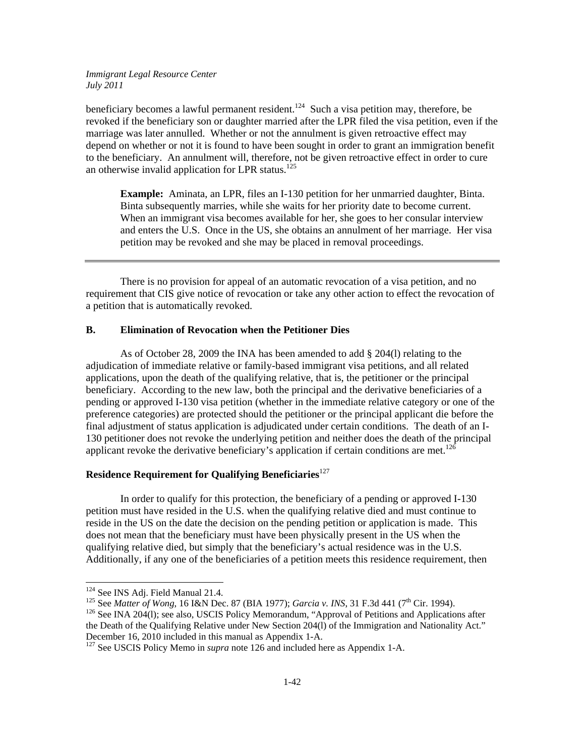beneficiary becomes a lawful permanent resident.[124] Such a visa petition may, therefore, be revoked if the beneficiary son or daughter married after the LPR filed the visa petition, even if the marriage was later annulled. Whether or not the annulment is given retroactive effect may depend on whether or not it is found to have been sought in order to grant an immigration benefit to the beneficiary. An annulment will, therefore, not be given retroactive effect in order to cure an otherwise invalid application for LPR status.[125]

> **Example:** Aminata, an LPR, files an I-130 petition for her unmarried daughter, Binta. Binta subsequently marries, while she waits for her priority date to become current. When an immigrant visa becomes available for her, she goes to her consular interview and enters the U.S. Once in the US, she obtains an annulment of her marriage. Her visa petition may be revoked and she may be placed in removal proceedings.

---

There is no provision for appeal of an automatic revocation of a visa petition, and no requirement that CIS give notice of revocation or take any other action to effect the revocation of a petition that is automatically revoked.

### B. Elimination of Revocation when the Petitioner Dies

As of October 28, 2009 the INA has been amended to add § 204(l) relating to the adjudication of immediate relative or family-based immigrant visa petitions, and all related applications, upon the death of the qualifying relative, that is, the petitioner or the principal beneficiary. According to the new law, both the principal and the derivative beneficiaries of a pending or approved I-130 visa petition (whether in the immediate relative category or one of the preference categories) are protected should the petitioner or the principal applicant die before the final adjustment of status application is adjudicated under certain conditions. The death of an I-130 petitioner does not revoke the underlying petition and neither does the death of the principal applicant revoke the derivative beneficiary's application if certain conditions are met.[126]

#### Residence Requirement for Qualifying Beneficiaries[127]

In order to qualify for this protection, the beneficiary of a pending or approved I-130 petition must have resided in the U.S. when the qualifying relative died and must continue to reside in the US on the date the decision on the pending petition or application is made. This does not mean that the beneficiary must have been physically present in the US when the qualifying relative died, but simply that the beneficiary's actual residence was in the U.S. Additionally, if any one of the beneficiaries of a petition meets this residence requirement, then

---

[124] See INS Adj. Field Manual 21.4.

[125] See *Matter of Wong*, 16 I&N Dec. 87 (BIA 1977); *Garcia v. INS*, 31 F.3d 441 (7th Cir. 1994).

[126] See INA 204(l); see also, USCIS Policy Memorandum, "Approval of Petitions and Applications after the Death of the Qualifying Relative under New Section 204(l) of the Immigration and Nationality Act." December 16, 2010 included in this manual as Appendix 1-A.

[127] See USCIS Policy Memo in *supra* note 126 and included here as Appendix 1-A.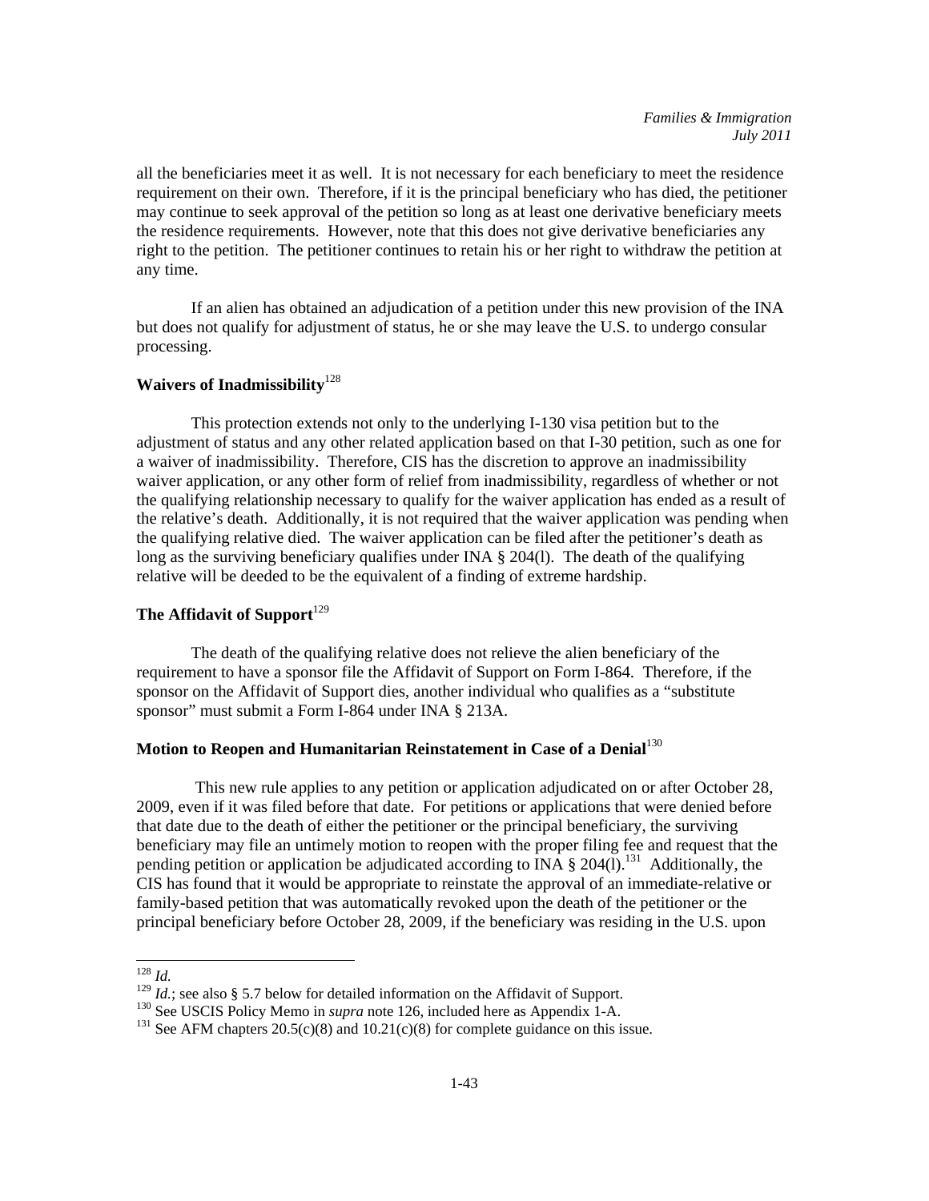all the beneficiaries meet it as well. It is not necessary for each beneficiary to meet the residence requirement on their own. Therefore, if it is the principal beneficiary who has died, the petitioner may continue to seek approval of the petition so long as at least one derivative beneficiary meets the residence requirements. However, note that this does not give derivative beneficiaries any right to the petition. The petitioner continues to retain his or her right to withdraw the petition at any time.

If an alien has obtained an adjudication of a petition under this new provision of the INA but does not qualify for adjustment of status, he or she may leave the U.S. to undergo consular processing.

### Waivers of Inadmissibility[128]

This protection extends not only to the underlying I-130 visa petition but to the adjustment of status and any other related application based on that I-30 petition, such as one for a waiver of inadmissibility. Therefore, CIS has the discretion to approve an inadmissibility waiver application, or any other form of relief from inadmissibility, regardless of whether or not the qualifying relationship necessary to qualify for the waiver application has ended as a result of the relative's death. Additionally, it is not required that the waiver application was pending when the qualifying relative died. The waiver application can be filed after the petitioner's death as long as the surviving beneficiary qualifies under INA § 204(l). The death of the qualifying relative will be deeded to be the equivalent of a finding of extreme hardship.

### The Affidavit of Support[129]

The death of the qualifying relative does not relieve the alien beneficiary of the requirement to have a sponsor file the Affidavit of Support on Form I-864. Therefore, if the sponsor on the Affidavit of Support dies, another individual who qualifies as a "substitute sponsor" must submit a Form I-864 under INA § 213A.

### Motion to Reopen and Humanitarian Reinstatement in Case of a Denial[130]

This new rule applies to any petition or application adjudicated on or after October 28, 2009, even if it was filed before that date. For petitions or applications that were denied before that date due to the death of either the petitioner or the principal beneficiary, the surviving beneficiary may file an untimely motion to reopen with the proper filing fee and request that the pending petition or application be adjudicated according to INA § 204(l).[131] Additionally, the CIS has found that it would be appropriate to reinstate the approval of an immediate-relative or family-based petition that was automatically revoked upon the death of the petitioner or the principal beneficiary before October 28, 2009, if the beneficiary was residing in the U.S. upon

---

[128] *Id.*

[129] *Id.*; see also § 5.7 below for detailed information on the Affidavit of Support.

[130] See USCIS Policy Memo in *supra* note 126, included here as Appendix 1-A.

[131] See AFM chapters 20.5(c)(8) and 10.21(c)(8) for complete guidance on this issue.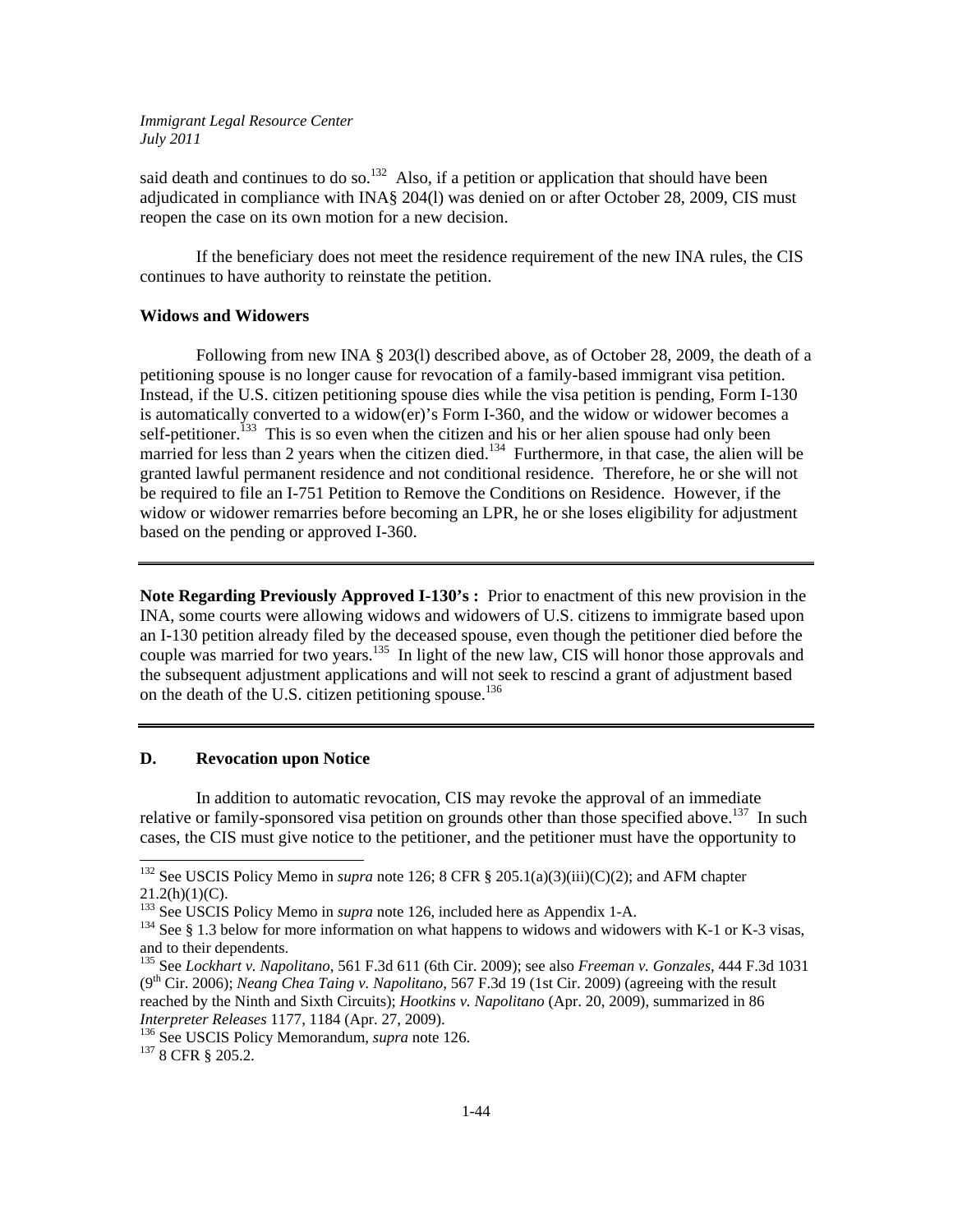said death and continues to do so.[132] Also, if a petition or application that should have been adjudicated in compliance with INA§ 204(l) was denied on or after October 28, 2009, CIS must reopen the case on its own motion for a new decision.

If the beneficiary does not meet the residence requirement of the new INA rules, the CIS continues to have authority to reinstate the petition.

**Widows and Widowers**

Following from new INA § 203(l) described above, as of October 28, 2009, the death of a petitioning spouse is no longer cause for revocation of a family-based immigrant visa petition. Instead, if the U.S. citizen petitioning spouse dies while the visa petition is pending, Form I-130 is automatically converted to a widow(er)'s Form I-360, and the widow or widower becomes a self-petitioner.[133] This is so even when the citizen and his or her alien spouse had only been married for less than 2 years when the citizen died.[134] Furthermore, in that case, the alien will be granted lawful permanent residence and not conditional residence. Therefore, he or she will not be required to file an I-751 Petition to Remove the Conditions on Residence. However, if the widow or widower remarries before becoming an LPR, he or she loses eligibility for adjustment based on the pending or approved I-360.

---

**Note Regarding Previously Approved I-130's :** Prior to enactment of this new provision in the INA, some courts were allowing widows and widowers of U.S. citizens to immigrate based upon an I-130 petition already filed by the deceased spouse, even though the petitioner died before the couple was married for two years.[135] In light of the new law, CIS will honor those approvals and the subsequent adjustment applications and will not seek to rescind a grant of adjustment based on the death of the U.S. citizen petitioning spouse.[136]

---

**D. Revocation upon Notice**

In addition to automatic revocation, CIS may revoke the approval of an immediate relative or family-sponsored visa petition on grounds other than those specified above.[137] In such cases, the CIS must give notice to the petitioner, and the petitioner must have the opportunity to

---

[132] See USCIS Policy Memo in *supra* note 126; 8 CFR § 205.1(a)(3)(iii)(C)(2); and AFM chapter 21.2(h)(1)(C).

[133] See USCIS Policy Memo in *supra* note 126, included here as Appendix 1-A.

[134] See § 1.3 below for more information on what happens to widows and widowers with K-1 or K-3 visas, and to their dependents.

[135] See *Lockhart v. Napolitano*, 561 F.3d 611 (6th Cir. 2009); see also *Freeman v. Gonzales*, 444 F.3d 1031 (9th Cir. 2006); *Neang Chea Taing v. Napolitano*, 567 F.3d 19 (1st Cir. 2009) (agreeing with the result reached by the Ninth and Sixth Circuits); *Hootkins v. Napolitano* (Apr. 20, 2009), summarized in 86 *Interpreter Releases* 1177, 1184 (Apr. 27, 2009).

[136] See USCIS Policy Memorandum, *supra* note 126.

[137] 8 CFR § 205.2.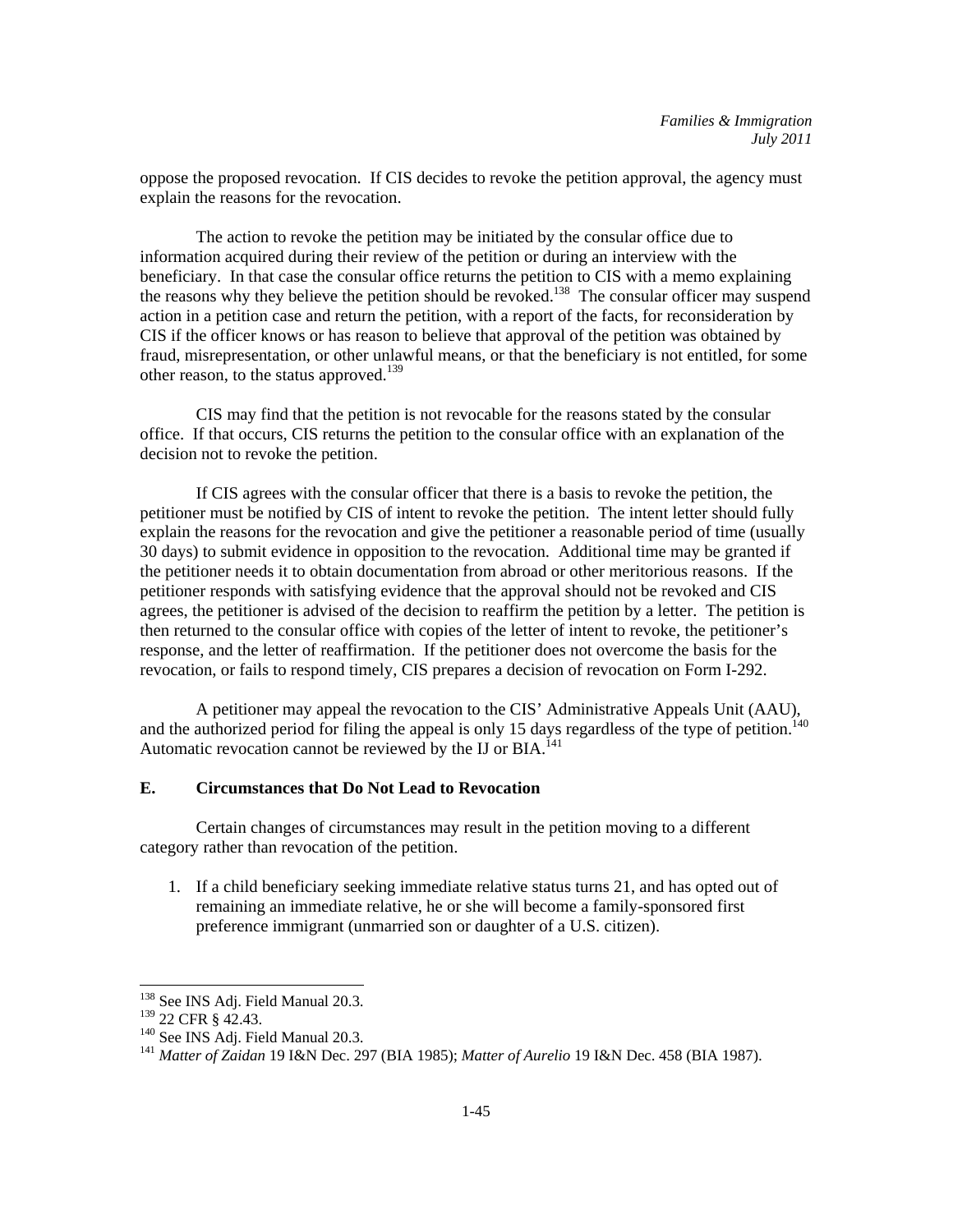oppose the proposed revocation. If CIS decides to revoke the petition approval, the agency must explain the reasons for the revocation.

The action to revoke the petition may be initiated by the consular office due to information acquired during their review of the petition or during an interview with the beneficiary. In that case the consular office returns the petition to CIS with a memo explaining the reasons why they believe the petition should be revoked.[138] The consular officer may suspend action in a petition case and return the petition, with a report of the facts, for reconsideration by CIS if the officer knows or has reason to believe that approval of the petition was obtained by fraud, misrepresentation, or other unlawful means, or that the beneficiary is not entitled, for some other reason, to the status approved.[139]

CIS may find that the petition is not revocable for the reasons stated by the consular office. If that occurs, CIS returns the petition to the consular office with an explanation of the decision not to revoke the petition.

If CIS agrees with the consular officer that there is a basis to revoke the petition, the petitioner must be notified by CIS of intent to revoke the petition. The intent letter should fully explain the reasons for the revocation and give the petitioner a reasonable period of time (usually 30 days) to submit evidence in opposition to the revocation. Additional time may be granted if the petitioner needs it to obtain documentation from abroad or other meritorious reasons. If the petitioner responds with satisfying evidence that the approval should not be revoked and CIS agrees, the petitioner is advised of the decision to reaffirm the petition by a letter. The petition is then returned to the consular office with copies of the letter of intent to revoke, the petitioner's response, and the letter of reaffirmation. If the petitioner does not overcome the basis for the revocation, or fails to respond timely, CIS prepares a decision of revocation on Form I-292.

A petitioner may appeal the revocation to the CIS' Administrative Appeals Unit (AAU), and the authorized period for filing the appeal is only 15 days regardless of the type of petition.[140] Automatic revocation cannot be reviewed by the IJ or BIA.[141]

### E. Circumstances that Do Not Lead to Revocation

Certain changes of circumstances may result in the petition moving to a different category rather than revocation of the petition.

1. If a child beneficiary seeking immediate relative status turns 21, and has opted out of remaining an immediate relative, he or she will become a family-sponsored first preference immigrant (unmarried son or daughter of a U.S. citizen).

---

[138] See INS Adj. Field Manual 20.3.

[139] 22 CFR § 42.43.

[140] See INS Adj. Field Manual 20.3.

[141] *Matter of Zaidan* 19 I&N Dec. 297 (BIA 1985); *Matter of Aurelio* 19 I&N Dec. 458 (BIA 1987).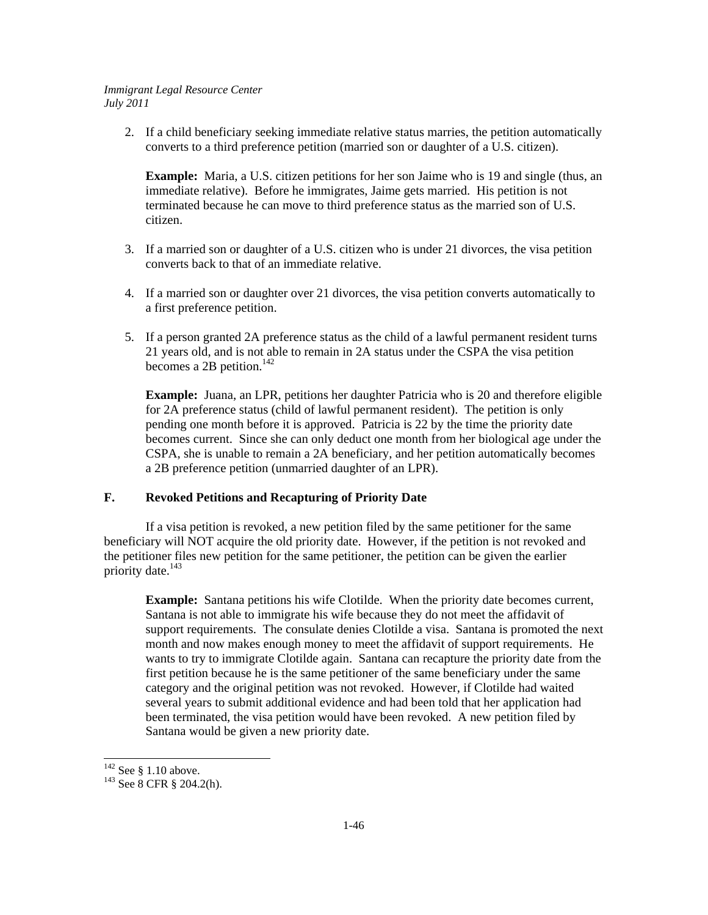2. If a child beneficiary seeking immediate relative status marries, the petition automatically converts to a third preference petition (married son or daughter of a U.S. citizen).

   **Example:** Maria, a U.S. citizen petitions for her son Jaime who is 19 and single (thus, an immediate relative). Before he immigrates, Jaime gets married. His petition is not terminated because he can move to third preference status as the married son of U.S. citizen.

3. If a married son or daughter of a U.S. citizen who is under 21 divorces, the visa petition converts back to that of an immediate relative.

4. If a married son or daughter over 21 divorces, the visa petition converts automatically to a first preference petition.

5. If a person granted 2A preference status as the child of a lawful permanent resident turns 21 years old, and is not able to remain in 2A status under the CSPA the visa petition becomes a 2B petition.[142]

   **Example:** Juana, an LPR, petitions her daughter Patricia who is 20 and therefore eligible for 2A preference status (child of lawful permanent resident). The petition is only pending one month before it is approved. Patricia is 22 by the time the priority date becomes current. Since she can only deduct one month from her biological age under the CSPA, she is unable to remain a 2A beneficiary, and her petition automatically becomes a 2B preference petition (unmarried daughter of an LPR).

### F. Revoked Petitions and Recapturing of Priority Date

If a visa petition is revoked, a new petition filed by the same petitioner for the same beneficiary will NOT acquire the old priority date. However, if the petition is not revoked and the petitioner files new petition for the same petitioner, the petition can be given the earlier priority date.[143]

> **Example:** Santana petitions his wife Clotilde. When the priority date becomes current, Santana is not able to immigrate his wife because they do not meet the affidavit of support requirements. The consulate denies Clotilde a visa. Santana is promoted the next month and now makes enough money to meet the affidavit of support requirements. He wants to try to immigrate Clotilde again. Santana can recapture the priority date from the first petition because he is the same petitioner of the same beneficiary under the same category and the original petition was not revoked. However, if Clotilde had waited several years to submit additional evidence and had been told that her application had been terminated, the visa petition would have been revoked. A new petition filed by Santana would be given a new priority date.

---

[142] See § 1.10 above.

[143] See 8 CFR § 204.2(h).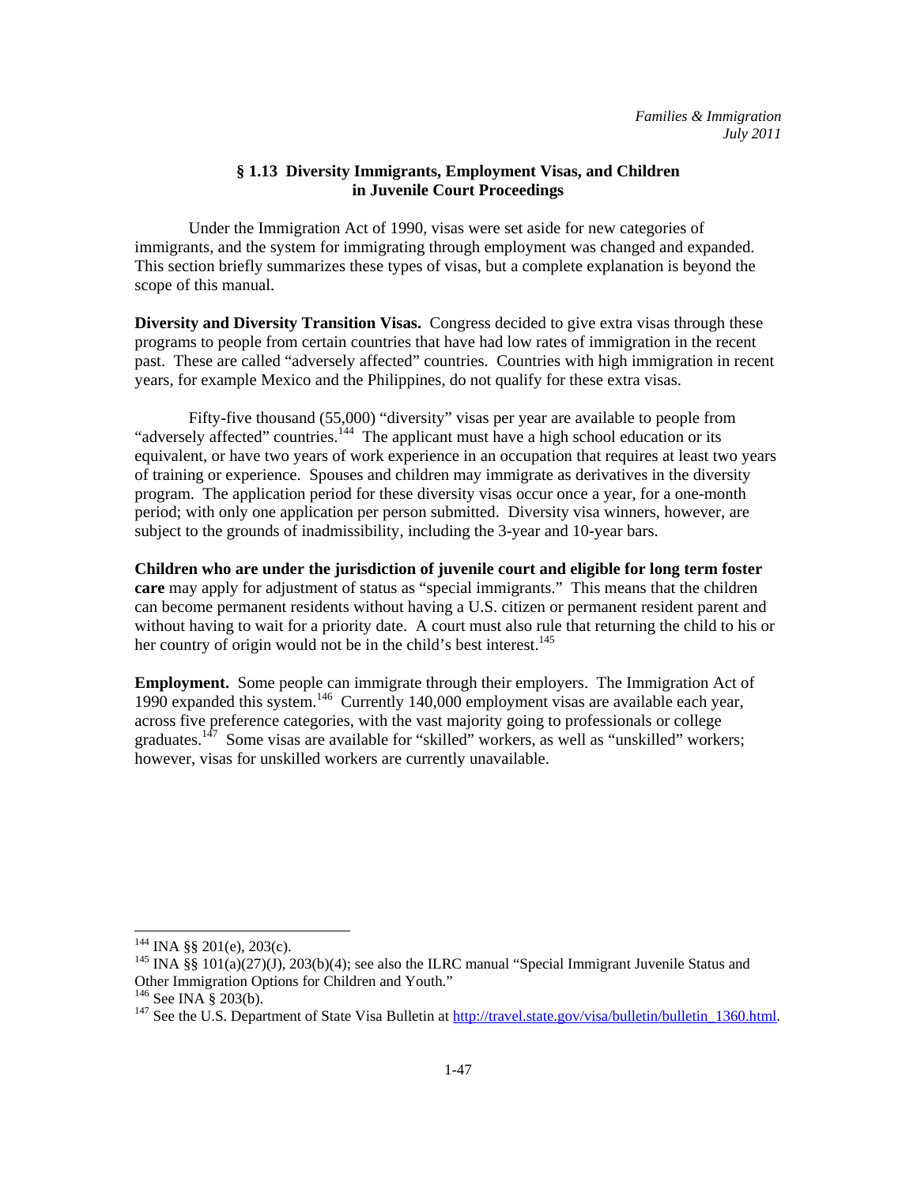## § 1.13 Diversity Immigrants, Employment Visas, and Children in Juvenile Court Proceedings

Under the Immigration Act of 1990, visas were set aside for new categories of immigrants, and the system for immigrating through employment was changed and expanded. This section briefly summarizes these types of visas, but a complete explanation is beyond the scope of this manual.

**Diversity and Diversity Transition Visas.** Congress decided to give extra visas through these programs to people from certain countries that have had low rates of immigration in the recent past. These are called "adversely affected" countries. Countries with high immigration in recent years, for example Mexico and the Philippines, do not qualify for these extra visas.

Fifty-five thousand (55,000) "diversity" visas per year are available to people from "adversely affected" countries.[144] The applicant must have a high school education or its equivalent, or have two years of work experience in an occupation that requires at least two years of training or experience. Spouses and children may immigrate as derivatives in the diversity program. The application period for these diversity visas occur once a year, for a one-month period; with only one application per person submitted. Diversity visa winners, however, are subject to the grounds of inadmissibility, including the 3-year and 10-year bars.

**Children who are under the jurisdiction of juvenile court and eligible for long term foster care** may apply for adjustment of status as "special immigrants." This means that the children can become permanent residents without having a U.S. citizen or permanent resident parent and without having to wait for a priority date. A court must also rule that returning the child to his or her country of origin would not be in the child's best interest.[145]

**Employment.** Some people can immigrate through their employers. The Immigration Act of 1990 expanded this system.[146] Currently 140,000 employment visas are available each year, across five preference categories, with the vast majority going to professionals or college graduates.[147] Some visas are available for "skilled" workers, as well as "unskilled" workers; however, visas for unskilled workers are currently unavailable.

---

[144] INA §§ 201(e), 203(c).

[145] INA §§ 101(a)(27)(J), 203(b)(4); see also the ILRC manual "Special Immigrant Juvenile Status and Other Immigration Options for Children and Youth."

[146] See INA § 203(b).

[147] See the U.S. Department of State Visa Bulletin at http://travel.state.gov/visa/bulletin/bulletin_1360.html.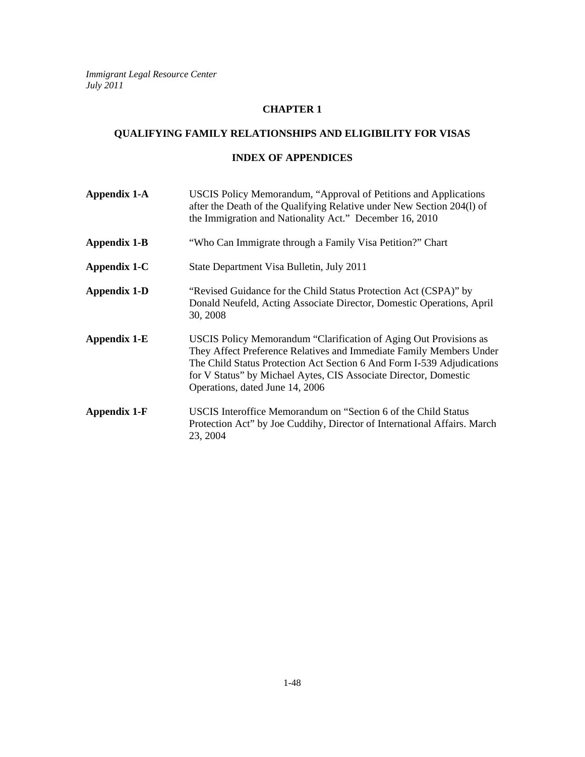*Immigrant Legal Resource Center*
*July 2011*

# CHAPTER 1

## QUALIFYING FAMILY RELATIONSHIPS AND ELIGIBILITY FOR VISAS

## INDEX OF APPENDICES

| | |
|---|---|
| **Appendix 1-A** | USCIS Policy Memorandum, "Approval of Petitions and Applications after the Death of the Qualifying Relative under New Section 204(l) of the Immigration and Nationality Act." December 16, 2010 |
| **Appendix 1-B** | "Who Can Immigrate through a Family Visa Petition?" Chart |
| **Appendix 1-C** | State Department Visa Bulletin, July 2011 |
| **Appendix 1-D** | "Revised Guidance for the Child Status Protection Act (CSPA)" by Donald Neufeld, Acting Associate Director, Domestic Operations, April 30, 2008 |
| **Appendix 1-E** | USCIS Policy Memorandum "Clarification of Aging Out Provisions as They Affect Preference Relatives and Immediate Family Members Under The Child Status Protection Act Section 6 And Form I-539 Adjudications for V Status" by Michael Aytes, CIS Associate Director, Domestic Operations, dated June 14, 2006 |
| **Appendix 1-F** | USCIS Interoffice Memorandum on "Section 6 of the Child Status Protection Act" by Joe Cuddihy, Director of International Affairs. March 23, 2004 |